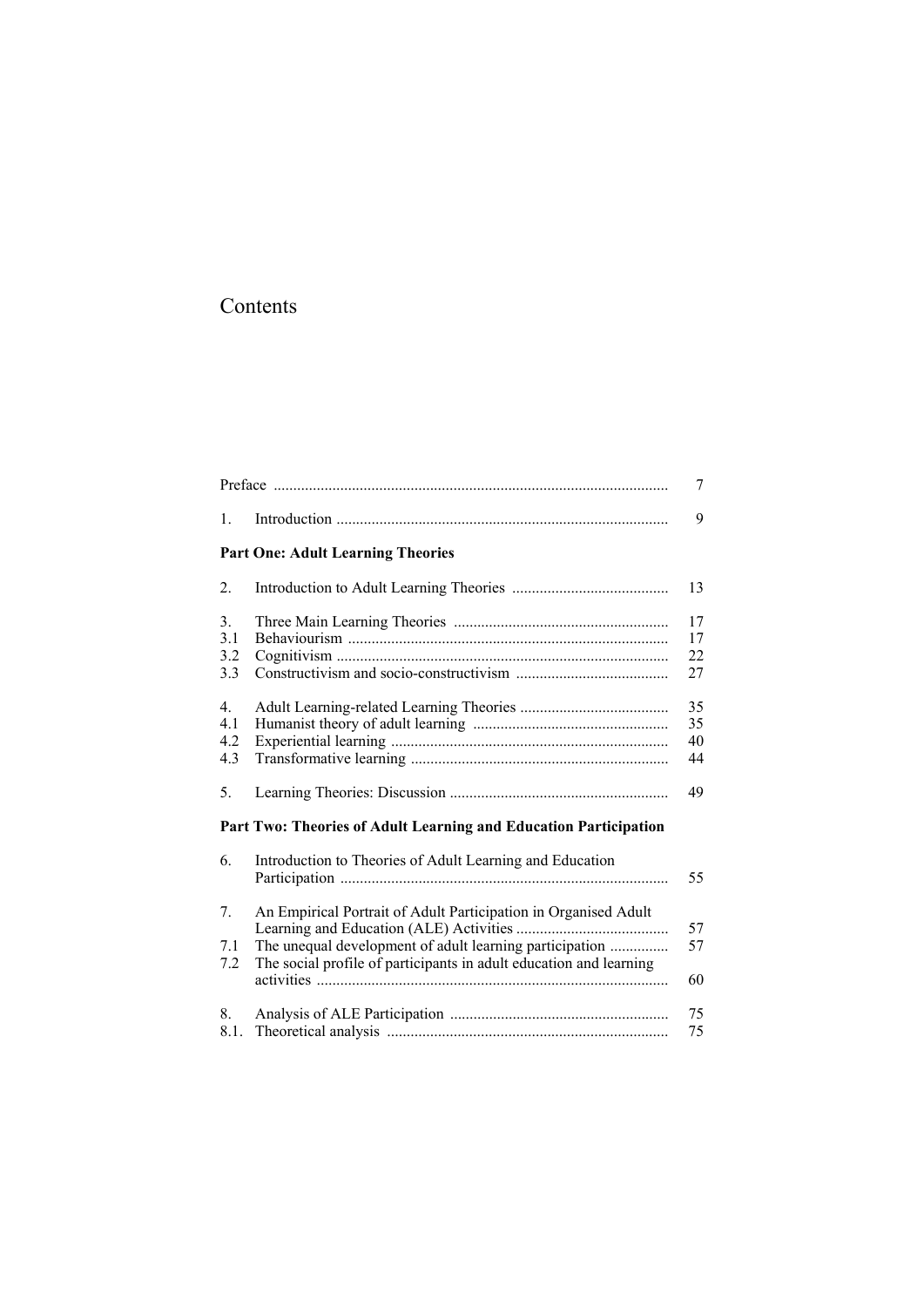# Contents

| | | |
|---|---|---|
| | Preface | 7 |
| 1. | Introduction | 9 |
| | **Part One: Adult Learning Theories** | |
| 2. | Introduction to Adult Learning Theories | 13 |
| 3. | Three Main Learning Theories | 17 |
| 3.1 | Behaviourism | 17 |
| 3.2 | Cognitivism | 22 |
| 3.3 | Constructivism and socio-constructivism | 27 |
| 4. | Adult Learning-related Learning Theories | 35 |
| 4.1 | Humanist theory of adult learning | 35 |
| 4.2 | Experiential learning | 40 |
| 4.3 | Transformative learning | 44 |
| 5. | Learning Theories: Discussion | 49 |
| | **Part Two: Theories of Adult Learning and Education Participation** | |
| 6. | Introduction to Theories of Adult Learning and Education Participation | 55 |
| 7. | An Empirical Portrait of Adult Participation in Organised Adult Learning and Education (ALE) Activities | 57 |
| 7.1 | The unequal development of adult learning participation | 57 |
| 7.2 | The social profile of participants in adult education and learning activities | 60 |
| 8. | Analysis of ALE Participation | 75 |
| 8.1. | Theoretical analysis | 75 |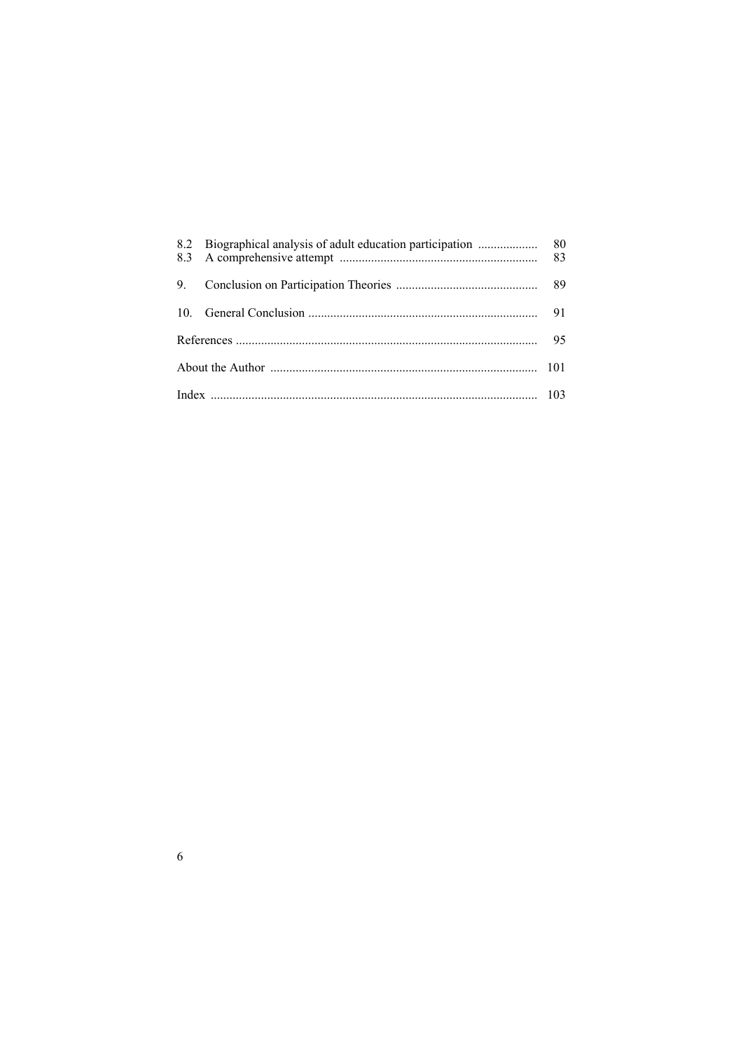| | | |
|---|---|---|
| 8.2 | Biographical analysis of adult education participation | 80 |
| 8.3 | A comprehensive attempt | 83 |
| 9. | Conclusion on Participation Theories | 89 |
| 10. | General Conclusion | 91 |
| References | | 95 |
| About the Author | | 101 |
| Index | | 103 |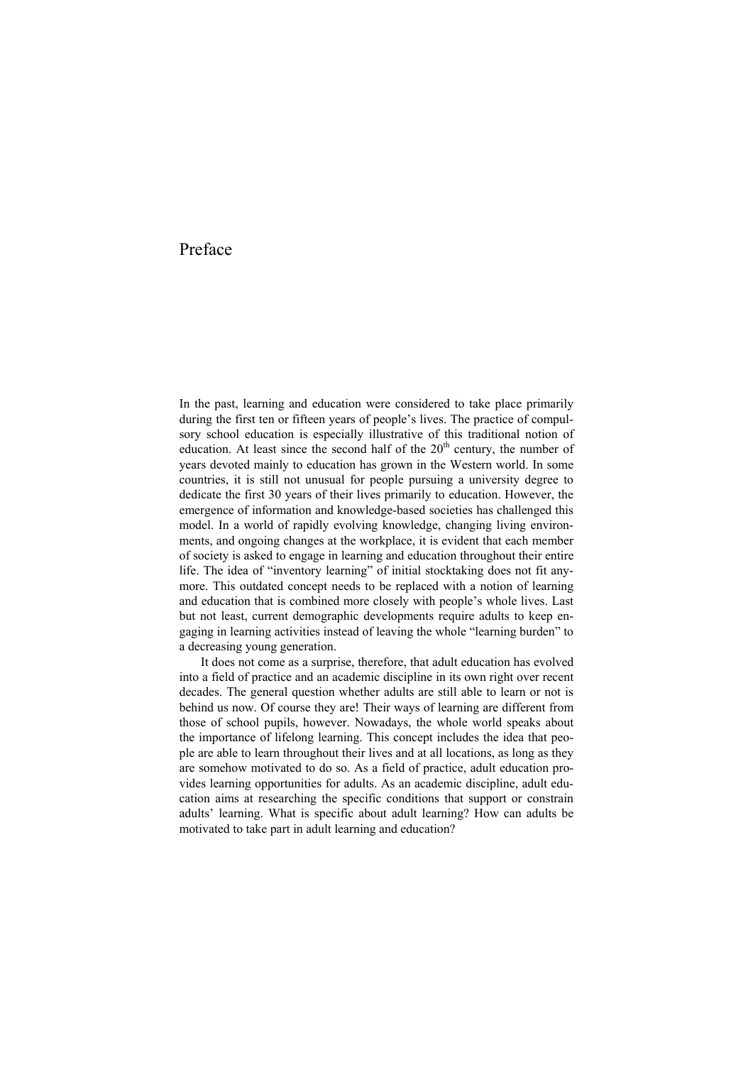# Preface

In the past, learning and education were considered to take place primarily during the first ten or fifteen years of people's lives. The practice of compulsory school education is especially illustrative of this traditional notion of education. At least since the second half of the 20th century, the number of years devoted mainly to education has grown in the Western world. In some countries, it is still not unusual for people pursuing a university degree to dedicate the first 30 years of their lives primarily to education. However, the emergence of information and knowledge-based societies has challenged this model. In a world of rapidly evolving knowledge, changing living environments, and ongoing changes at the workplace, it is evident that each member of society is asked to engage in learning and education throughout their entire life. The idea of "inventory learning" of initial stocktaking does not fit anymore. This outdated concept needs to be replaced with a notion of learning and education that is combined more closely with people's whole lives. Last but not least, current demographic developments require adults to keep engaging in learning activities instead of leaving the whole "learning burden" to a decreasing young generation.

It does not come as a surprise, therefore, that adult education has evolved into a field of practice and an academic discipline in its own right over recent decades. The general question whether adults are still able to learn or not is behind us now. Of course they are! Their ways of learning are different from those of school pupils, however. Nowadays, the whole world speaks about the importance of lifelong learning. This concept includes the idea that people are able to learn throughout their lives and at all locations, as long as they are somehow motivated to do so. As a field of practice, adult education provides learning opportunities for adults. As an academic discipline, adult education aims at researching the specific conditions that support or constrain adults' learning. What is specific about adult learning? How can adults be motivated to take part in adult learning and education?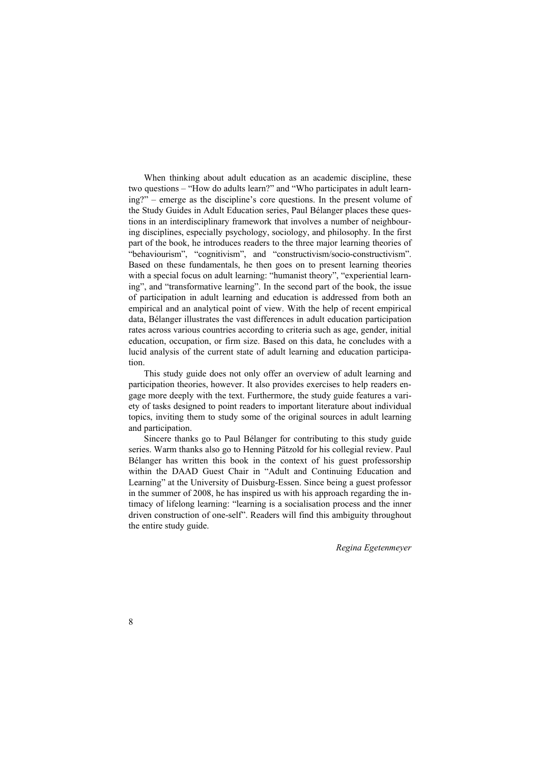When thinking about adult education as an academic discipline, these two questions – "How do adults learn?" and "Who participates in adult learning?" – emerge as the discipline's core questions. In the present volume of the Study Guides in Adult Education series, Paul Bélanger places these questions in an interdisciplinary framework that involves a number of neighbouring disciplines, especially psychology, sociology, and philosophy. In the first part of the book, he introduces readers to the three major learning theories of "behaviourism", "cognitivism", and "constructivism/socio-constructivism". Based on these fundamentals, he then goes on to present learning theories with a special focus on adult learning: "humanist theory", "experiential learning", and "transformative learning". In the second part of the book, the issue of participation in adult learning and education is addressed from both an empirical and an analytical point of view. With the help of recent empirical data, Bélanger illustrates the vast differences in adult education participation rates across various countries according to criteria such as age, gender, initial education, occupation, or firm size. Based on this data, he concludes with a lucid analysis of the current state of adult learning and education participation.

This study guide does not only offer an overview of adult learning and participation theories, however. It also provides exercises to help readers engage more deeply with the text. Furthermore, the study guide features a variety of tasks designed to point readers to important literature about individual topics, inviting them to study some of the original sources in adult learning and participation.

Sincere thanks go to Paul Bélanger for contributing to this study guide series. Warm thanks also go to Henning Pätzold for his collegial review. Paul Bélanger has written this book in the context of his guest professorship within the DAAD Guest Chair in "Adult and Continuing Education and Learning" at the University of Duisburg-Essen. Since being a guest professor in the summer of 2008, he has inspired us with his approach regarding the intimacy of lifelong learning: "learning is a socialisation process and the inner driven construction of one-self". Readers will find this ambiguity throughout the entire study guide.

*Regina Egetenmeyer*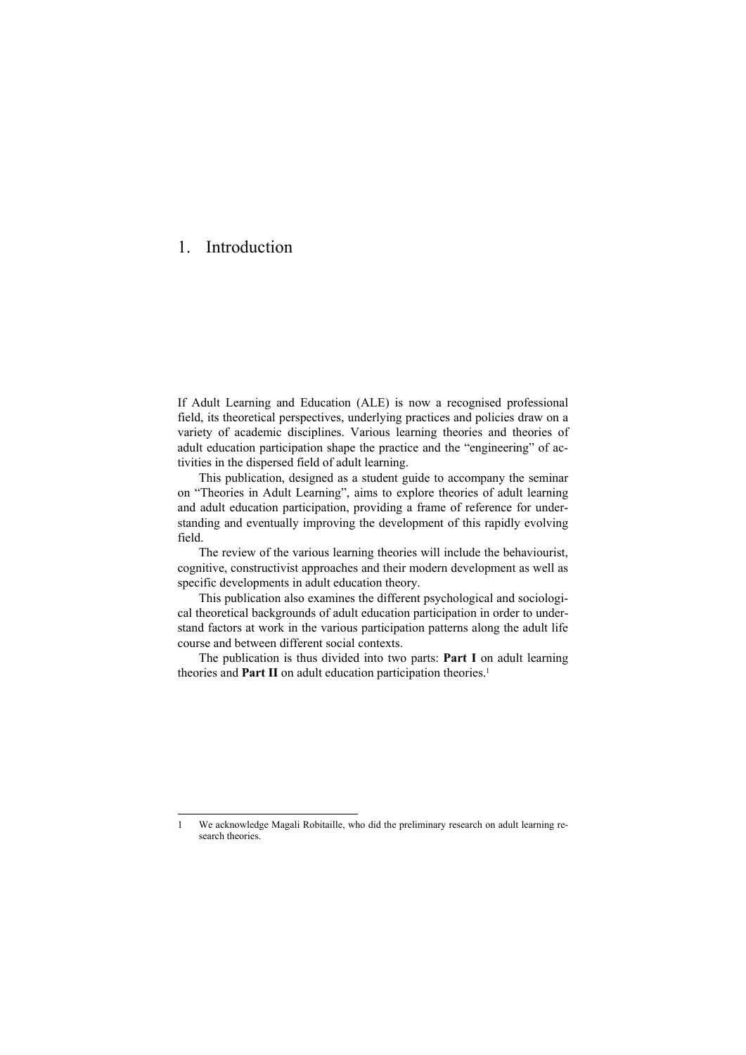# 1. Introduction

If Adult Learning and Education (ALE) is now a recognised professional field, its theoretical perspectives, underlying practices and policies draw on a variety of academic disciplines. Various learning theories and theories of adult education participation shape the practice and the "engineering" of activities in the dispersed field of adult learning.

This publication, designed as a student guide to accompany the seminar on "Theories in Adult Learning", aims to explore theories of adult learning and adult education participation, providing a frame of reference for understanding and eventually improving the development of this rapidly evolving field.

The review of the various learning theories will include the behaviourist, cognitive, constructivist approaches and their modern development as well as specific developments in adult education theory.

This publication also examines the different psychological and sociological theoretical backgrounds of adult education participation in order to understand factors at work in the various participation patterns along the adult life course and between different social contexts.

The publication is thus divided into two parts: **Part I** on adult learning theories and **Part II** on adult education participation theories.[1]

---

1 We acknowledge Magali Robitaille, who did the preliminary research on adult learning research theories.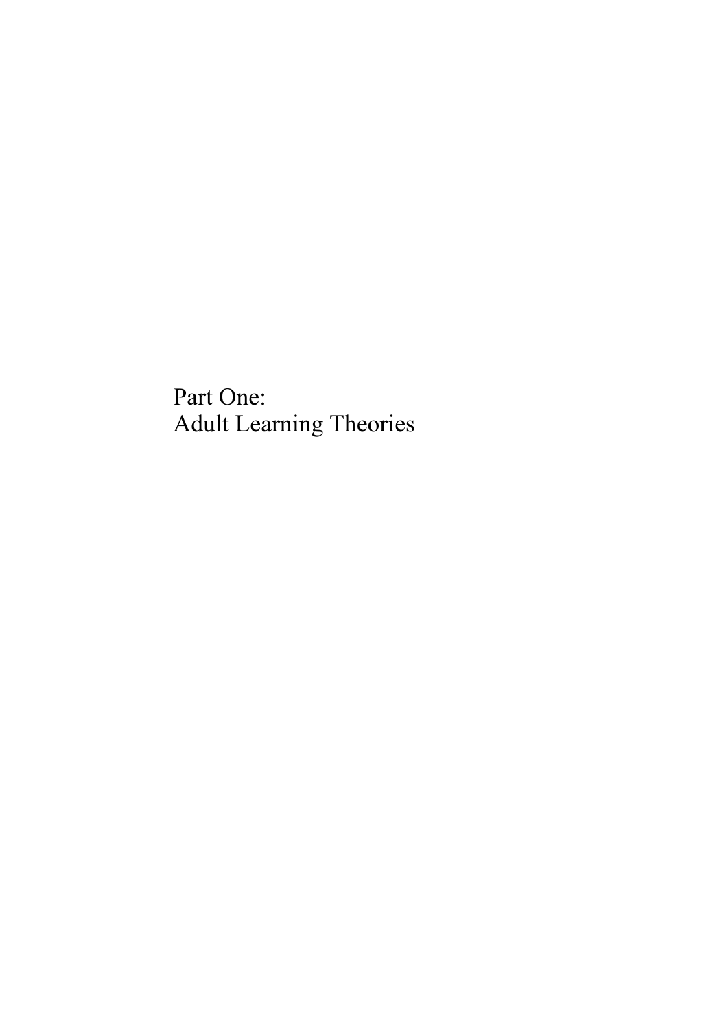# Part One:
# Adult Learning Theories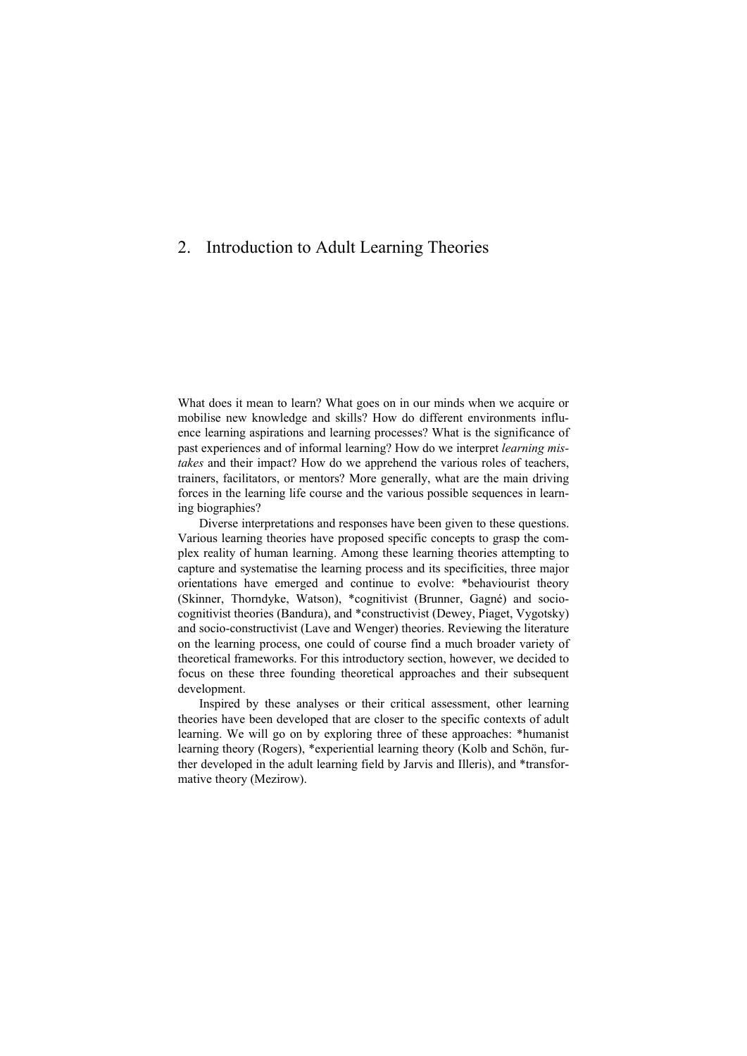# 2. Introduction to Adult Learning Theories

What does it mean to learn? What goes on in our minds when we acquire or mobilise new knowledge and skills? How do different environments influence learning aspirations and learning processes? What is the significance of past experiences and of informal learning? How do we interpret *learning mistakes* and their impact? How do we apprehend the various roles of teachers, trainers, facilitators, or mentors? More generally, what are the main driving forces in the learning life course and the various possible sequences in learning biographies?

Diverse interpretations and responses have been given to these questions. Various learning theories have proposed specific concepts to grasp the complex reality of human learning. Among these learning theories attempting to capture and systematise the learning process and its specificities, three major orientations have emerged and continue to evolve: *behaviourist theory (Skinner, Thorndyke, Watson), *cognitivist (Brunner, Gagné) and socio-cognitivist theories (Bandura), and *constructivist (Dewey, Piaget, Vygotsky) and socio-constructivist (Lave and Wenger) theories. Reviewing the literature on the learning process, one could of course find a much broader variety of theoretical frameworks. For this introductory section, however, we decided to focus on these three founding theoretical approaches and their subsequent development.

Inspired by these analyses or their critical assessment, other learning theories have been developed that are closer to the specific contexts of adult learning. We will go on by exploring three of these approaches: *humanist learning theory (Rogers), *experiential learning theory (Kolb and Schön, further developed in the adult learning field by Jarvis and Illeris), and *transformative theory (Mezirow).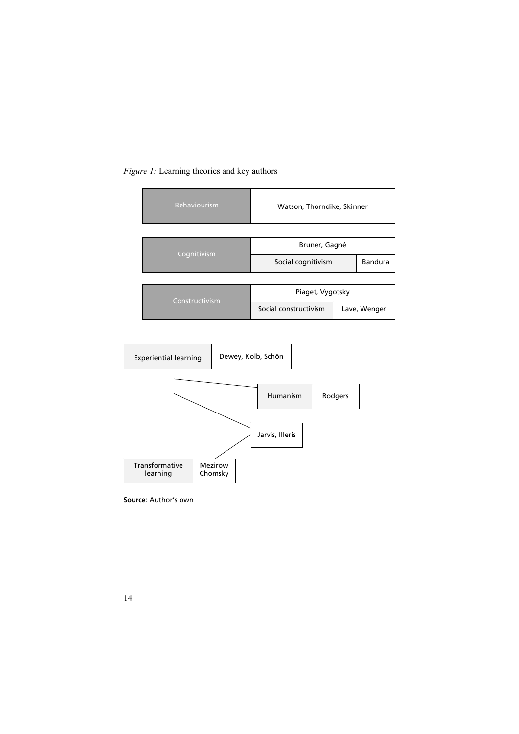*Figure 1:* Learning theories and key authors

| Theory | Key authors | |
|---|---|---|
| Behaviourism | Watson, Thorndike, Skinner | |
| Cognitivism | Bruner, Gagné | |
| | Social cognitivism | Bandura |
| Constructivism | Piaget, Vygotsky | |
| | Social constructivism | Lave, Wenger |

Experiential learning | Dewey, Kolb, Schön

Humanism | Rodgers

Jarvis, Illeris

Transformative learning | Mezirow Chomsky

**Source**: Author's own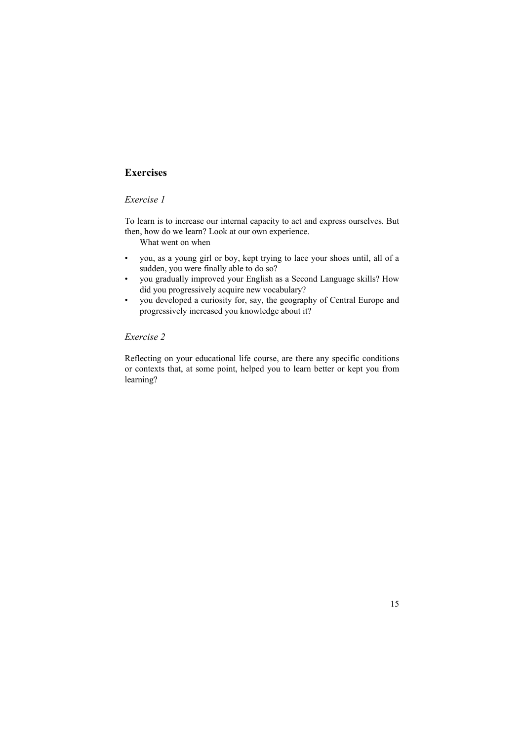## Exercises

### *Exercise 1*

To learn is to increase our internal capacity to act and express ourselves. But then, how do we learn? Look at our own experience.

What went on when

- you, as a young girl or boy, kept trying to lace your shoes until, all of a sudden, you were finally able to do so?
- you gradually improved your English as a Second Language skills? How did you progressively acquire new vocabulary?
- you developed a curiosity for, say, the geography of Central Europe and progressively increased you knowledge about it?

### *Exercise 2*

Reflecting on your educational life course, are there any specific conditions or contexts that, at some point, helped you to learn better or kept you from learning?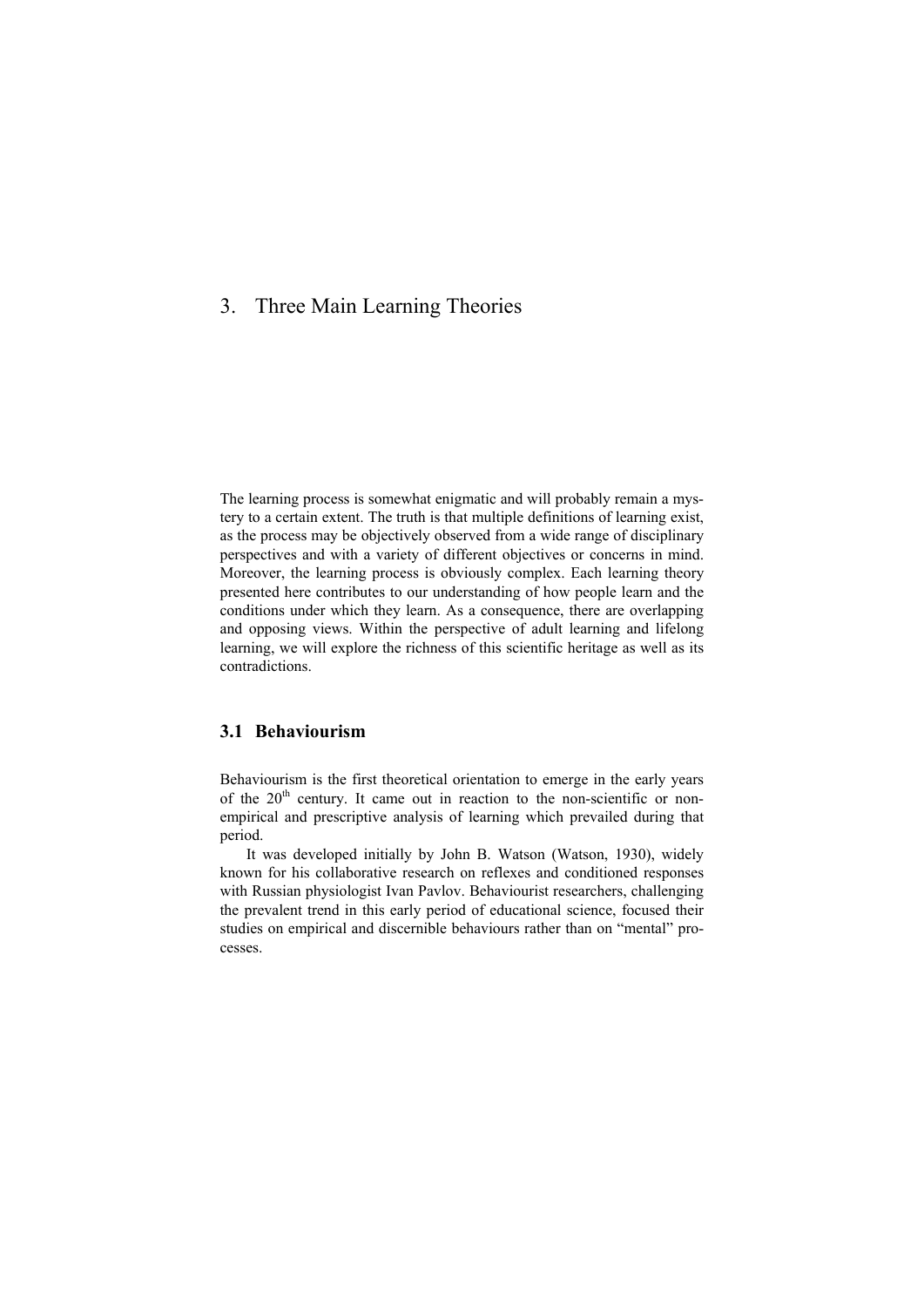# 3. Three Main Learning Theories

The learning process is somewhat enigmatic and will probably remain a mystery to a certain extent. The truth is that multiple definitions of learning exist, as the process may be objectively observed from a wide range of disciplinary perspectives and with a variety of different objectives or concerns in mind. Moreover, the learning process is obviously complex. Each learning theory presented here contributes to our understanding of how people learn and the conditions under which they learn. As a consequence, there are overlapping and opposing views. Within the perspective of adult learning and lifelong learning, we will explore the richness of this scientific heritage as well as its contradictions.

## 3.1 Behaviourism

Behaviourism is the first theoretical orientation to emerge in the early years of the 20th century. It came out in reaction to the non-scientific or non-empirical and prescriptive analysis of learning which prevailed during that period.

It was developed initially by John B. Watson (Watson, 1930), widely known for his collaborative research on reflexes and conditioned responses with Russian physiologist Ivan Pavlov. Behaviourist researchers, challenging the prevalent trend in this early period of educational science, focused their studies on empirical and discernible behaviours rather than on "mental" processes.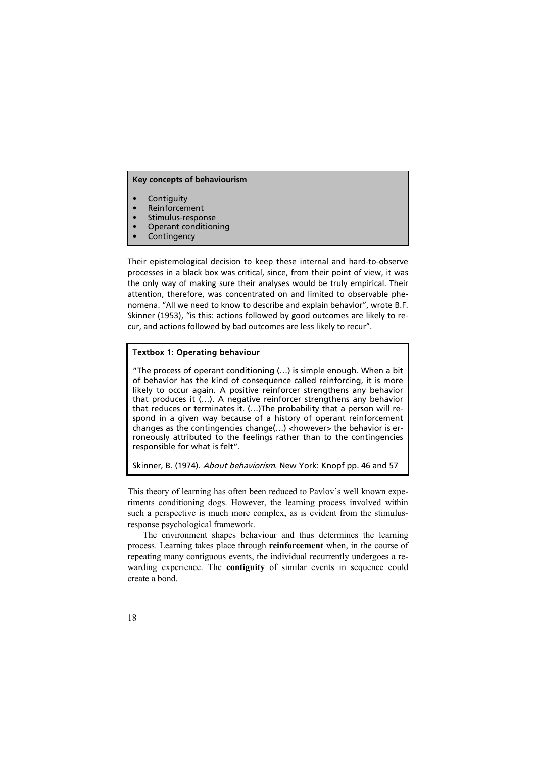**Key concepts of behaviourism**

- Contiguity
- Reinforcement
- Stimulus-response
- Operant conditioning
- Contingency

Their epistemological decision to keep these internal and hard-to-observe processes in a black box was critical, since, from their point of view, it was the only way of making sure their analyses would be truly empirical. Their attention, therefore, was concentrated on and limited to observable phenomena. "All we need to know to describe and explain behavior", wrote B.F. Skinner (1953), "is this: actions followed by good outcomes are likely to recur, and actions followed by bad outcomes are less likely to recur".

**Textbox 1: Operating behaviour**

"The process of operant conditioning (…) is simple enough. When a bit of behavior has the kind of consequence called reinforcing, it is more likely to occur again. A positive reinforcer strengthens any behavior that produces it (…). A negative reinforcer strengthens any behavior that reduces or terminates it. (…)The probability that a person will respond in a given way because of a history of operant reinforcement changes as the contingencies change(…) <however> the behavior is erroneously attributed to the feelings rather than to the contingencies responsible for what is felt".

Skinner, B. (1974). *About behaviorism*. New York: Knopf pp. 46 and 57

This theory of learning has often been reduced to Pavlov's well known experiments conditioning dogs. However, the learning process involved within such a perspective is much more complex, as is evident from the stimulus-response psychological framework.

The environment shapes behaviour and thus determines the learning process. Learning takes place through **reinforcement** when, in the course of repeating many contiguous events, the individual recurrently undergoes a rewarding experience. The **contiguity** of similar events in sequence could create a bond.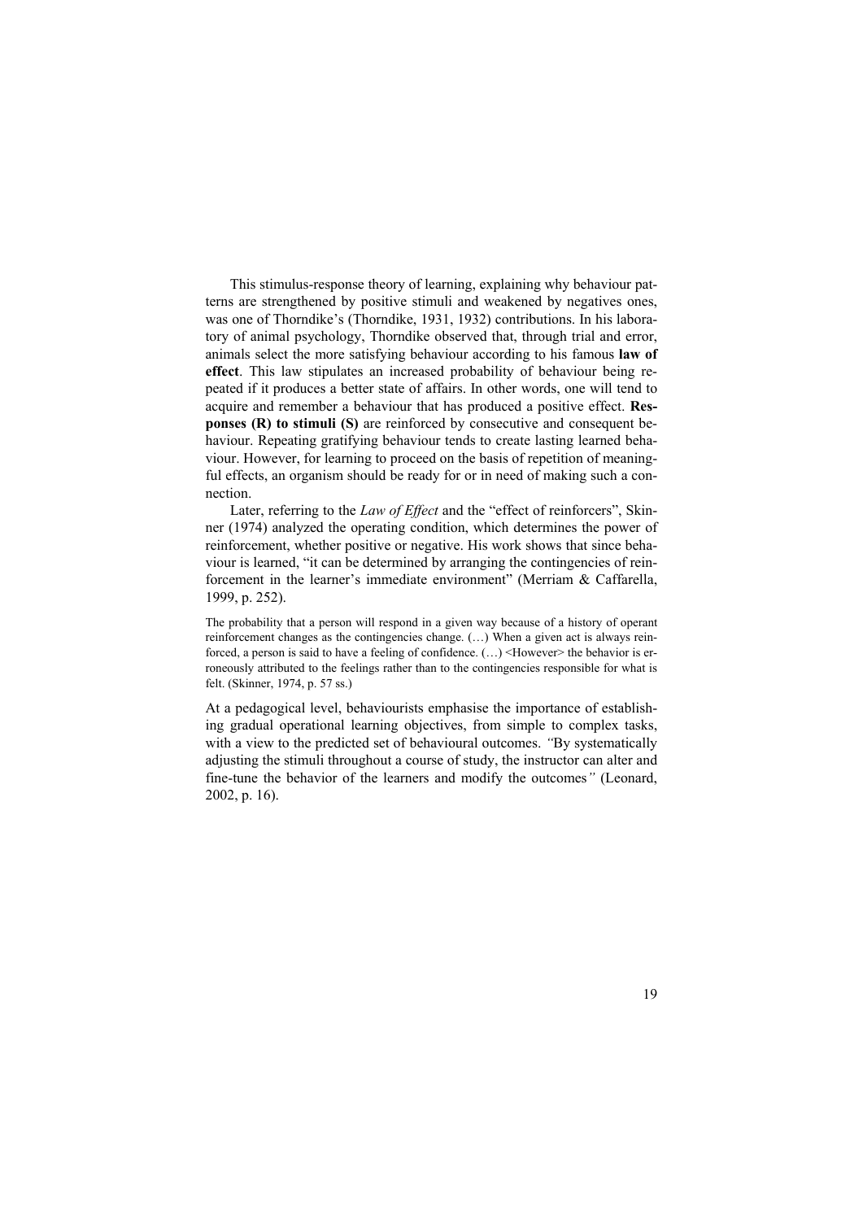This stimulus-response theory of learning, explaining why behaviour patterns are strengthened by positive stimuli and weakened by negatives ones, was one of Thorndike's (Thorndike, 1931, 1932) contributions. In his laboratory of animal psychology, Thorndike observed that, through trial and error, animals select the more satisfying behaviour according to his famous **law of effect**. This law stipulates an increased probability of behaviour being repeated if it produces a better state of affairs. In other words, one will tend to acquire and remember a behaviour that has produced a positive effect. **Responses (R) to stimuli (S)** are reinforced by consecutive and consequent behaviour. Repeating gratifying behaviour tends to create lasting learned behaviour. However, for learning to proceed on the basis of repetition of meaningful effects, an organism should be ready for or in need of making such a connection.

Later, referring to the *Law of Effect* and the "effect of reinforcers", Skinner (1974) analyzed the operating condition, which determines the power of reinforcement, whether positive or negative. His work shows that since behaviour is learned, "it can be determined by arranging the contingencies of reinforcement in the learner's immediate environment" (Merriam & Caffarella, 1999, p. 252).

> The probability that a person will respond in a given way because of a history of operant reinforcement changes as the contingencies change. (…) When a given act is always reinforced, a person is said to have a feeling of confidence. (…) <However> the behavior is erroneously attributed to the feelings rather than to the contingencies responsible for what is felt. (Skinner, 1974, p. 57 ss.)

At a pedagogical level, behaviourists emphasise the importance of establishing gradual operational learning objectives, from simple to complex tasks, with a view to the predicted set of behavioural outcomes. *"*By systematically adjusting the stimuli throughout a course of study, the instructor can alter and fine-tune the behavior of the learners and modify the outcomes*"* (Leonard, 2002, p. 16).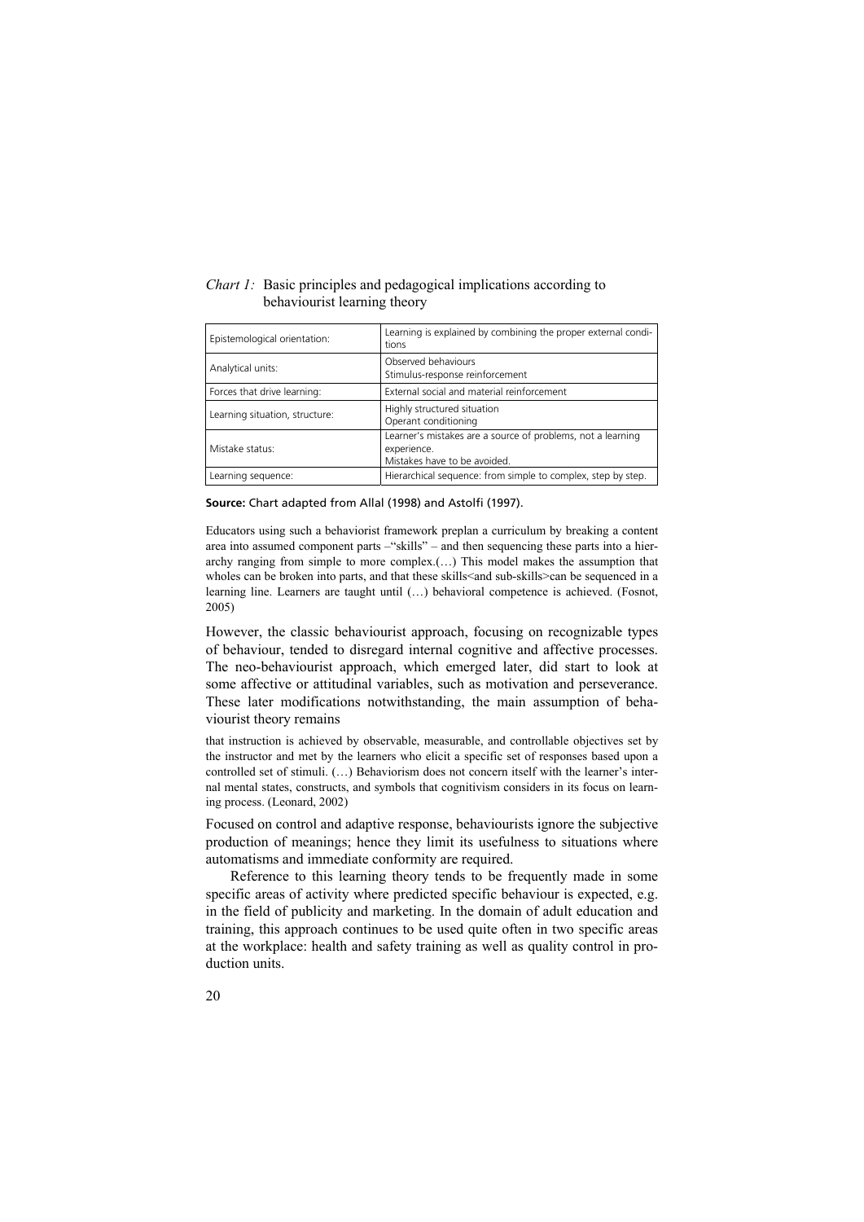*Chart 1:* Basic principles and pedagogical implications according to behaviourist learning theory

| | |
|---|---|
| Epistemological orientation: | Learning is explained by combining the proper external conditions |
| Analytical units: | Observed behaviours<br>Stimulus-response reinforcement |
| Forces that drive learning: | External social and material reinforcement |
| Learning situation, structure: | Highly structured situation<br>Operant conditioning |
| Mistake status: | Learner's mistakes are a source of problems, not a learning experience.<br>Mistakes have to be avoided. |
| Learning sequence: | Hierarchical sequence: from simple to complex, step by step. |

**Source:** Chart adapted from Allal (1998) and Astolfi (1997).

> Educators using such a behiorist framework preplan a curriculum by breaking a content area into assumed component parts –"skills" – and then sequencing these parts into a hierarchy ranging from simple to more complex.(…) This model makes the assumption that wholes can be broken into parts, and that these skills<and sub-skills>can be sequenced in a learning line. Learners are taught until (…) behavioral competence is achieved. (Fosnot, 2005)

However, the classic behaviourist approach, focusing on recognizable types of behaviour, tended to disregard internal cognitive and affective processes. The neo-behaviourist approach, which emerged later, did start to look at some affective or attitudinal variables, such as motivation and perseverance. These later modifications notwithstanding, the main assumption of behaviourist theory remains

> that instruction is achieved by observable, measurable, and controllable objectives set by the instructor and met by the learners who elicit a specific set of responses based upon a controlled set of stimuli. (…) Behaviorism does not concern itself with the learner's internal mental states, constructs, and symbols that cognitivism considers in its focus on learning process. (Leonard, 2002)

Focused on control and adaptive response, behaviourists ignore the subjective production of meanings; hence they limit its usefulness to situations where automatisms and immediate conformity are required.

Reference to this learning theory tends to be frequently made in some specific areas of activity where predicted specific behaviour is expected, e.g. in the field of publicity and marketing. In the domain of adult education and training, this approach continues to be used quite often in two specific areas at the workplace: health and safety training as well as quality control in production units.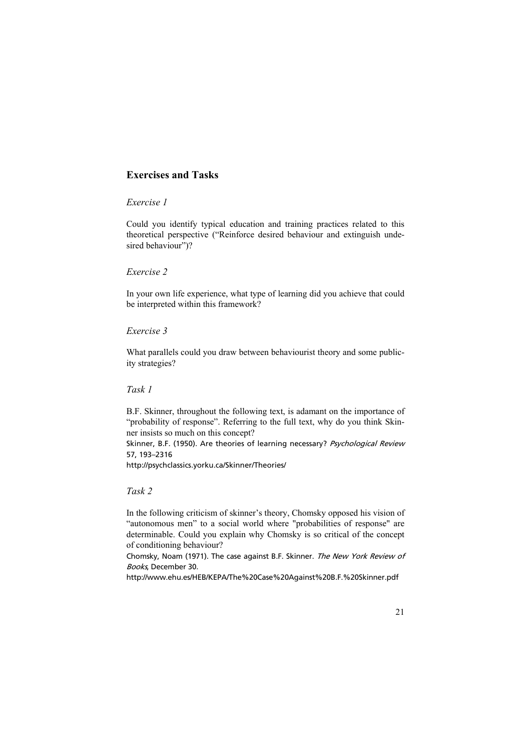## Exercises and Tasks

*Exercise 1*

Could you identify typical education and training practices related to this theoretical perspective ("Reinforce desired behaviour and extinguish undesired behaviour")?

*Exercise 2*

In your own life experience, what type of learning did you achieve that could be interpreted within this framework?

*Exercise 3*

What parallels could you draw between behaviourist theory and some publicity strategies?

*Task 1*

B.F. Skinner, throughout the following text, is adamant on the importance of "probability of response". Referring to the full text, why do you think Skinner insists so much on this concept?

Skinner, B.F. (1950). Are theories of learning necessary? *Psychological Review* 57, 193–2316

http://psychclassics.yorku.ca/Skinner/Theories/

*Task 2*

In the following criticism of skinner's theory, Chomsky opposed his vision of "autonomous men" to a social world where "probabilities of response" are determinable. Could you explain why Chomsky is so critical of the concept of conditioning behaviour?

Chomsky, Noam (1971). The case against B.F. Skinner. *The New York Review of Books*, December 30.

http://www.ehu.es/HEB/KEPA/The%20Case%20Against%20B.F.%20Skinner.pdf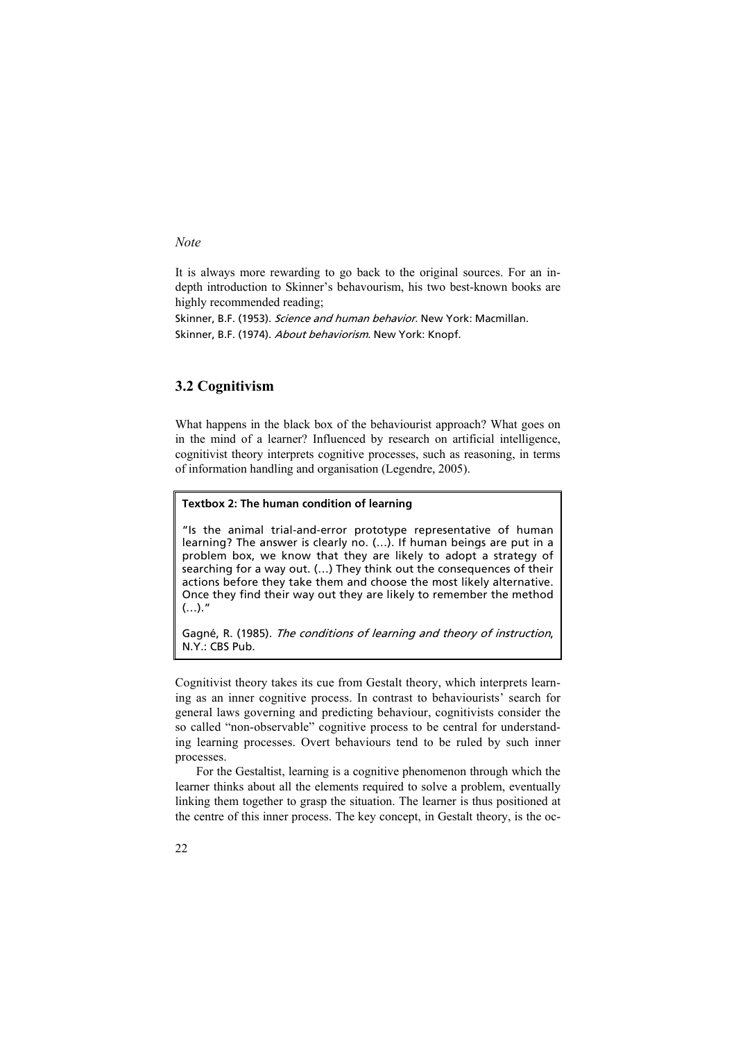*Note*

It is always more rewarding to go back to the original sources. For an in-depth introduction to Skinner's behavourism, his two best-known books are highly recommended reading;

Skinner, B.F. (1953). *Science and human behavior*. New York: Macmillan.
Skinner, B.F. (1974). *About behaviorism*. New York: Knopf.

## 3.2 Cognitivism

What happens in the black box of the behaviourist approach? What goes on in the mind of a learner? Influenced by research on artificial intelligence, cognitivist theory interprets cognitive processes, such as reasoning, in terms of information handling and organisation (Legendre, 2005).

> **Textbox 2: The human condition of learning**
>
> "Is the animal trial-and-error prototype representative of human learning? The answer is clearly no. (…). If human beings are put in a problem box, we know that they are likely to adopt a strategy of searching for a way out. (…) They think out the consequences of their actions before they take them and choose the most likely alternative. Once they find their way out they are likely to remember the method (…)."
>
> Gagné, R. (1985). *The conditions of learning and theory of instruction*, N.Y.: CBS Pub.

Cognitivist theory takes its cue from Gestalt theory, which interprets learning as an inner cognitive process. In contrast to behaviourists' search for general laws governing and predicting behaviour, cognitivists consider the so called "non-observable" cognitive process to be central for understanding learning processes. Overt behaviours tend to be ruled by such inner processes.

For the Gestaltist, learning is a cognitive phenomenon through which the learner thinks about all the elements required to solve a problem, eventually linking them together to grasp the situation. The learner is thus positioned at the centre of this inner process. The key concept, in Gestalt theory, is the oc-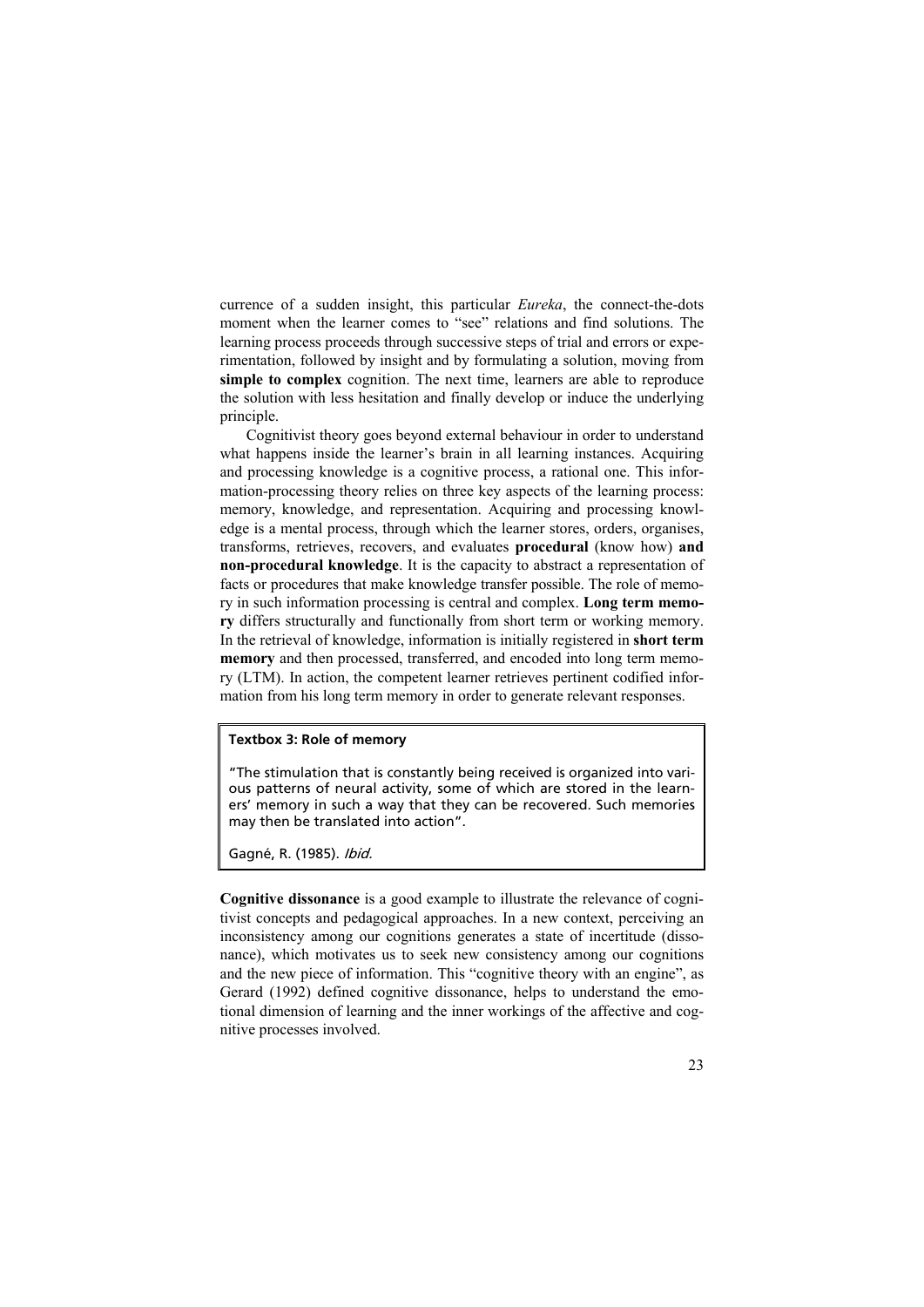currence of a sudden insight, this particular *Eureka*, the connect-the-dots moment when the learner comes to "see" relations and find solutions. The learning process proceeds through successive steps of trial and errors or experimentation, followed by insight and by formulating a solution, moving from **simple to complex** cognition. The next time, learners are able to reproduce the solution with less hesitation and finally develop or induce the underlying principle.

Cognitivist theory goes beyond external behaviour in order to understand what happens inside the learner's brain in all learning instances. Acquiring and processing knowledge is a cognitive process, a rational one. This information-processing theory relies on three key aspects of the learning process: memory, knowledge, and representation. Acquiring and processing knowledge is a mental process, through which the learner stores, orders, organises, transforms, retrieves, recovers, and evaluates **procedural** (know how) **and non-procedural knowledge**. It is the capacity to abstract a representation of facts or procedures that make knowledge transfer possible. The role of memory in such information processing is central and complex. **Long term memory** differs structurally and functionally from short term or working memory. In the retrieval of knowledge, information is initially registered in **short term memory** and then processed, transferred, and encoded into long term memory (LTM). In action, the competent learner retrieves pertinent codified information from his long term memory in order to generate relevant responses.

> **Textbox 3: Role of memory**
>
> "The stimulation that is constantly being received is organized into various patterns of neural activity, some of which are stored in the learners' memory in such a way that they can be recovered. Such memories may then be translated into action".
>
> Gagné, R. (1985). *Ibid.*

**Cognitive dissonance** is a good example to illustrate the relevance of cognitivist concepts and pedagogical approaches. In a new context, perceiving an inconsistency among our cognitions generates a state of incertitude (dissonance), which motivates us to seek new consistency among our cognitions and the new piece of information. This "cognitive theory with an engine", as Gerard (1992) defined cognitive dissonance, helps to understand the emotional dimension of learning and the inner workings of the affective and cognitive processes involved.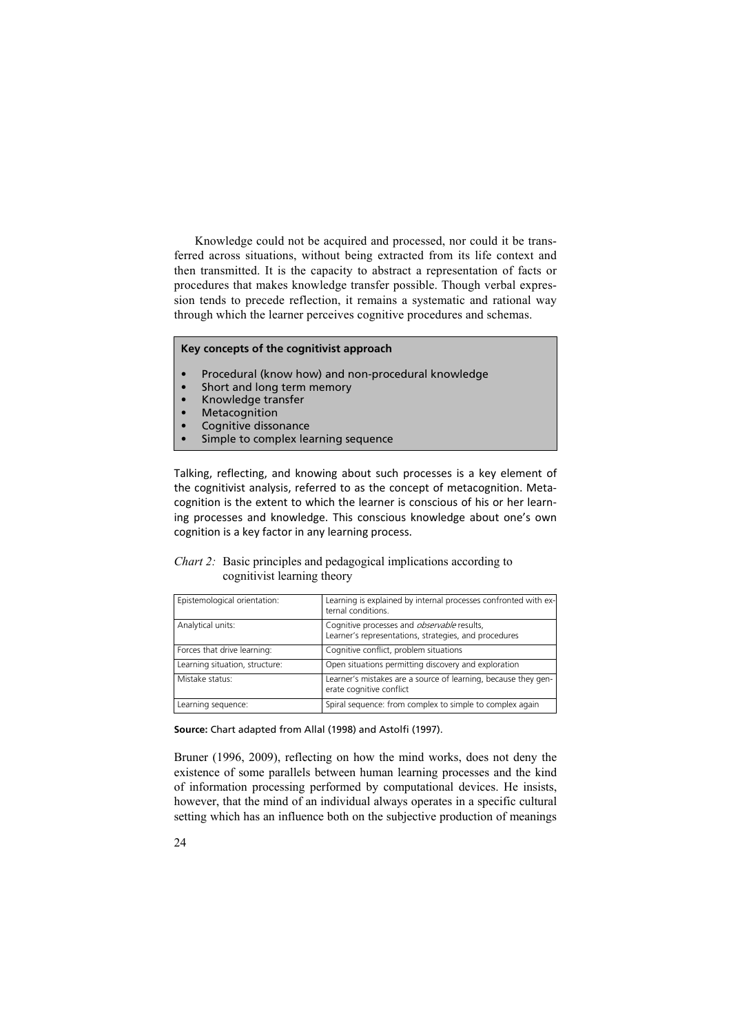Knowledge could not be acquired and processed, nor could it be transferred across situations, without being extracted from its life context and then transmitted. It is the capacity to abstract a representation of facts or procedures that makes knowledge transfer possible. Though verbal expression tends to precede reflection, it remains a systematic and rational way through which the learner perceives cognitive procedures and schemas.

**Key concepts of the cognitivist approach**

- Procedural (know how) and non-procedural knowledge
- Short and long term memory
- Knowledge transfer
- Metacognition
- Cognitive dissonance
- Simple to complex learning sequence

Talking, reflecting, and knowing about such processes is a key element of the cognitivist analysis, referred to as the concept of metacognition. Metacognition is the extent to which the learner is conscious of his or her learning processes and knowledge. This conscious knowledge about one's own cognition is a key factor in any learning process.

*Chart 2:* Basic principles and pedagogical implications according to cognitivist learning theory

| | |
|---|---|
| Epistemological orientation: | Learning is explained by internal processes confronted with external conditions. |
| Analytical units: | Cognitive processes and *observable* results, Learner's representations, strategies, and procedures |
| Forces that drive learning: | Cognitive conflict, problem situations |
| Learning situation, structure: | Open situations permitting discovery and exploration |
| Mistake status: | Learner's mistakes are a source of learning, because they generate cognitive conflict |
| Learning sequence: | Spiral sequence: from complex to simple to complex again |

**Source:** Chart adapted from Allal (1998) and Astolfi (1997).

Bruner (1996, 2009), reflecting on how the mind works, does not deny the existence of some parallels between human learning processes and the kind of information processing performed by computational devices. He insists, however, that the mind of an individual always operates in a specific cultural setting which has an influence both on the subjective production of meanings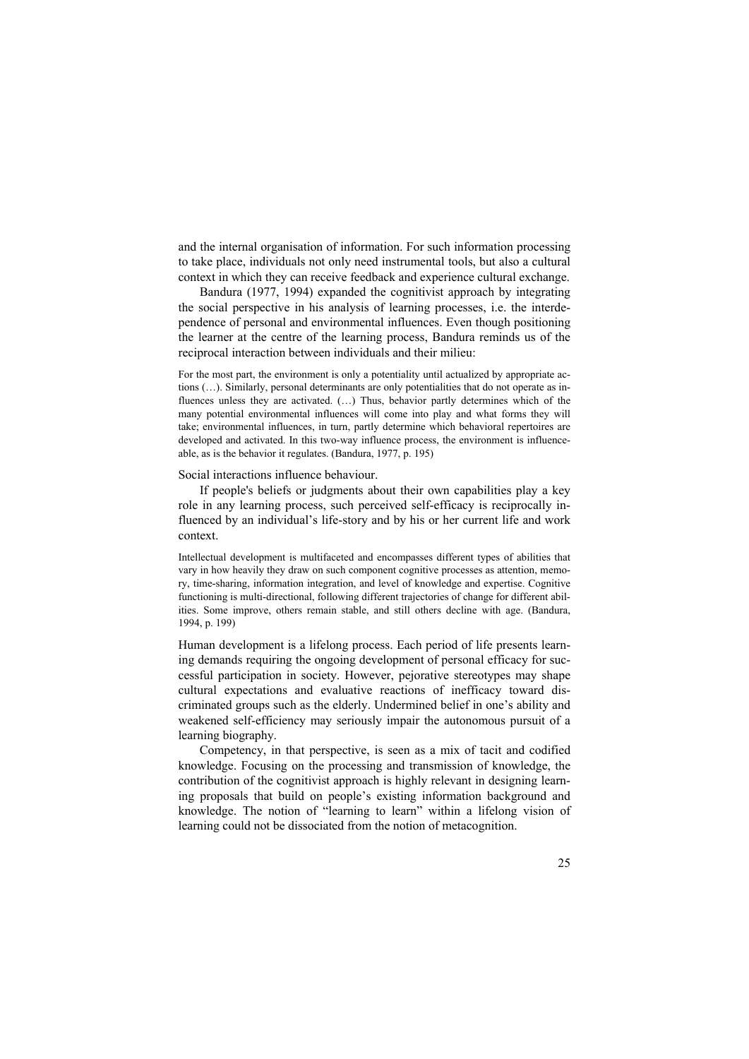and the internal organisation of information. For such information processing to take place, individuals not only need instrumental tools, but also a cultural context in which they can receive feedback and experience cultural exchange.

Bandura (1977, 1994) expanded the cognitivist approach by integrating the social perspective in his analysis of learning processes, i.e. the interdependence of personal and environmental influences. Even though positioning the learner at the centre of the learning process, Bandura reminds us of the reciprocal interaction between individuals and their milieu:

> For the most part, the environment is only a potentiality until actualized by appropriate actions (…). Similarly, personal determinants are only potentialities that do not operate as influences unless they are activated. (…) Thus, behavior partly determines which of the many potential environmental influences will come into play and what forms they will take; environmental influences, in turn, partly determine which behavioral repertoires are developed and activated. In this two-way influence process, the environment is influenceable, as is the behavior it regulates. (Bandura, 1977, p. 195)

Social interactions influence behaviour.

If people's beliefs or judgments about their own capabilities play a key role in any learning process, such perceived self-efficacy is reciprocally influenced by an individual's life-story and by his or her current life and work context.

> Intellectual development is multifaceted and encompasses different types of abilities that vary in how heavily they draw on such component cognitive processes as attention, memory, time-sharing, information integration, and level of knowledge and expertise. Cognitive functioning is multi-directional, following different trajectories of change for different abilities. Some improve, others remain stable, and still others decline with age. (Bandura, 1994, p. 199)

Human development is a lifelong process. Each period of life presents learning demands requiring the ongoing development of personal efficacy for successful participation in society. However, pejorative stereotypes may shape cultural expectations and evaluative reactions of inefficacy toward discriminated groups such as the elderly. Undermined belief in one's ability and weakened self-efficiency may seriously impair the autonomous pursuit of a learning biography.

Competency, in that perspective, is seen as a mix of tacit and codified knowledge. Focusing on the processing and transmission of knowledge, the contribution of the cognitivist approach is highly relevant in designing learning proposals that build on people's existing information background and knowledge. The notion of "learning to learn" within a lifelong vision of learning could not be dissociated from the notion of metacognition.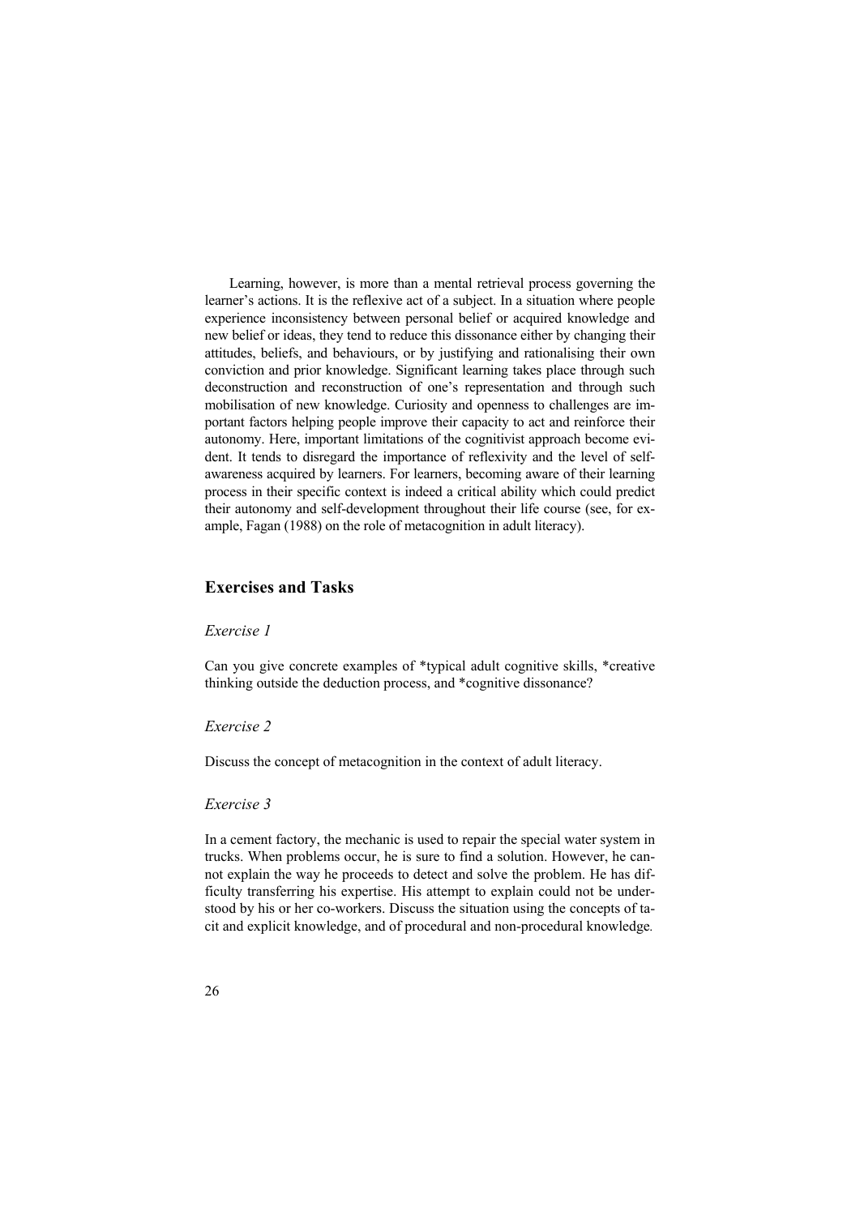Learning, however, is more than a mental retrieval process governing the learner's actions. It is the reflexive act of a subject. In a situation where people experience inconsistency between personal belief or acquired knowledge and new belief or ideas, they tend to reduce this dissonance either by changing their attitudes, beliefs, and behaviours, or by justifying and rationalising their own conviction and prior knowledge. Significant learning takes place through such deconstruction and reconstruction of one's representation and through such mobilisation of new knowledge. Curiosity and openness to challenges are important factors helping people improve their capacity to act and reinforce their autonomy. Here, important limitations of the cognitivist approach become evident. It tends to disregard the importance of reflexivity and the level of self-awareness acquired by learners. For learners, becoming aware of their learning process in their specific context is indeed a critical ability which could predict their autonomy and self-development throughout their life course (see, for example, Fagan (1988) on the role of metacognition in adult literacy).

## Exercises and Tasks

### *Exercise 1*

Can you give concrete examples of *typical adult cognitive skills, *creative thinking outside the deduction process, and *cognitive dissonance?

### *Exercise 2*

Discuss the concept of metacognition in the context of adult literacy.

### *Exercise 3*

In a cement factory, the mechanic is used to repair the special water system in trucks. When problems occur, he is sure to find a solution. However, he cannot explain the way he proceeds to detect and solve the problem. He has difficulty transferring his expertise. His attempt to explain could not be understood by his or her co-workers. Discuss the situation using the concepts of tacit and explicit knowledge, and of procedural and non-procedural knowledge.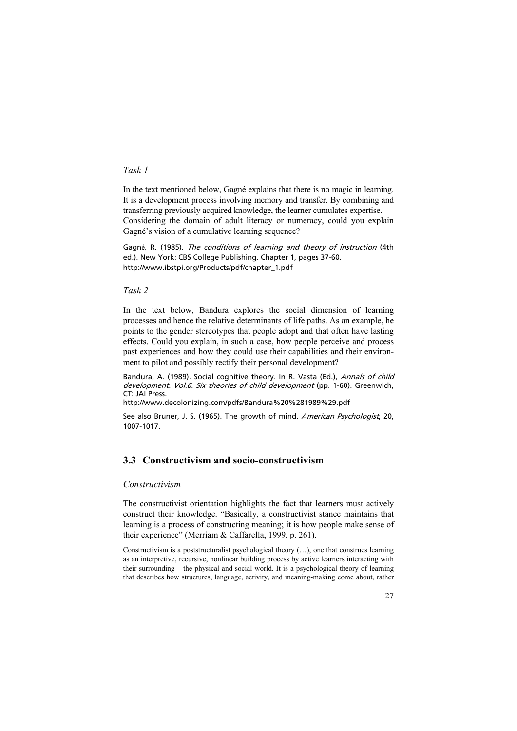*Task 1*

In the text mentioned below, Gagné explains that there is no magic in learning. It is a development process involving memory and transfer. By combining and transferring previously acquired knowledge, the learner cumulates expertise. Considering the domain of adult literacy or numeracy, could you explain Gagné's vision of a cumulative learning sequence?

Gagné, R. (1985). *The conditions of learning and theory of instruction* (4th ed.). New York: CBS College Publishing. Chapter 1, pages 37-60. http://www.ibstpi.org/Products/pdf/chapter_1.pdf

*Task 2*

In the text below, Bandura explores the social dimension of learning processes and hence the relative determinants of life paths. As an example, he points to the gender stereotypes that people adopt and that often have lasting effects. Could you explain, in such a case, how people perceive and process past experiences and how they could use their capabilities and their environment to pilot and possibly rectify their personal development?

Bandura, A. (1989). Social cognitive theory. In R. Vasta (Ed.), *Annals of child development. Vol.6. Six theories of child development* (pp. 1-60). Greenwich, CT: JAI Press.
http://www.decolonizing.com/pdfs/Bandura%20%281989%29.pdf

See also Bruner, J. S. (1965). The growth of mind. *American Psychologist*, 20, 1007-1017.

## 3.3 Constructivism and socio-constructivism

*Constructivism*

The constructivist orientation highlights the fact that learners must actively construct their knowledge. "Basically, a constructivist stance maintains that learning is a process of constructing meaning; it is how people make sense of their experience" (Merriam & Caffarella, 1999, p. 261).

Constructivism is a poststructuralist psychological theory (…), one that construes learning as an interpretive, recursive, nonlinear building process by active learners interacting with their surrounding – the physical and social world. It is a psychological theory of learning that describes how structures, language, activity, and meaning-making come about, rather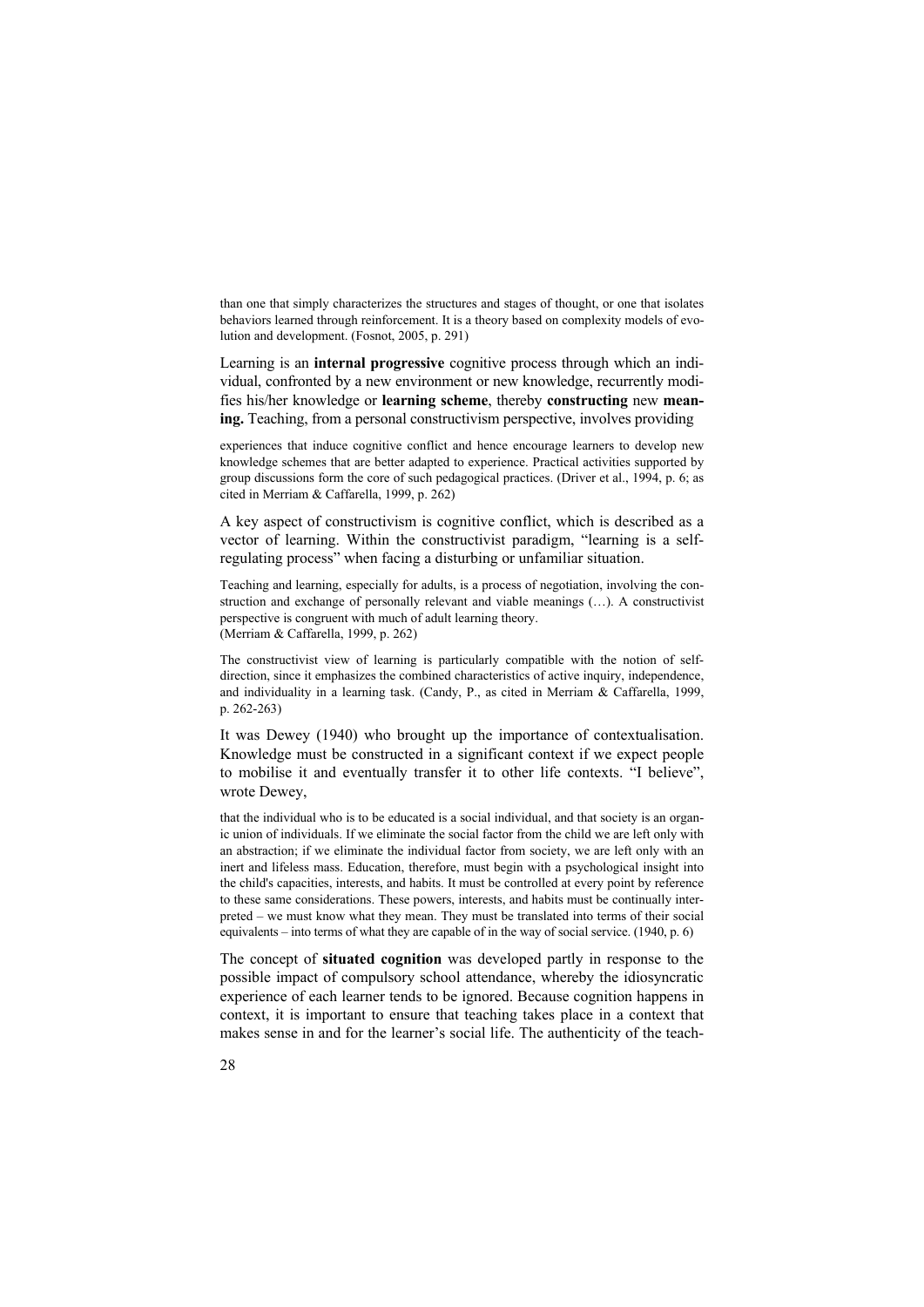than one that simply characterizes the structures and stages of thought, or one that isolates behaviors learned through reinforcement. It is a theory based on complexity models of evolution and development. (Fosnot, 2005, p. 291)

Learning is an **internal progressive** cognitive process through which an individual, confronted by a new environment or new knowledge, recurrently modifies his/her knowledge or **learning scheme**, thereby **constructing** new **meaning.** Teaching, from a personal constructivism perspective, involves providing

> experiences that induce cognitive conflict and hence encourage learners to develop new knowledge schemes that are better adapted to experience. Practical activities supported by group discussions form the core of such pedagogical practices. (Driver et al., 1994, p. 6; as cited in Merriam & Caffarella, 1999, p. 262)

A key aspect of constructivism is cognitive conflict, which is described as a vector of learning. Within the constructivist paradigm, "learning is a self-regulating process" when facing a disturbing or unfamiliar situation.

> Teaching and learning, especially for adults, is a process of negotiation, involving the construction and exchange of personally relevant and viable meanings (…). A constructivist perspective is congruent with much of adult learning theory.
> (Merriam & Caffarella, 1999, p. 262)

> The constructivist view of learning is particularly compatible with the notion of self-direction, since it emphasizes the combined characteristics of active inquiry, independence, and individuality in a learning task. (Candy, P., as cited in Merriam & Caffarella, 1999, p. 262-263)

It was Dewey (1940) who brought up the importance of contextualisation. Knowledge must be constructed in a significant context if we expect people to mobilise it and eventually transfer it to other life contexts. "I believe", wrote Dewey,

> that the individual who is to be educated is a social individual, and that society is an organic union of individuals. If we eliminate the social factor from the child we are left only with an abstraction; if we eliminate the individual factor from society, we are left only with an inert and lifeless mass. Education, therefore, must begin with a psychological insight into the child's capacities, interests, and habits. It must be controlled at every point by reference to these same considerations. These powers, interests, and habits must be continually interpreted – we must know what they mean. They must be translated into terms of their social equivalents – into terms of what they are capable of in the way of social service. (1940, p. 6)

The concept of **situated cognition** was developed partly in response to the possible impact of compulsory school attendance, whereby the idiosyncratic experience of each learner tends to be ignored. Because cognition happens in context, it is important to ensure that teaching takes place in a context that makes sense in and for the learner's social life. The authenticity of the teach-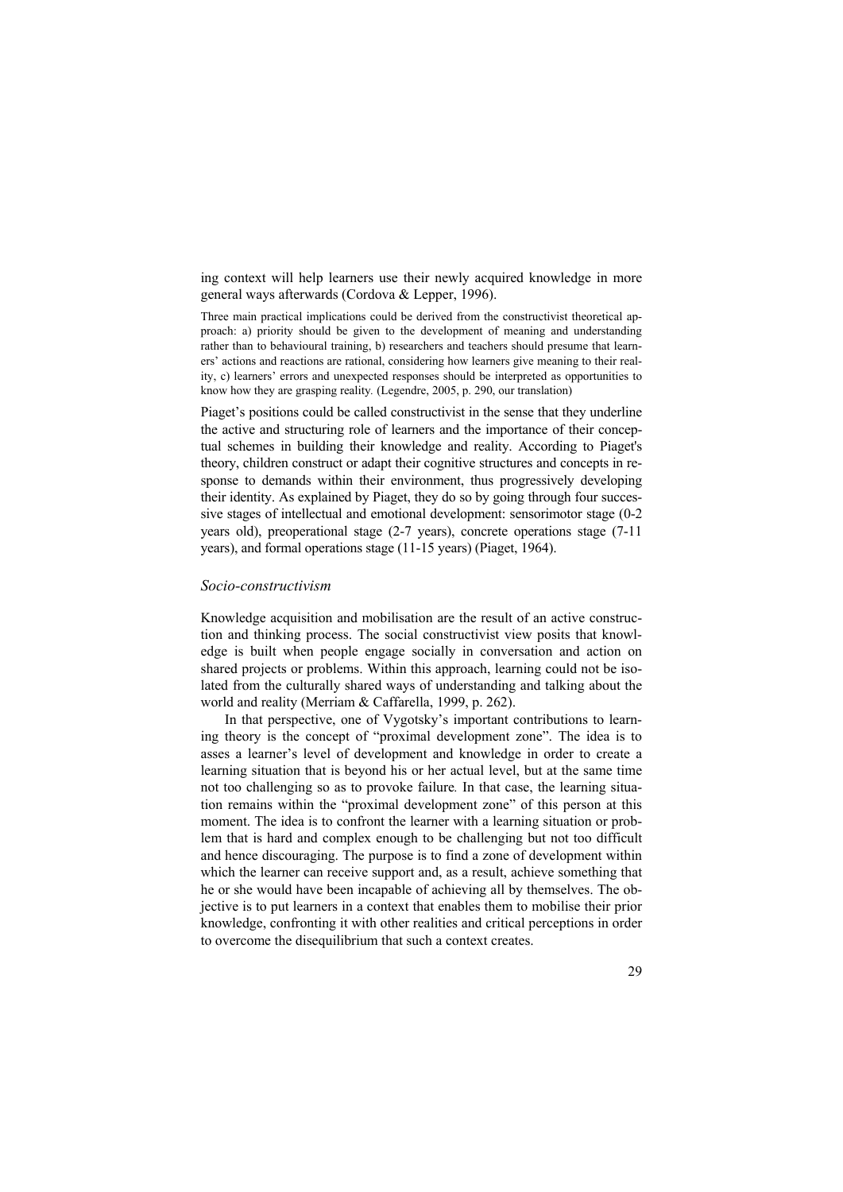ing context will help learners use their newly acquired knowledge in more general ways afterwards (Cordova & Lepper, 1996).

> Three main practical implications could be derived from the constructivist theoretical approach: a) priority should be given to the development of meaning and understanding rather than to behavioural training, b) researchers and teachers should presume that learners' actions and reactions are rational, considering how learners give meaning to their reality, c) learners' errors and unexpected responses should be interpreted as opportunities to know how they are grasping reality. (Legendre, 2005, p. 290, our translation)

Piaget's positions could be called constructivist in the sense that they underline the active and structuring role of learners and the importance of their conceptual schemes in building their knowledge and reality. According to Piaget's theory, children construct or adapt their cognitive structures and concepts in response to demands within their environment, thus progressively developing their identity. As explained by Piaget, they do so by going through four successive stages of intellectual and emotional development: sensorimotor stage (0-2 years old), preoperational stage (2-7 years), concrete operations stage (7-11 years), and formal operations stage (11-15 years) (Piaget, 1964).

### *Socio-constructivism*

Knowledge acquisition and mobilisation are the result of an active construction and thinking process. The social constructivist view posits that knowledge is built when people engage socially in conversation and action on shared projects or problems. Within this approach, learning could not be isolated from the culturally shared ways of understanding and talking about the world and reality (Merriam & Caffarella, 1999, p. 262).

In that perspective, one of Vygotsky's important contributions to learning theory is the concept of "proximal development zone". The idea is to asses a learner's level of development and knowledge in order to create a learning situation that is beyond his or her actual level, but at the same time not too challenging so as to provoke failure. In that case, the learning situation remains within the "proximal development zone" of this person at this moment. The idea is to confront the learner with a learning situation or problem that is hard and complex enough to be challenging but not too difficult and hence discouraging. The purpose is to find a zone of development within which the learner can receive support and, as a result, achieve something that he or she would have been incapable of achieving all by themselves. The objective is to put learners in a context that enables them to mobilise their prior knowledge, confronting it with other realities and critical perceptions in order to overcome the disequilibrium that such a context creates.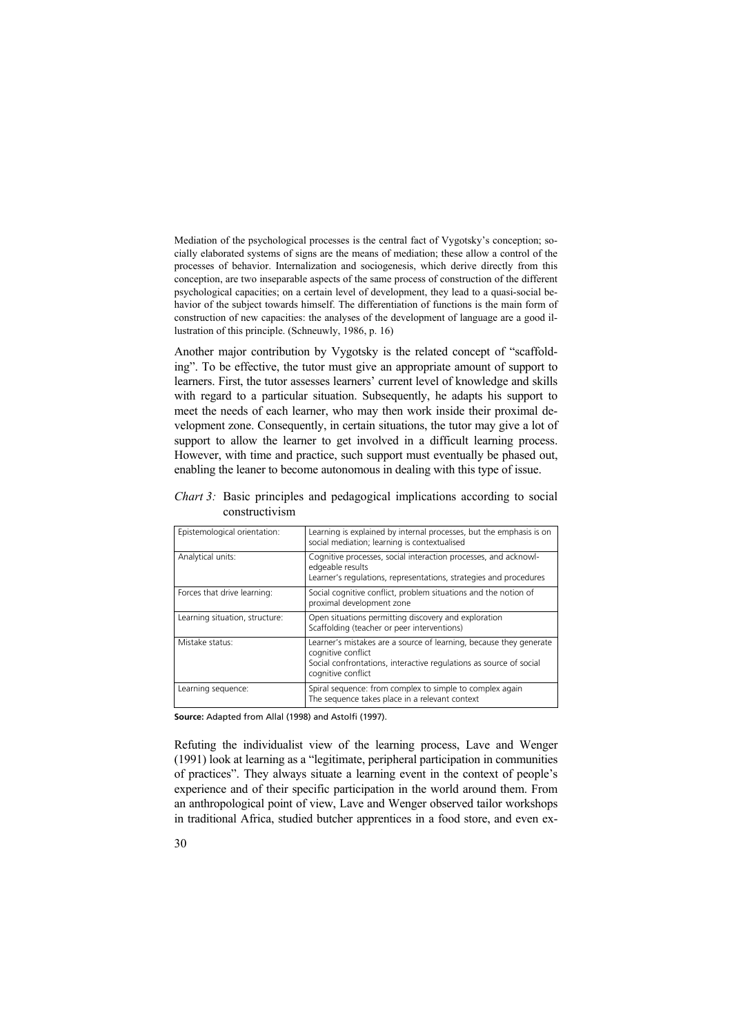> Mediation of the psychological processes is the central fact of Vygotsky's conception; socially elaborated systems of signs are the means of mediation; these allow a control of the processes of behavior. Internalization and sociogenesis, which derive directly from this conception, are two inseparable aspects of the same process of construction of the different psychological capacities; on a certain level of development, they lead to a quasi-social behavior of the subject towards himself. The differentiation of functions is the main form of construction of new capacities: the analyses of the development of language are a good illustration of this principle. (Schneuwly, 1986, p. 16)

Another major contribution by Vygotsky is the related concept of "scaffolding". To be effective, the tutor must give an appropriate amount of support to learners. First, the tutor assesses learners' current level of knowledge and skills with regard to a particular situation. Subsequently, he adapts his support to meet the needs of each learner, who may then work inside their proximal development zone. Consequently, in certain situations, the tutor may give a lot of support to allow the learner to get involved in a difficult learning process. However, with time and practice, such support must eventually be phased out, enabling the leaner to become autonomous in dealing with this type of issue.

*Chart 3:* Basic principles and pedagogical implications according to social constructivism

| | |
|---|---|
| Epistemological orientation: | Learning is explained by internal processes, but the emphasis is on social mediation; learning is contextualised |
| Analytical units: | Cognitive processes, social interaction processes, and acknowledgeable results<br>Learner's regulations, representations, strategies and procedures |
| Forces that drive learning: | Social cognitive conflict, problem situations and the notion of proximal development zone |
| Learning situation, structure: | Open situations permitting discovery and exploration<br>Scaffolding (teacher or peer interventions) |
| Mistake status: | Learner's mistakes are a source of learning, because they generate cognitive conflict<br>Social confrontations, interactive regulations as source of social cognitive conflict |
| Learning sequence: | Spiral sequence: from complex to simple to complex again<br>The sequence takes place in a relevant context |

**Source:** Adapted from Allal (1998) and Astolfi (1997).

Refuting the individualist view of the learning process, Lave and Wenger (1991) look at learning as a "legitimate, peripheral participation in communities of practices". They always situate a learning event in the context of people's experience and of their specific participation in the world around them. From an anthropological point of view, Lave and Wenger observed tailor workshops in traditional Africa, studied butcher apprentices in a food store, and even ex-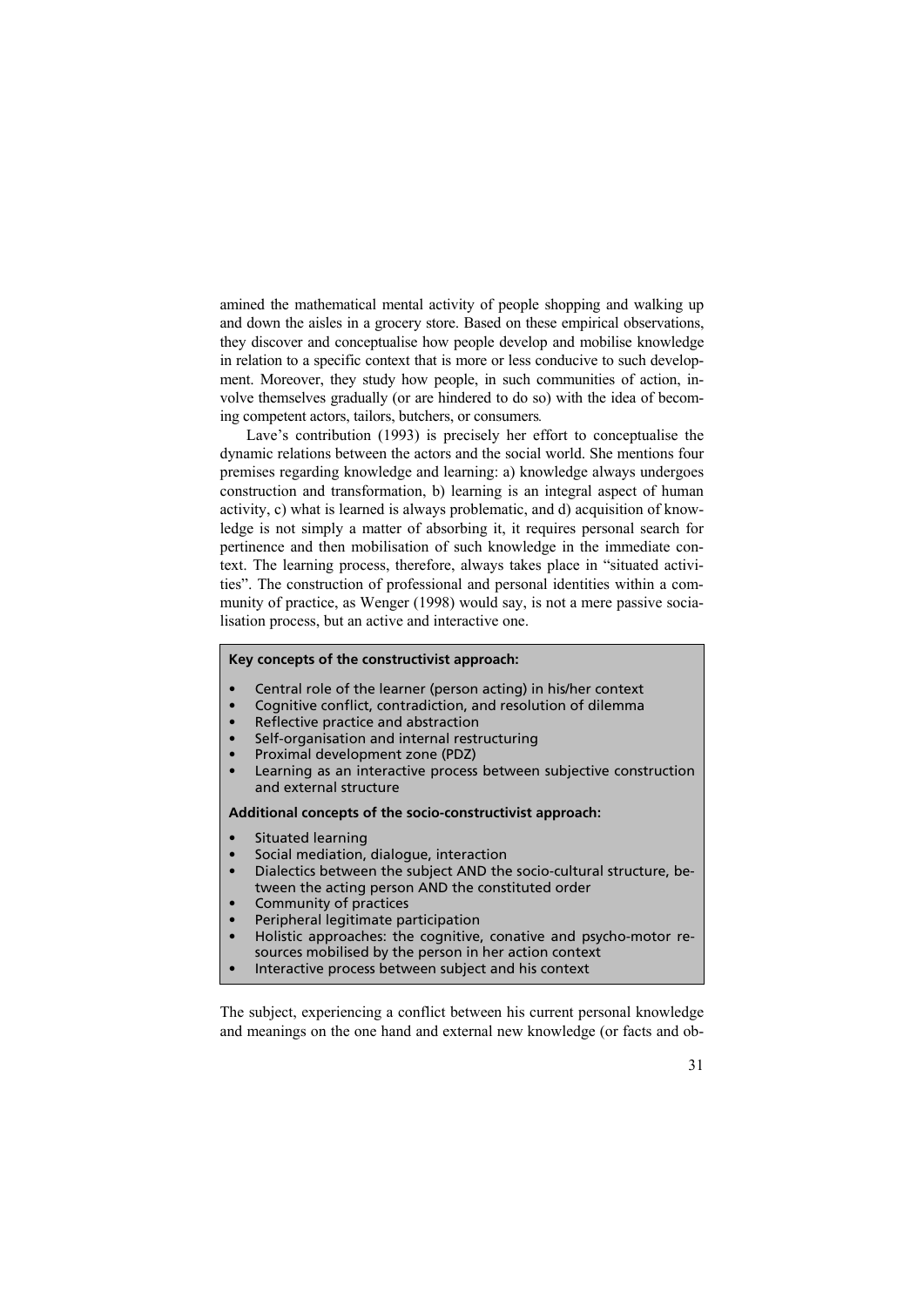amined the mathematical mental activity of people shopping and walking up and down the aisles in a grocery store. Based on these empirical observations, they discover and conceptualise how people develop and mobilise knowledge in relation to a specific context that is more or less conducive to such development. Moreover, they study how people, in such communities of action, involve themselves gradually (or are hindered to do so) with the idea of becoming competent actors, tailors, butchers, or consumers.

Lave's contribution (1993) is precisely her effort to conceptualise the dynamic relations between the actors and the social world. She mentions four premises regarding knowledge and learning: a) knowledge always undergoes construction and transformation, b) learning is an integral aspect of human activity, c) what is learned is always problematic, and d) acquisition of knowledge is not simply a matter of absorbing it, it requires personal search for pertinence and then mobilisation of such knowledge in the immediate context. The learning process, therefore, always takes place in "situated activities". The construction of professional and personal identities within a community of practice, as Wenger (1998) would say, is not a mere passive socialisation process, but an active and interactive one.

**Key concepts of the constructivist approach:**

- Central role of the learner (person acting) in his/her context
- Cognitive conflict, contradiction, and resolution of dilemma
- Reflective practice and abstraction
- Self-organisation and internal restructuring
- Proximal development zone (PDZ)
- Learning as an interactive process between subjective construction and external structure

**Additional concepts of the socio-constructivist approach:**

- Situated learning
- Social mediation, dialogue, interaction
- Dialectics between the subject AND the socio-cultural structure, between the acting person AND the constituted order
- Community of practices
- Peripheral legitimate participation
- Holistic approaches: the cognitive, conative and psycho-motor resources mobilised by the person in her action context
- Interactive process between subject and his context

The subject, experiencing a conflict between his current personal knowledge and meanings on the one hand and external new knowledge (or facts and ob-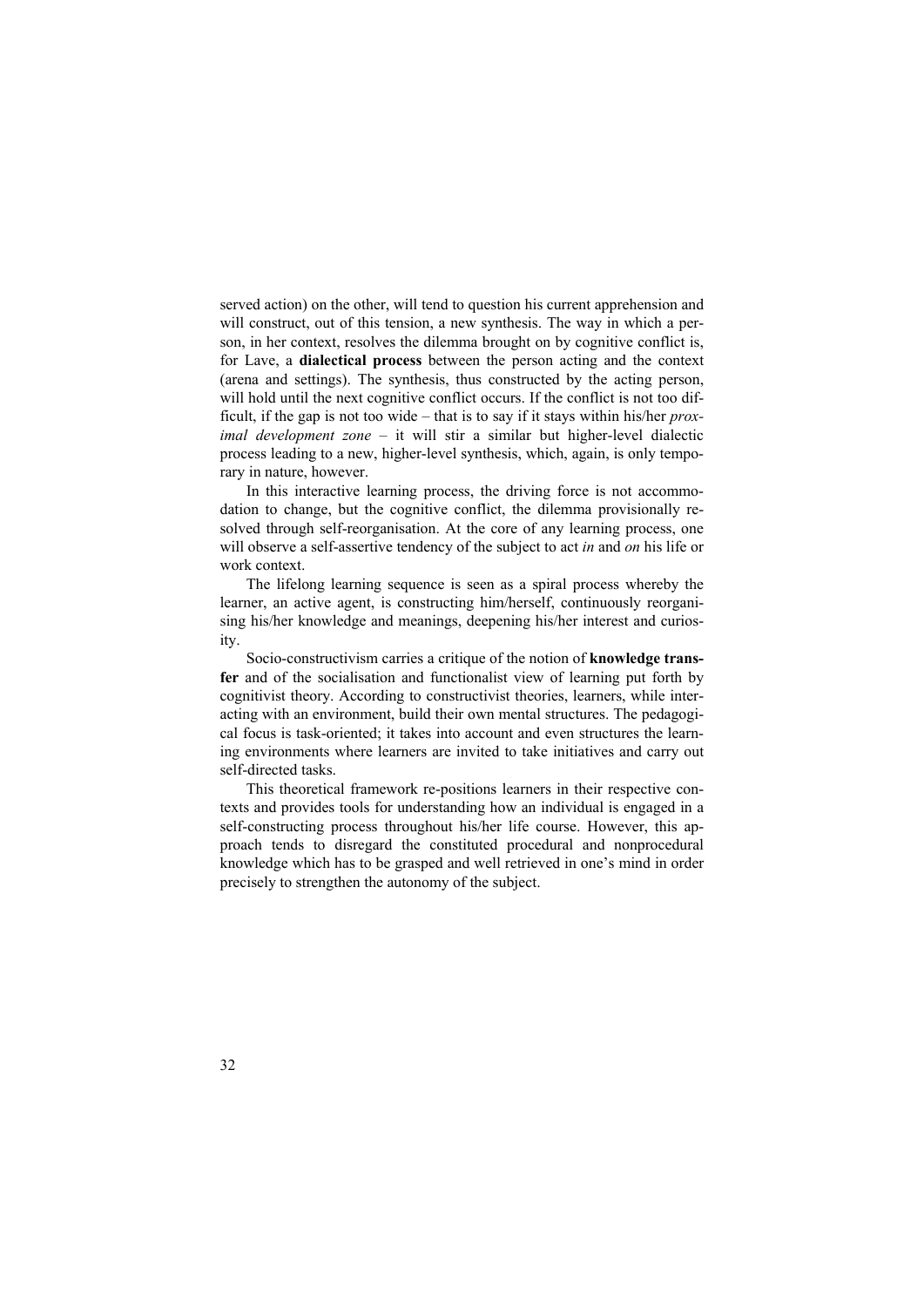served action) on the other, will tend to question his current apprehension and will construct, out of this tension, a new synthesis. The way in which a person, in her context, resolves the dilemma brought on by cognitive conflict is, for Lave, a **dialectical process** between the person acting and the context (arena and settings). The synthesis, thus constructed by the acting person, will hold until the next cognitive conflict occurs. If the conflict is not too difficult, if the gap is not too wide – that is to say if it stays within his/her *proximal development zone* – it will stir a similar but higher-level dialectic process leading to a new, higher-level synthesis, which, again, is only temporary in nature, however.

In this interactive learning process, the driving force is not accommodation to change, but the cognitive conflict, the dilemma provisionally resolved through self-reorganisation. At the core of any learning process, one will observe a self-assertive tendency of the subject to act *in* and *on* his life or work context.

The lifelong learning sequence is seen as a spiral process whereby the learner, an active agent, is constructing him/herself, continuously reorganising his/her knowledge and meanings, deepening his/her interest and curiosity.

Socio-constructivism carries a critique of the notion of **knowledge transfer** and of the socialisation and functionalist view of learning put forth by cognitivist theory. According to constructivist theories, learners, while interacting with an environment, build their own mental structures. The pedagogical focus is task-oriented; it takes into account and even structures the learning environments where learners are invited to take initiatives and carry out self-directed tasks.

This theoretical framework re-positions learners in their respective contexts and provides tools for understanding how an individual is engaged in a self-constructing process throughout his/her life course. However, this approach tends to disregard the constituted procedural and nonprocedural knowledge which has to be grasped and well retrieved in one's mind in order precisely to strengthen the autonomy of the subject.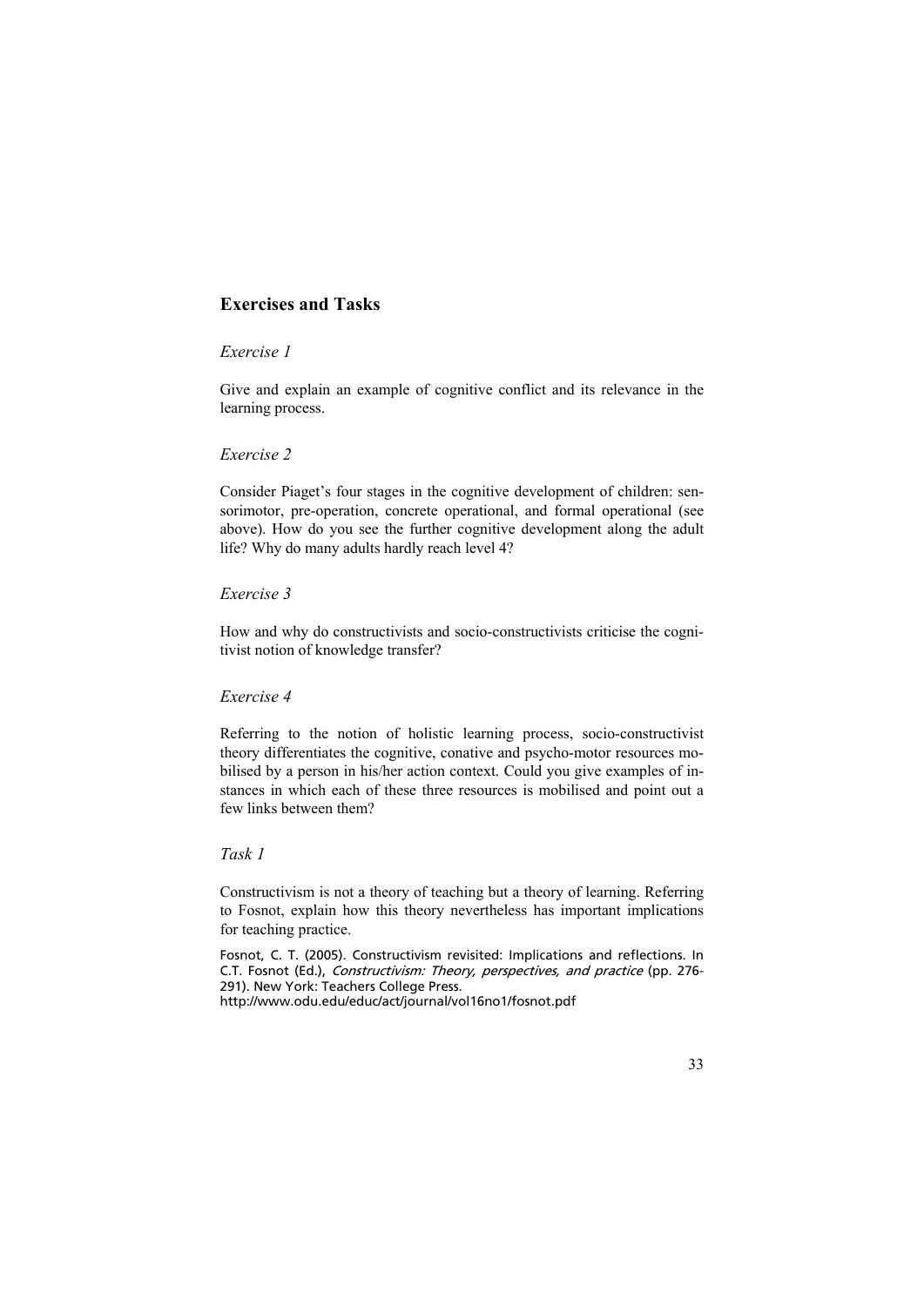## Exercises and Tasks

### *Exercise 1*

Give and explain an example of cognitive conflict and its relevance in the learning process.

### *Exercise 2*

Consider Piaget's four stages in the cognitive development of children: sensorimotor, pre-operation, concrete operational, and formal operational (see above). How do you see the further cognitive development along the adult life? Why do many adults hardly reach level 4?

### *Exercise 3*

How and why do constructivists and socio-constructivists criticise the cognitivist notion of knowledge transfer?

### *Exercise 4*

Referring to the notion of holistic learning process, socio-constructivist theory differentiates the cognitive, conative and psycho-motor resources mobilised by a person in his/her action context. Could you give examples of instances in which each of these three resources is mobilised and point out a few links between them?

### *Task 1*

Constructivism is not a theory of teaching but a theory of learning. Referring to Fosnot, explain how this theory nevertheless has important implications for teaching practice.

Fosnot, C. T. (2005). Constructivism revisited: Implications and reflections. In C.T. Fosnot (Ed.), *Constructivism: Theory, perspectives, and practice* (pp. 276-291). New York: Teachers College Press.
http://www.odu.edu/educ/act/journal/vol16no1/fosnot.pdf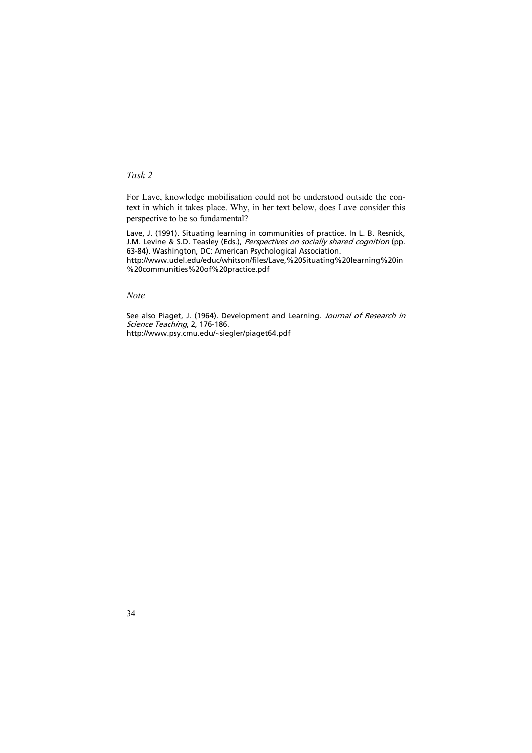*Task 2*

For Lave, knowledge mobilisation could not be understood outside the context in which it takes place. Why, in her text below, does Lave consider this perspective to be so fundamental?

Lave, J. (1991). Situating learning in communities of practice. In L. B. Resnick, J.M. Levine & S.D. Teasley (Eds.), *Perspectives on socially shared cognition* (pp. 63-84). Washington, DC: American Psychological Association.
http://www.udel.edu/educ/whitson/files/Lave,%20Situating%20learning%20in%20communities%20of%20practice.pdf

*Note*

See also Piaget, J. (1964). Development and Learning. *Journal of Research in Science Teaching*, 2, 176-186.
http://www.psy.cmu.edu/~siegler/piaget64.pdf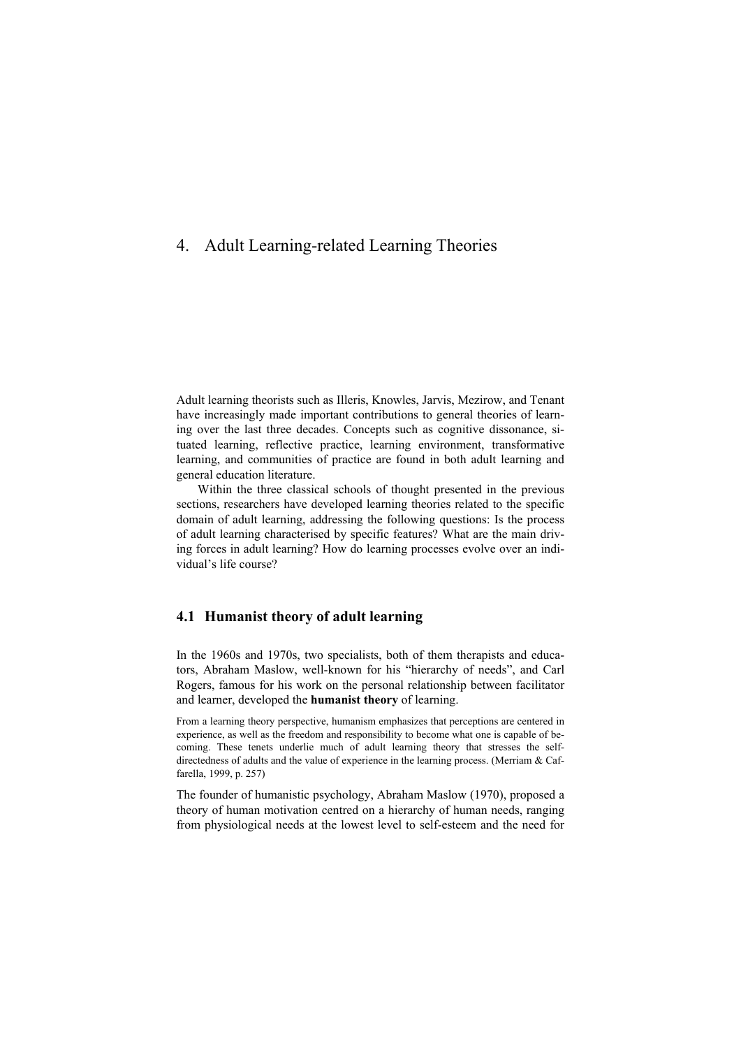# 4. Adult Learning-related Learning Theories

Adult learning theorists such as Illeris, Knowles, Jarvis, Mezirow, and Tenant have increasingly made important contributions to general theories of learning over the last three decades. Concepts such as cognitive dissonance, situated learning, reflective practice, learning environment, transformative learning, and communities of practice are found in both adult learning and general education literature.

Within the three classical schools of thought presented in the previous sections, researchers have developed learning theories related to the specific domain of adult learning, addressing the following questions: Is the process of adult learning characterised by specific features? What are the main driving forces in adult learning? How do learning processes evolve over an individual's life course?

## 4.1 Humanist theory of adult learning

In the 1960s and 1970s, two specialists, both of them therapists and educators, Abraham Maslow, well-known for his "hierarchy of needs", and Carl Rogers, famous for his work on the personal relationship between facilitator and learner, developed the **humanist theory** of learning.

> From a learning theory perspective, humanism emphasizes that perceptions are centered in experience, as well as the freedom and responsibility to become what one is capable of becoming. These tenets underlie much of adult learning theory that stresses the self-directedness of adults and the value of experience in the learning process. (Merriam & Caffarella, 1999, p. 257)

The founder of humanistic psychology, Abraham Maslow (1970), proposed a theory of human motivation centred on a hierarchy of human needs, ranging from physiological needs at the lowest level to self-esteem and the need for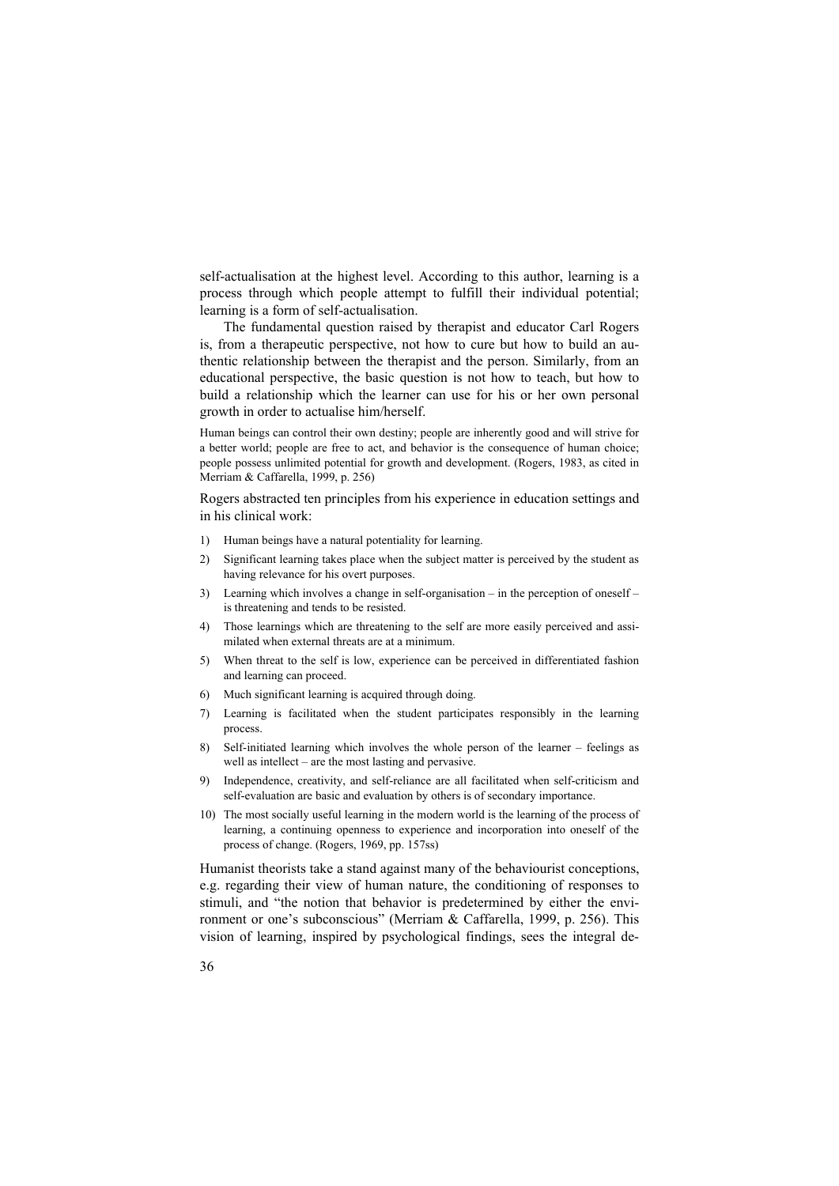self-actualisation at the highest level. According to this author, learning is a process through which people attempt to fulfill their individual potential; learning is a form of self-actualisation.

The fundamental question raised by therapist and educator Carl Rogers is, from a therapeutic perspective, not how to cure but how to build an authentic relationship between the therapist and the person. Similarly, from an educational perspective, the basic question is not how to teach, but how to build a relationship which the learner can use for his or her own personal growth in order to actualise him/herself.

> Human beings can control their own destiny; people are inherently good and will strive for a better world; people are free to act, and behavior is the consequence of human choice; people possess unlimited potential for growth and development. (Rogers, 1983, as cited in Merriam & Caffarella, 1999, p. 256)

Rogers abstracted ten principles from his experience in education settings and in his clinical work:

1) Human beings have a natural potentiality for learning.
2) Significant learning takes place when the subject matter is perceived by the student as having relevance for his overt purposes.
3) Learning which involves a change in self-organisation – in the perception of oneself – is threatening and tends to be resisted.
4) Those learnings which are threatening to the self are more easily perceived and assimilated when external threats are at a minimum.
5) When threat to the self is low, experience can be perceived in differentiated fashion and learning can proceed.
6) Much significant learning is acquired through doing.
7) Learning is facilitated when the student participates responsibly in the learning process.
8) Self-initiated learning which involves the whole person of the learner – feelings as well as intellect – are the most lasting and pervasive.
9) Independence, creativity, and self-reliance are all facilitated when self-criticism and self-evaluation are basic and evaluation by others is of secondary importance.
10) The most socially useful learning in the modern world is the learning of the process of learning, a continuing openness to experience and incorporation into oneself of the process of change. (Rogers, 1969, pp. 157ss)

Humanist theorists take a stand against many of the behaviourist conceptions, e.g. regarding their view of human nature, the conditioning of responses to stimuli, and "the notion that behavior is predetermined by either the environment or one's subconscious" (Merriam & Caffarella, 1999, p. 256). This vision of learning, inspired by psychological findings, sees the integral de-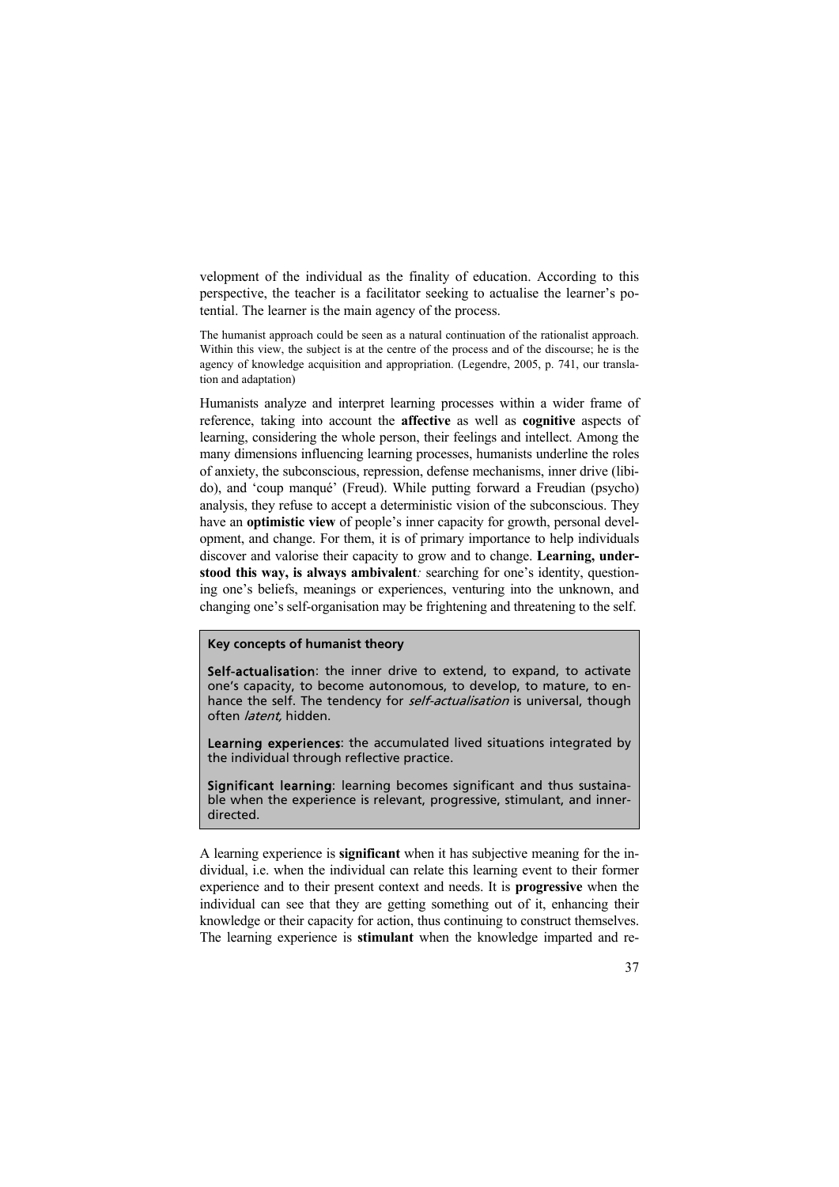velopment of the individual as the finality of education. According to this perspective, the teacher is a facilitator seeking to actualise the learner's potential. The learner is the main agency of the process.

> The humanist approach could be seen as a natural continuation of the rationalist approach. Within this view, the subject is at the centre of the process and of the discourse; he is the agency of knowledge acquisition and appropriation. (Legendre, 2005, p. 741, our translation and adaptation)

Humanists analyze and interpret learning processes within a wider frame of reference, taking into account the **affective** as well as **cognitive** aspects of learning, considering the whole person, their feelings and intellect. Among the many dimensions influencing learning processes, humanists underline the roles of anxiety, the subconscious, repression, defense mechanisms, inner drive (libido), and 'coup manqué' (Freud). While putting forward a Freudian (psycho) analysis, they refuse to accept a deterministic vision of the subconscious. They have an **optimistic view** of people's inner capacity for growth, personal development, and change. For them, it is of primary importance to help individuals discover and valorise their capacity to grow and to change. **Learning, understood this way, is always ambivalent**: searching for one's identity, questioning one's beliefs, meanings or experiences, venturing into the unknown, and changing one's self-organisation may be frightening and threatening to the self.

> **Key concepts of humanist theory**
>
> **Self-actualisation**: the inner drive to extend, to expand, to activate one's capacity, to become autonomous, to develop, to mature, to enhance the self. The tendency for *self-actualisation* is universal, though often *latent*, hidden.
>
> **Learning experiences**: the accumulated lived situations integrated by the individual through reflective practice.
>
> **Significant learning**: learning becomes significant and thus sustainable when the experience is relevant, progressive, stimulant, and inner-directed.

A learning experience is **significant** when it has subjective meaning for the individual, i.e. when the individual can relate this learning event to their former experience and to their present context and needs. It is **progressive** when the individual can see that they are getting something out of it, enhancing their knowledge or their capacity for action, thus continuing to construct themselves. The learning experience is **stimulant** when the knowledge imparted and re-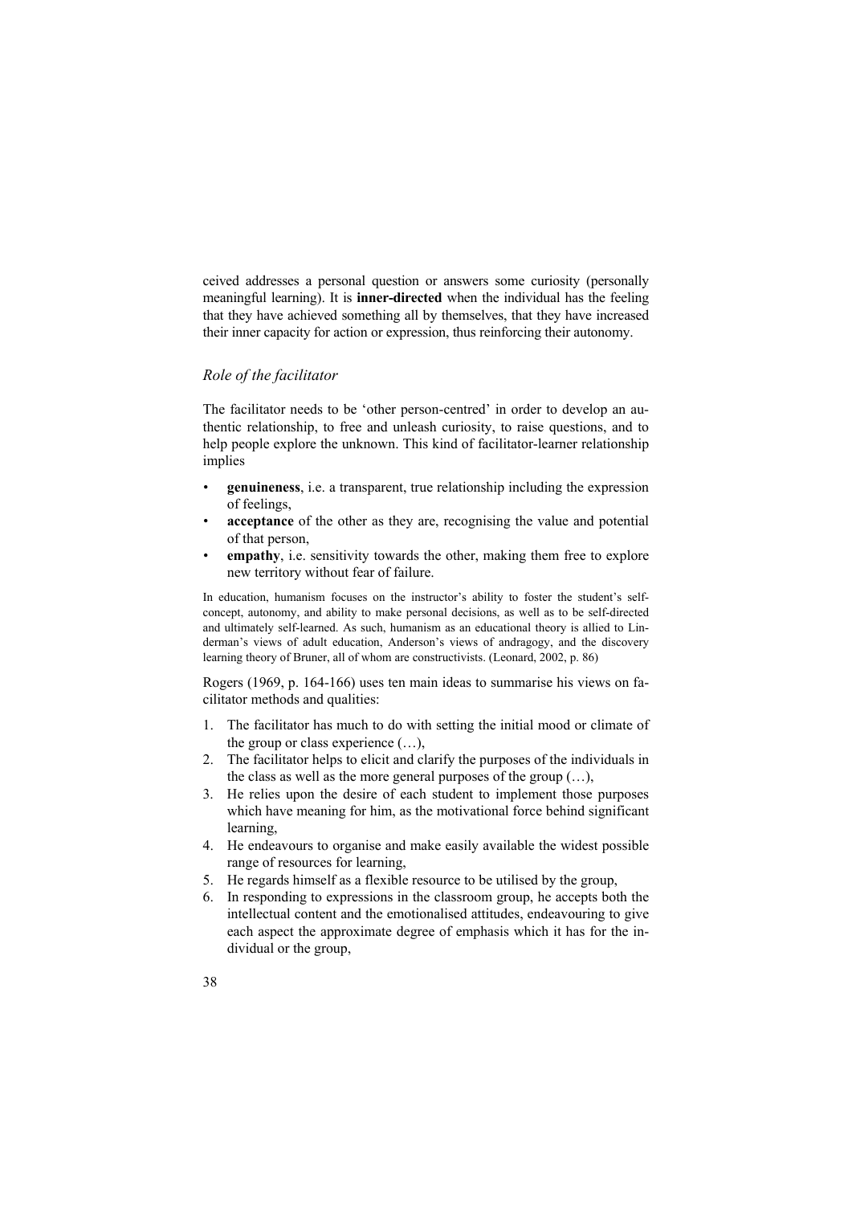ceived addresses a personal question or answers some curiosity (personally meaningful learning). It is **inner-directed** when the individual has the feeling that they have achieved something all by themselves, that they have increased their inner capacity for action or expression, thus reinforcing their autonomy.

### *Role of the facilitator*

The facilitator needs to be 'other person-centred' in order to develop an authentic relationship, to free and unleash curiosity, to raise questions, and to help people explore the unknown. This kind of facilitator-learner relationship implies

- **genuineness**, i.e. a transparent, true relationship including the expression of feelings,
- **acceptance** of the other as they are, recognising the value and potential of that person,
- **empathy**, i.e. sensitivity towards the other, making them free to explore new territory without fear of failure.

> In education, humanism focuses on the instructor's ability to foster the student's self-concept, autonomy, and ability to make personal decisions, as well as to be self-directed and ultimately self-learned. As such, humanism as an educational theory is allied to Linderman's views of adult education, Anderson's views of andragogy, and the discovery learning theory of Bruner, all of whom are constructivists. (Leonard, 2002, p. 86)

Rogers (1969, p. 164-166) uses ten main ideas to summarise his views on facilitator methods and qualities:

1. The facilitator has much to do with setting the initial mood or climate of the group or class experience (…),
2. The facilitator helps to elicit and clarify the purposes of the individuals in the class as well as the more general purposes of the group (…),
3. He relies upon the desire of each student to implement those purposes which have meaning for him, as the motivational force behind significant learning,
4. He endeavours to organise and make easily available the widest possible range of resources for learning,
5. He regards himself as a flexible resource to be utilised by the group,
6. In responding to expressions in the classroom group, he accepts both the intellectual content and the emotionalised attitudes, endeavouring to give each aspect the approximate degree of emphasis which it has for the individual or the group,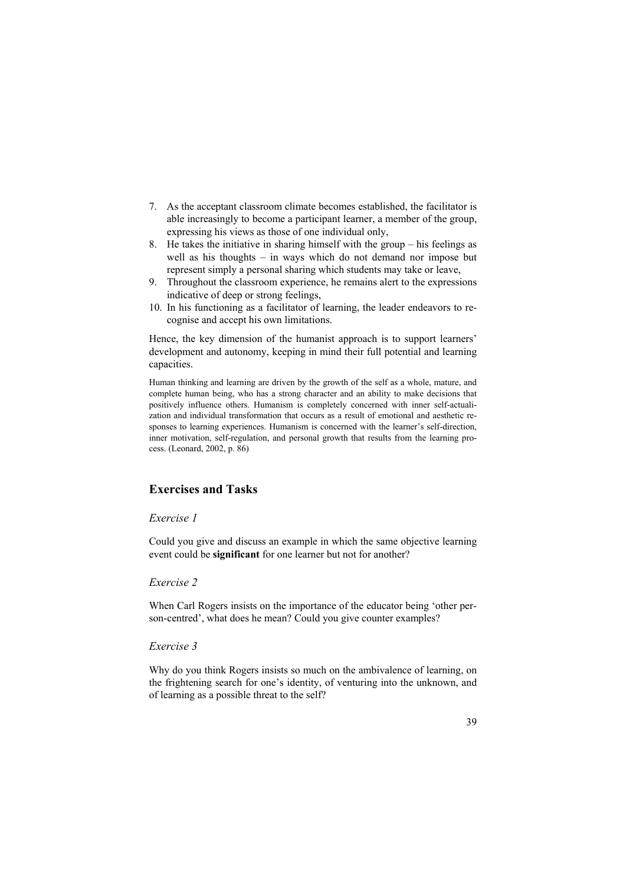7. As the acceptant classroom climate becomes established, the facilitator is able increasingly to become a participant learner, a member of the group, expressing his views as those of one individual only,
8. He takes the initiative in sharing himself with the group – his feelings as well as his thoughts – in ways which do not demand nor impose but represent simply a personal sharing which students may take or leave,
9. Throughout the classroom experience, he remains alert to the expressions indicative of deep or strong feelings,
10. In his functioning as a facilitator of learning, the leader endeavors to recognise and accept his own limitations.

Hence, the key dimension of the humanist approach is to support learners' development and autonomy, keeping in mind their full potential and learning capacities.

> Human thinking and learning are driven by the growth of the self as a whole, mature, and complete human being, who has a strong character and an ability to make decisions that positively influence others. Humanism is completely concerned with inner self-actualization and individual transformation that occurs as a result of emotional and aesthetic responses to learning experiences. Humanism is concerned with the learner's self-direction, inner motivation, self-regulation, and personal growth that results from the learning process. (Leonard, 2002, p. 86)

## Exercises and Tasks

### *Exercise 1*

Could you give and discuss an example in which the same objective learning event could be **significant** for one learner but not for another?

### *Exercise 2*

When Carl Rogers insists on the importance of the educator being 'other person-centred', what does he mean? Could you give counter examples?

### *Exercise 3*

Why do you think Rogers insists so much on the ambivalence of learning, on the frightening search for one's identity, of venturing into the unknown, and of learning as a possible threat to the self?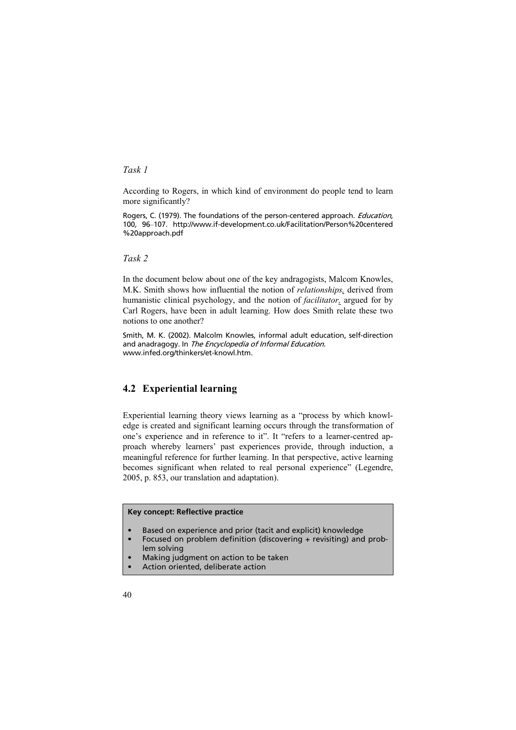*Task 1*

According to Rogers, in which kind of environment do people tend to learn more significantly?

Rogers, C. (1979). The foundations of the person-centered approach. *Education,* 100, 96–107. http://www.if-development.co.uk/Facilitation/Person%20centered%20approach.pdf

*Task 2*

In the document below about one of the key andragogists, Malcom Knowles, M.K. Smith shows how influential the notion of *relationships*, derived from humanistic clinical psychology, and the notion of *facilitator*, argued for by Carl Rogers, have been in adult learning. How does Smith relate these two notions to one another?

Smith, M. K. (2002). Malcolm Knowles, informal adult education, self-direction and anadragogy. In *The Encyclopedia of Informal Education*. www.infed.org/thinkers/et-knowl.htm.

## 4.2 Experiential learning

Experiential learning theory views learning as a "process by which knowledge is created and significant learning occurs through the transformation of one's experience and in reference to it". It "refers to a learner-centred approach whereby learners' past experiences provide, through induction, a meaningful reference for further learning. In that perspective, active learning becomes significant when related to real personal experience" (Legendre, 2005, p. 853, our translation and adaptation).

**Key concept: Reflective practice**

- Based on experience and prior (tacit and explicit) knowledge
- Focused on problem definition (discovering + revisiting) and problem solving
- Making judgment on action to be taken
- Action oriented, deliberate action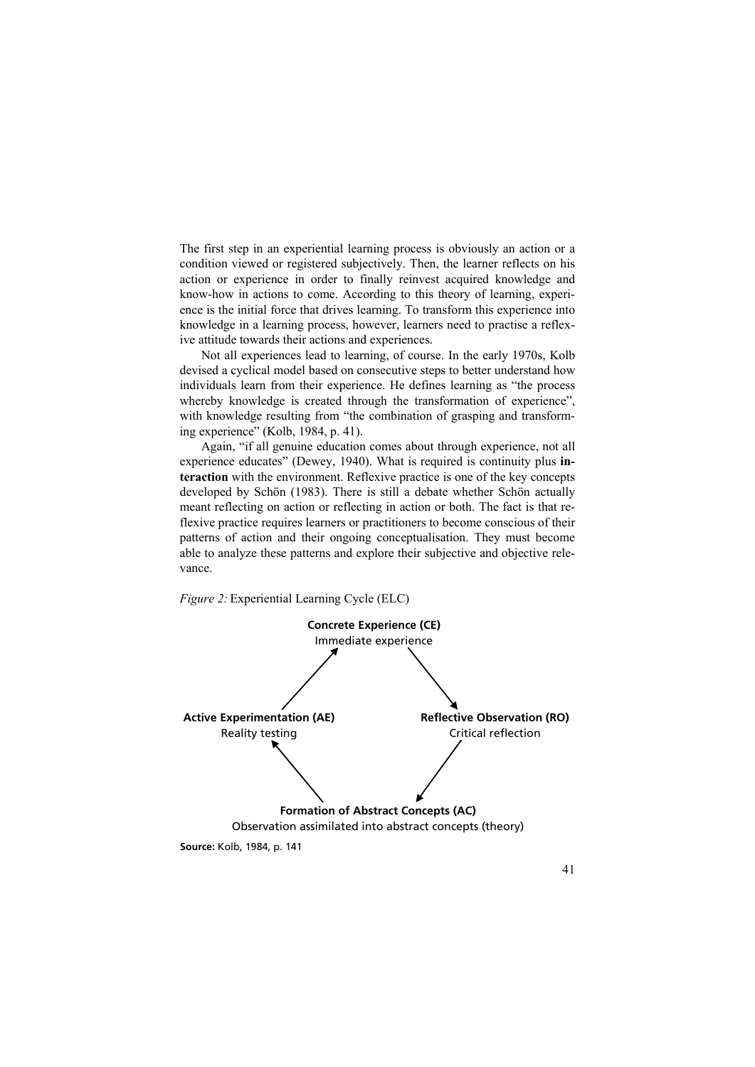The first step in an experiential learning process is obviously an action or a condition viewed or registered subjectively. Then, the learner reflects on his action or experience in order to finally reinvest acquired knowledge and know-how in actions to come. According to this theory of learning, experience is the initial force that drives learning. To transform this experience into knowledge in a learning process, however, learners need to practise a reflexive attitude towards their actions and experiences.

Not all experiences lead to learning, of course. In the early 1970s, Kolb devised a cyclical model based on consecutive steps to better understand how individuals learn from their experience. He defines learning as "the process whereby knowledge is created through the transformation of experience", with knowledge resulting from "the combination of grasping and transforming experience" (Kolb, 1984, p. 41).

Again, "if all genuine education comes about through experience, not all experience educates" (Dewey, 1940). What is required is continuity plus **interaction** with the environment. Reflexive practice is one of the key concepts developed by Schön (1983). There is still a debate whether Schön actually meant reflecting on action or reflecting in action or both. The fact is that reflexive practice requires learners or practitioners to become conscious of their patterns of action and their ongoing conceptualisation. They must become able to analyze these patterns and explore their subjective and objective relevance.

*Figure 2:* Experiential Learning Cycle (ELC)

**Concrete Experience (CE)**
Immediate experience

**Reflective Observation (RO)**
Critical reflection

**Formation of Abstract Concepts (AC)**
Observation assimilated into abstract concepts (theory)

**Active Experimentation (AE)**
Reality testing

**Source:** Kolb, 1984, p. 141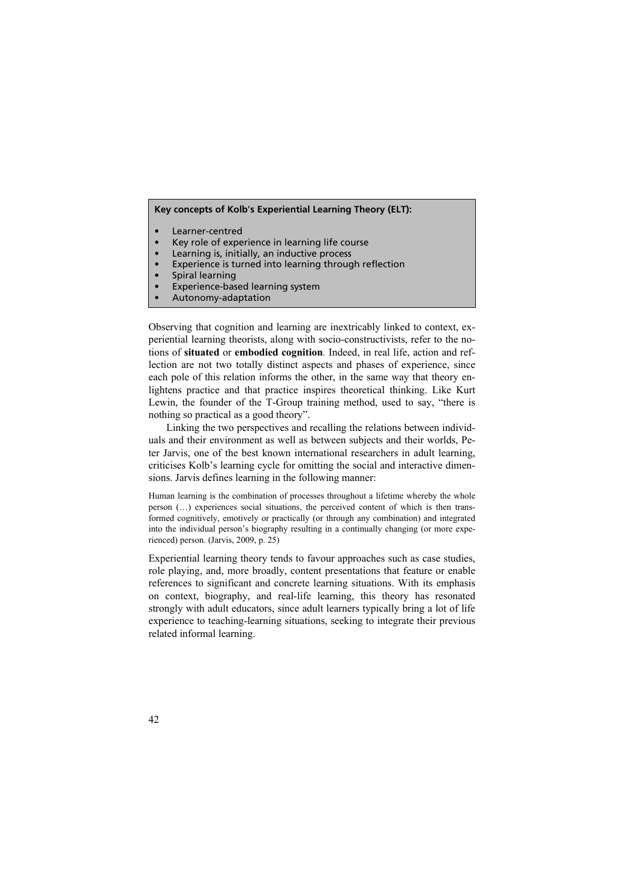**Key concepts of Kolb's Experiential Learning Theory (ELT):**

- Learner-centred
- Key role of experience in learning life course
- Learning is, initially, an inductive process
- Experience is turned into learning through reflection
- Spiral learning
- Experience-based learning system
- Autonomy-adaptation

Observing that cognition and learning are inextricably linked to context, experiential learning theorists, along with socio-constructivists, refer to the notions of **situated** or **embodied cognition**. Indeed, in real life, action and reflection are not two totally distinct aspects and phases of experience, since each pole of this relation informs the other, in the same way that theory enlightens practice and that practice inspires theoretical thinking. Like Kurt Lewin, the founder of the T-Group training method, used to say, "there is nothing so practical as a good theory".

Linking the two perspectives and recalling the relations between individuals and their environment as well as between subjects and their worlds, Peter Jarvis, one of the best known international researchers in adult learning, criticises Kolb's learning cycle for omitting the social and interactive dimensions. Jarvis defines learning in the following manner:

> Human learning is the combination of processes throughout a lifetime whereby the whole person (…) experiences social situations, the perceived content of which is then transformed cognitively, emotively or practically (or through any combination) and integrated into the individual person's biography resulting in a continually changing (or more experienced) person. (Jarvis, 2009, p. 25)

Experiential learning theory tends to favour approaches such as case studies, role playing, and, more broadly, content presentations that feature or enable references to significant and concrete learning situations. With its emphasis on context, biography, and real-life learning, this theory has resonated strongly with adult educators, since adult learners typically bring a lot of life experience to teaching-learning situations, seeking to integrate their previous related informal learning.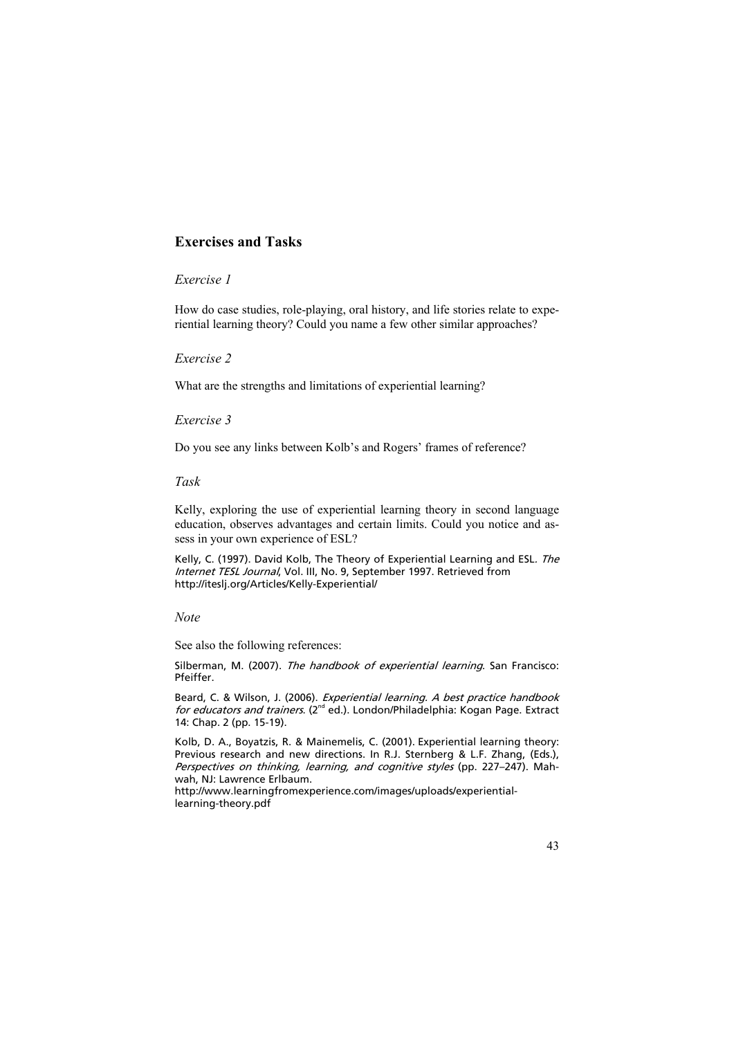## Exercises and Tasks

*Exercise 1*

How do case studies, role-playing, oral history, and life stories relate to experiential learning theory? Could you name a few other similar approaches?

*Exercise 2*

What are the strengths and limitations of experiential learning?

*Exercise 3*

Do you see any links between Kolb's and Rogers' frames of reference?

*Task*

Kelly, exploring the use of experiential learning theory in second language education, observes advantages and certain limits. Could you notice and assess in your own experience of ESL?

Kelly, C. (1997). David Kolb, The Theory of Experiential Learning and ESL. *The Internet TESL Journal*, Vol. III, No. 9, September 1997. Retrieved from http://iteslj.org/Articles/Kelly-Experiential/

*Note*

See also the following references:

Silberman, M. (2007). *The handbook of experiential learning*. San Francisco: Pfeiffer.

Beard, C. & Wilson, J. (2006). *Experiential learning. A best practice handbook for educators and trainers*. (2nd ed.). London/Philadelphia: Kogan Page. Extract 14: Chap. 2 (pp. 15-19).

Kolb, D. A., Boyatzis, R. & Mainemelis, C. (2001). Experiential learning theory: Previous research and new directions. In R.J. Sternberg & L.F. Zhang, (Eds.), *Perspectives on thinking, learning, and cognitive styles* (pp. 227–247). Mahwah, NJ: Lawrence Erlbaum.
http://www.learningfromexperience.com/images/uploads/experiential-learning-theory.pdf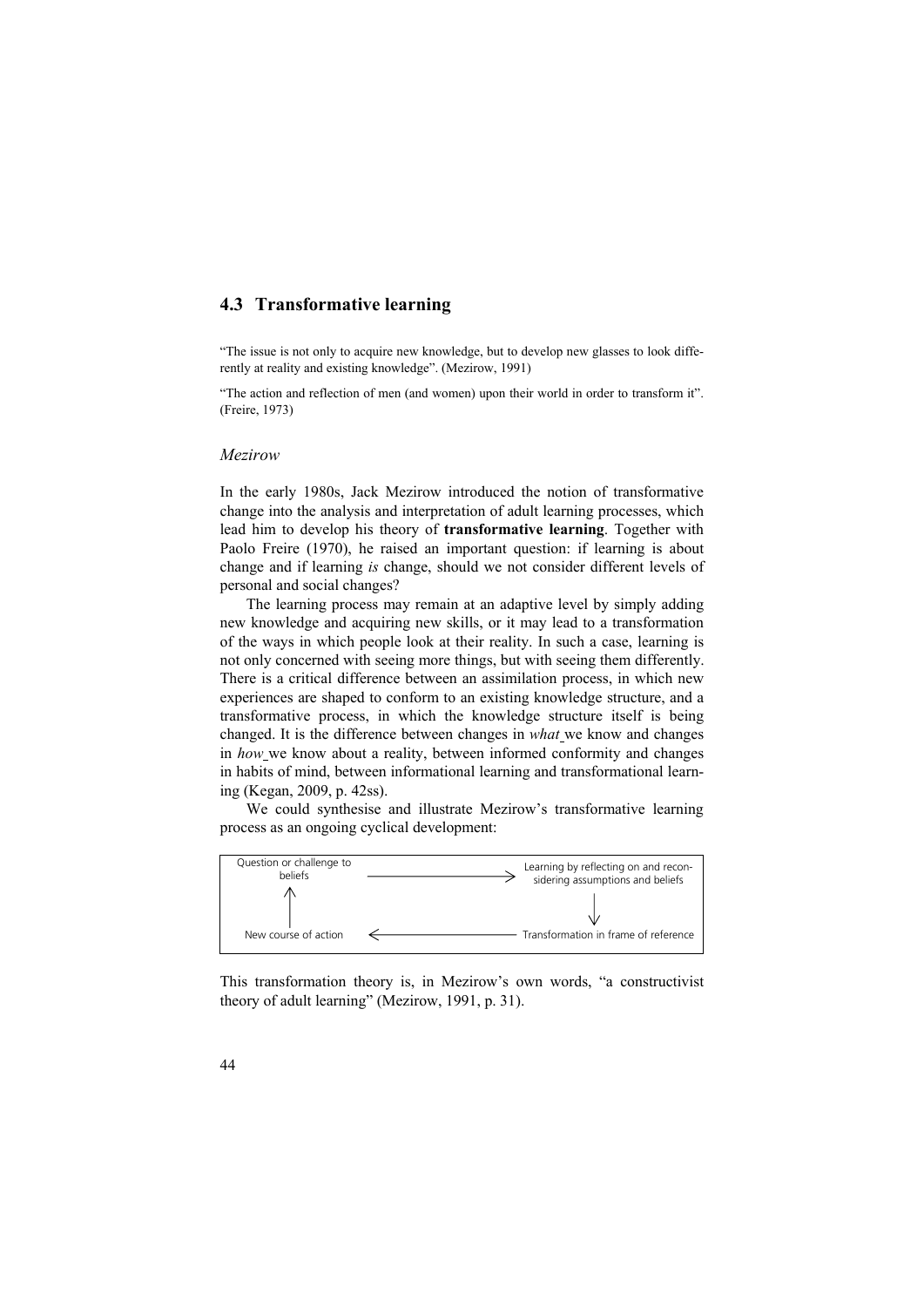## 4.3 Transformative learning

"The issue is not only to acquire new knowledge, but to develop new glasses to look differently at reality and existing knowledge". (Mezirow, 1991)

"The action and reflection of men (and women) upon their world in order to transform it". (Freire, 1973)

### *Mezirow*

In the early 1980s, Jack Mezirow introduced the notion of transformative change into the analysis and interpretation of adult learning processes, which lead him to develop his theory of **transformative learning**. Together with Paolo Freire (1970), he raised an important question: if learning is about change and if learning *is* change, should we not consider different levels of personal and social changes?

The learning process may remain at an adaptive level by simply adding new knowledge and acquiring new skills, or it may lead to a transformation of the ways in which people look at their reality. In such a case, learning is not only concerned with seeing more things, but with seeing them differently. There is a critical difference between an assimilation process, in which new experiences are shaped to conform to an existing knowledge structure, and a transformative process, in which the knowledge structure itself is being changed. It is the difference between changes in *what* we know and changes in *how* we know about a reality, between informed conformity and changes in habits of mind, between informational learning and transformational learning (Kegan, 2009, p. 42ss).

We could synthesise and illustrate Mezirow's transformative learning process as an ongoing cyclical development:

```
Question or challenge to beliefs  ------>  Learning by reflecting on and reconsidering assumptions and beliefs
              ^                                                        |
              |                                                        v
New course of action  <------------------  Transformation in frame of reference
```

This transformation theory is, in Mezirow's own words, "a constructivist theory of adult learning" (Mezirow, 1991, p. 31).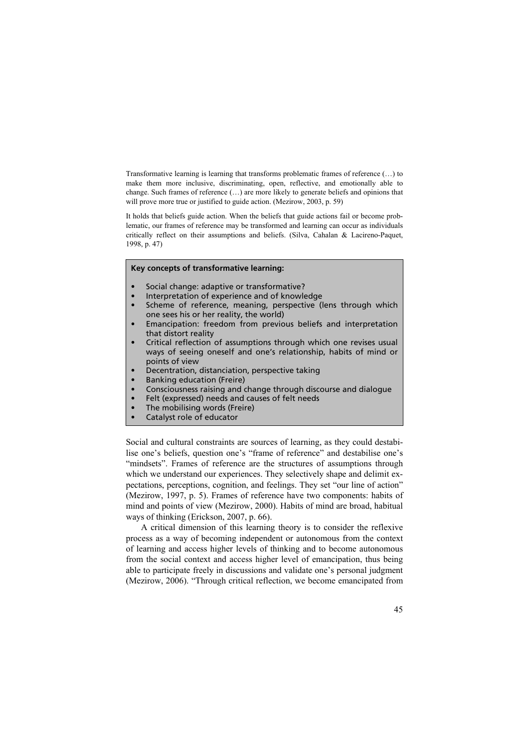Transformative learning is learning that transforms problematic frames of reference (…) to make them more inclusive, discriminating, open, reflective, and emotionally able to change. Such frames of reference (…) are more likely to generate beliefs and opinions that will prove more true or justified to guide action. (Mezirow, 2003, p. 59)

It holds that beliefs guide action. When the beliefs that guide actions fail or become problematic, our frames of reference may be transformed and learning can occur as individuals critically reflect on their assumptions and beliefs. (Silva, Cahalan & Lacireno-Paquet, 1998, p. 47)

**Key concepts of transformative learning:**

- Social change: adaptive or transformative?
- Interpretation of experience and of knowledge
- Scheme of reference, meaning, perspective (lens through which one sees his or her reality, the world)
- Emancipation: freedom from previous beliefs and interpretation that distort reality
- Critical reflection of assumptions through which one revises usual ways of seeing oneself and one's relationship, habits of mind or points of view
- Decentration, distanciation, perspective taking
- Banking education (Freire)
- Consciousness raising and change through discourse and dialogue
- Felt (expressed) needs and causes of felt needs
- The mobilising words (Freire)
- Catalyst role of educator

Social and cultural constraints are sources of learning, as they could destabilise one's beliefs, question one's "frame of reference" and destabilise one's "mindsets". Frames of reference are the structures of assumptions through which we understand our experiences. They selectively shape and delimit expectations, perceptions, cognition, and feelings. They set "our line of action" (Mezirow, 1997, p. 5). Frames of reference have two components: habits of mind and points of view (Mezirow, 2000). Habits of mind are broad, habitual ways of thinking (Erickson, 2007, p. 66).

A critical dimension of this learning theory is to consider the reflexive process as a way of becoming independent or autonomous from the context of learning and access higher levels of thinking and to become autonomous from the social context and access higher level of emancipation, thus being able to participate freely in discussions and validate one's personal judgment (Mezirow, 2006). "Through critical reflection, we become emancipated from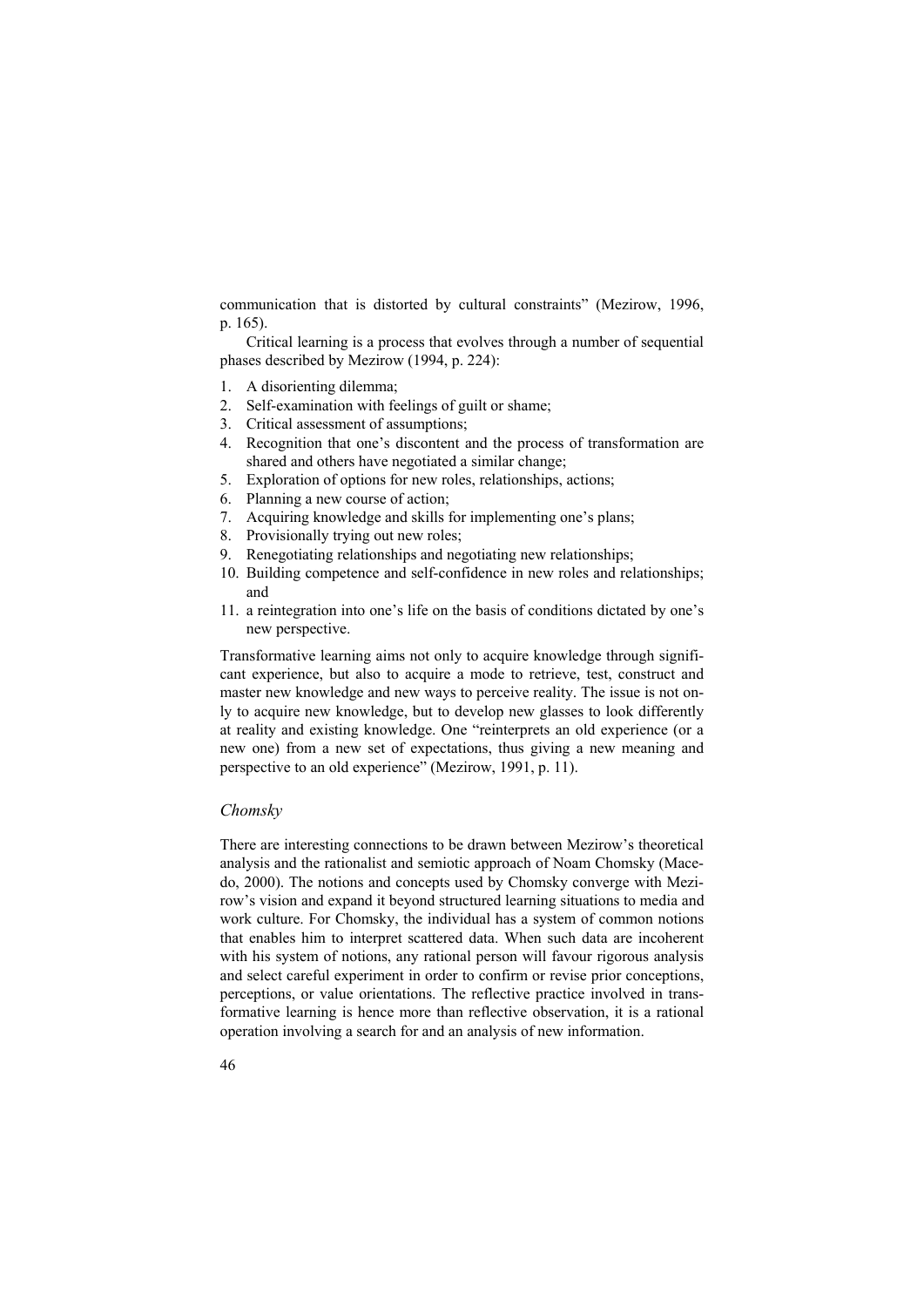communication that is distorted by cultural constraints" (Mezirow, 1996, p. 165).

Critical learning is a process that evolves through a number of sequential phases described by Mezirow (1994, p. 224):

1. A disorienting dilemma;
2. Self-examination with feelings of guilt or shame;
3. Critical assessment of assumptions;
4. Recognition that one's discontent and the process of transformation are shared and others have negotiated a similar change;
5. Exploration of options for new roles, relationships, actions;
6. Planning a new course of action;
7. Acquiring knowledge and skills for implementing one's plans;
8. Provisionally trying out new roles;
9. Renegotiating relationships and negotiating new relationships;
10. Building competence and self-confidence in new roles and relationships; and
11. a reintegration into one's life on the basis of conditions dictated by one's new perspective.

Transformative learning aims not only to acquire knowledge through significant experience, but also to acquire a mode to retrieve, test, construct and master new knowledge and new ways to perceive reality. The issue is not only to acquire new knowledge, but to develop new glasses to look differently at reality and existing knowledge. One "reinterprets an old experience (or a new one) from a new set of expectations, thus giving a new meaning and perspective to an old experience" (Mezirow, 1991, p. 11).

### *Chomsky*

There are interesting connections to be drawn between Mezirow's theoretical analysis and the rationalist and semiotic approach of Noam Chomsky (Macedo, 2000). The notions and concepts used by Chomsky converge with Mezirow's vision and expand it beyond structured learning situations to media and work culture. For Chomsky, the individual has a system of common notions that enables him to interpret scattered data. When such data are incoherent with his system of notions, any rational person will favour rigorous analysis and select careful experiment in order to confirm or revise prior conceptions, perceptions, or value orientations. The reflective practice involved in transformative learning is hence more than reflective observation, it is a rational operation involving a search for and an analysis of new information.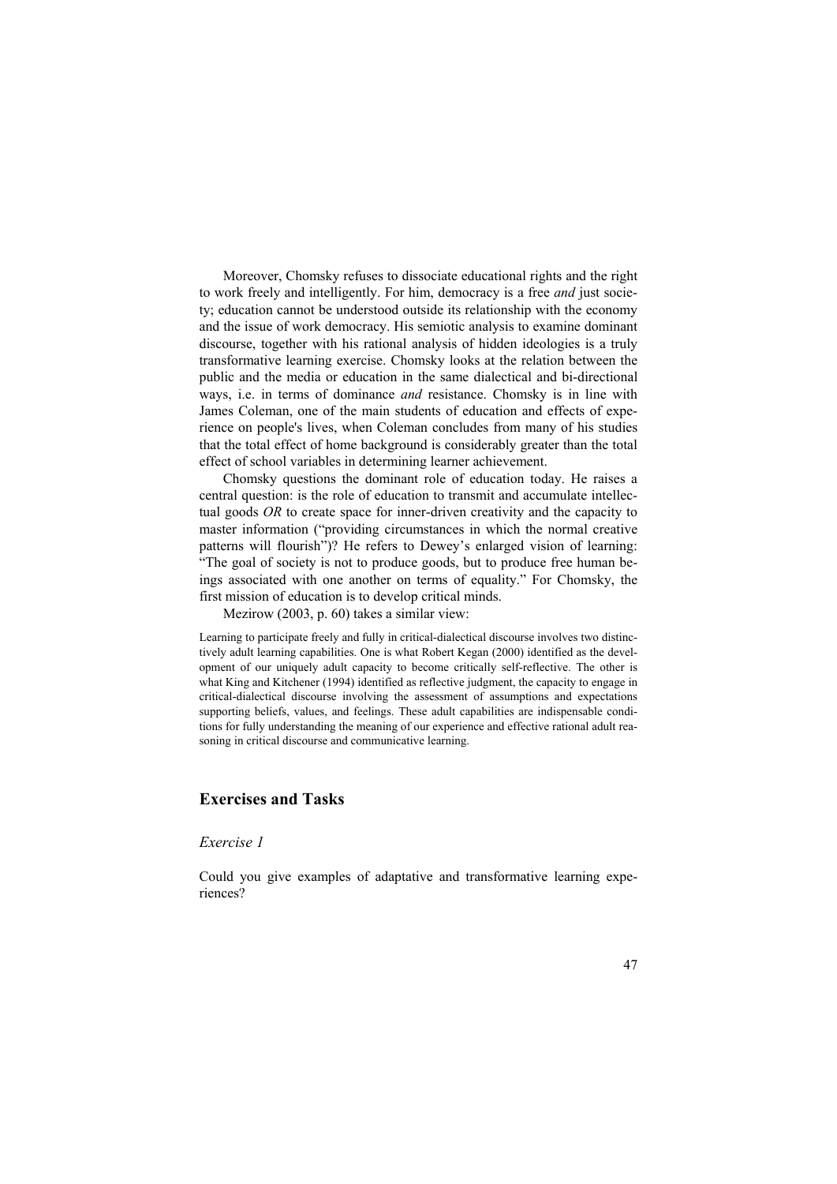Moreover, Chomsky refuses to dissociate educational rights and the right to work freely and intelligently. For him, democracy is a free *and* just society; education cannot be understood outside its relationship with the economy and the issue of work democracy. His semiotic analysis to examine dominant discourse, together with his rational analysis of hidden ideologies is a truly transformative learning exercise. Chomsky looks at the relation between the public and the media or education in the same dialectical and bi-directional ways, i.e. in terms of dominance *and* resistance. Chomsky is in line with James Coleman, one of the main students of education and effects of experience on people's lives, when Coleman concludes from many of his studies that the total effect of home background is considerably greater than the total effect of school variables in determining learner achievement.

Chomsky questions the dominant role of education today. He raises a central question: is the role of education to transmit and accumulate intellectual goods *OR* to create space for inner-driven creativity and the capacity to master information ("providing circumstances in which the normal creative patterns will flourish")? He refers to Dewey's enlarged vision of learning: "The goal of society is not to produce goods, but to produce free human beings associated with one another on terms of equality." For Chomsky, the first mission of education is to develop critical minds.

Mezirow (2003, p. 60) takes a similar view:

> Learning to participate freely and fully in critical-dialectical discourse involves two distinctively adult learning capabilities. One is what Robert Kegan (2000) identified as the development of our uniquely adult capacity to become critically self-reflective. The other is what King and Kitchener (1994) identified as reflective judgment, the capacity to engage in critical-dialectical discourse involving the assessment of assumptions and expectations supporting beliefs, values, and feelings. These adult capabilities are indispensable conditions for fully understanding the meaning of our experience and effective rational adult reasoning in critical discourse and communicative learning.

## Exercises and Tasks

### *Exercise 1*

Could you give examples of adaptative and transformative learning experiences?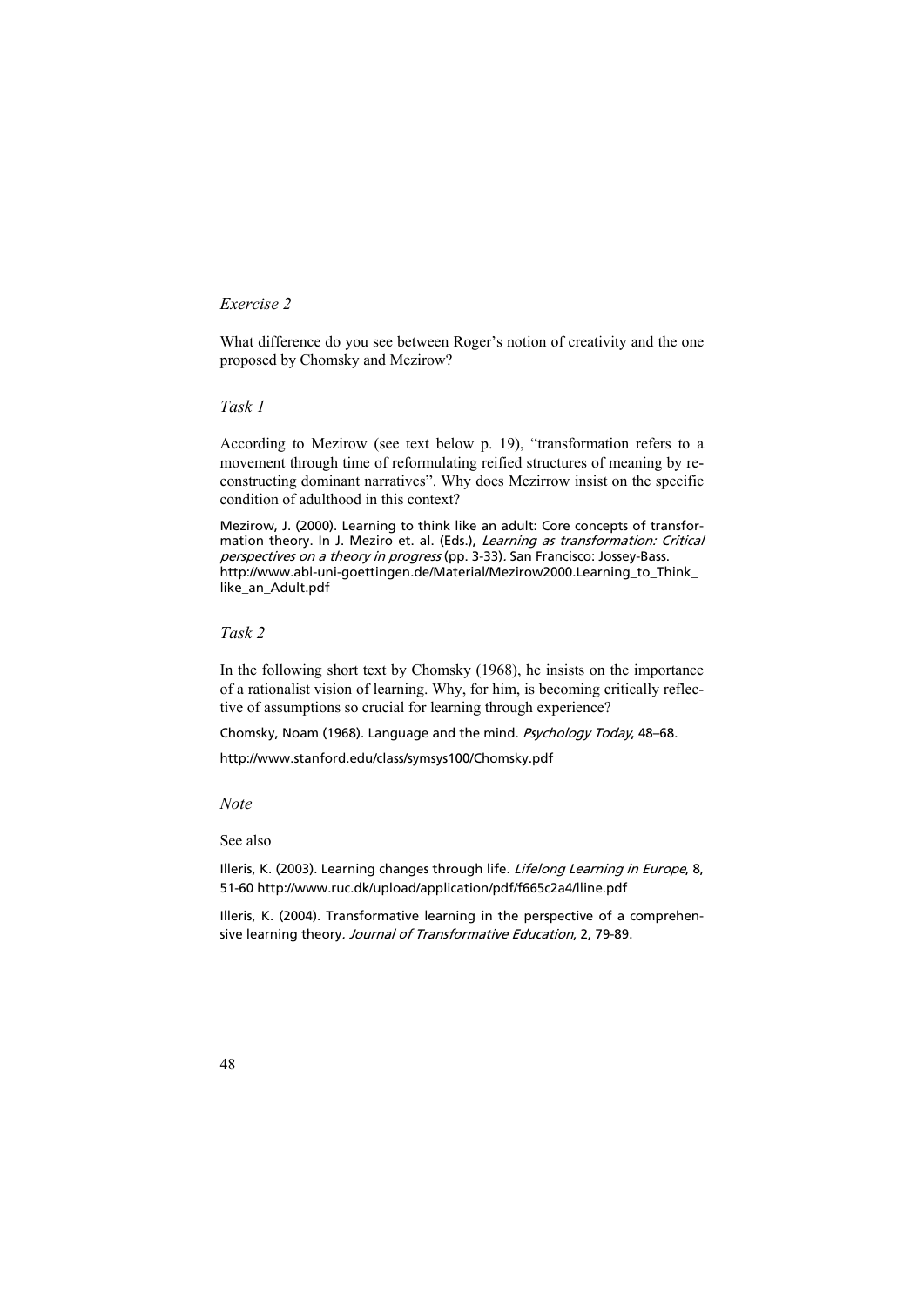*Exercise 2*

What difference do you see between Roger's notion of creativity and the one proposed by Chomsky and Mezirow?

*Task 1*

According to Mezirow (see text below p. 19), "transformation refers to a movement through time of reformulating reified structures of meaning by reconstructing dominant narratives". Why does Mezirrow insist on the specific condition of adulthood in this context?

Mezirow, J. (2000). Learning to think like an adult: Core concepts of transformation theory. In J. Meziro et. al. (Eds.), *Learning as transformation: Critical perspectives on a theory in progress* (pp. 3-33). San Francisco: Jossey-Bass. http://www.abl-uni-goettingen.de/Material/Mezirow2000.Learning_to_Think_like_an_Adult.pdf

*Task 2*

In the following short text by Chomsky (1968), he insists on the importance of a rationalist vision of learning. Why, for him, is becoming critically reflective of assumptions so crucial for learning through experience?

Chomsky, Noam (1968). Language and the mind. *Psychology Today*, 48–68.

http://www.stanford.edu/class/symsys100/Chomsky.pdf

*Note*

See also

Illeris, K. (2003). Learning changes through life. *Lifelong Learning in Europe*, 8, 51-60 http://www.ruc.dk/upload/application/pdf/f665c2a4/lline.pdf

Illeris, K. (2004). Transformative learning in the perspective of a comprehensive learning theory. *Journal of Transformative Education*, 2, 79-89.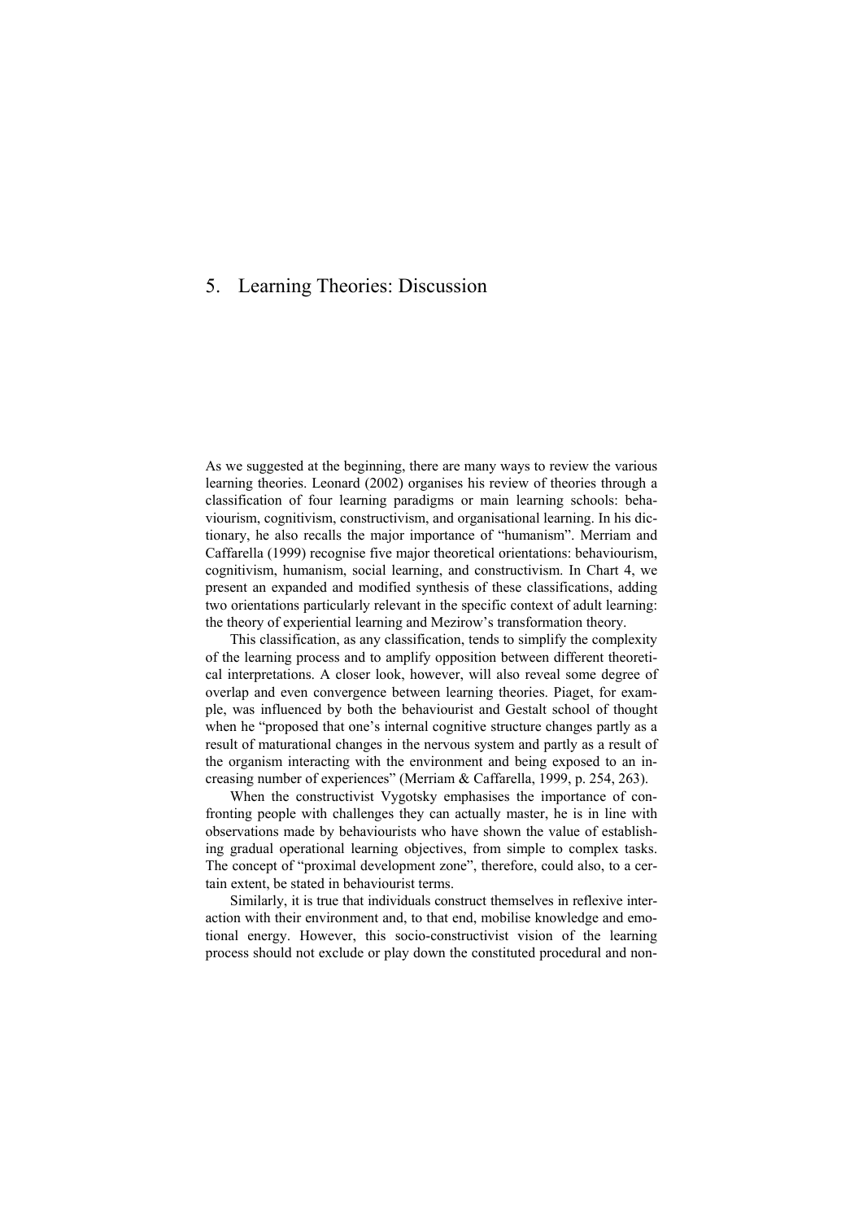# 5. Learning Theories: Discussion

As we suggested at the beginning, there are many ways to review the various learning theories. Leonard (2002) organises his review of theories through a classification of four learning paradigms or main learning schools: behaviourism, cognitivism, constructivism, and organisational learning. In his dictionary, he also recalls the major importance of "humanism". Merriam and Caffarella (1999) recognise five major theoretical orientations: behaviourism, cognitivism, humanism, social learning, and constructivism. In Chart 4, we present an expanded and modified synthesis of these classifications, adding two orientations particularly relevant in the specific context of adult learning: the theory of experiential learning and Mezirow's transformation theory.

This classification, as any classification, tends to simplify the complexity of the learning process and to amplify opposition between different theoretical interpretations. A closer look, however, will also reveal some degree of overlap and even convergence between learning theories. Piaget, for example, was influenced by both the behaviourist and Gestalt school of thought when he "proposed that one's internal cognitive structure changes partly as a result of maturational changes in the nervous system and partly as a result of the organism interacting with the environment and being exposed to an increasing number of experiences" (Merriam & Caffarella, 1999, p. 254, 263).

When the constructivist Vygotsky emphasises the importance of confronting people with challenges they can actually master, he is in line with observations made by behaviourists who have shown the value of establishing gradual operational learning objectives, from simple to complex tasks. The concept of "proximal development zone", therefore, could also, to a certain extent, be stated in behaviourist terms.

Similarly, it is true that individuals construct themselves in reflexive interaction with their environment and, to that end, mobilise knowledge and emotional energy. However, this socio-constructivist vision of the learning process should not exclude or play down the constituted procedural and non-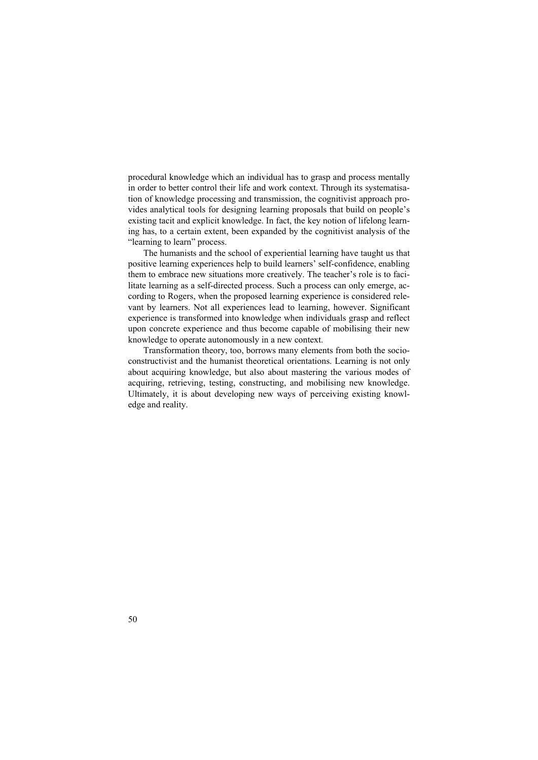procedural knowledge which an individual has to grasp and process mentally in order to better control their life and work context. Through its systematisation of knowledge processing and transmission, the cognitivist approach provides analytical tools for designing learning proposals that build on people's existing tacit and explicit knowledge. In fact, the key notion of lifelong learning has, to a certain extent, been expanded by the cognitivist analysis of the "learning to learn" process.

The humanists and the school of experiential learning have taught us that positive learning experiences help to build learners' self-confidence, enabling them to embrace new situations more creatively. The teacher's role is to facilitate learning as a self-directed process. Such a process can only emerge, according to Rogers, when the proposed learning experience is considered relevant by learners. Not all experiences lead to learning, however. Significant experience is transformed into knowledge when individuals grasp and reflect upon concrete experience and thus become capable of mobilising their new knowledge to operate autonomously in a new context.

Transformation theory, too, borrows many elements from both the socio-constructivist and the humanist theoretical orientations. Learning is not only about acquiring knowledge, but also about mastering the various modes of acquiring, retrieving, testing, constructing, and mobilising new knowledge. Ultimately, it is about developing new ways of perceiving existing knowledge and reality.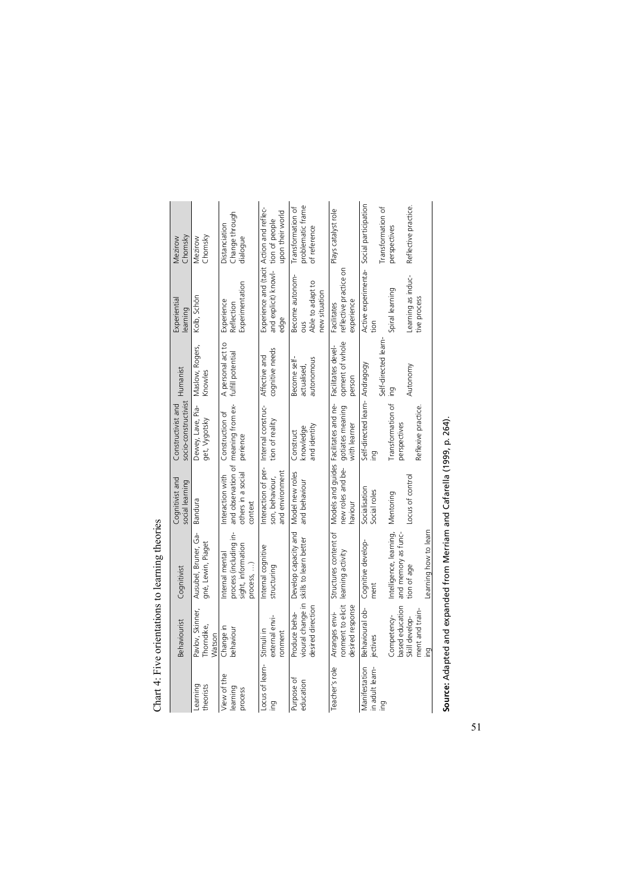Chart 4: Five orientations to learning theories

| | Behaviourist | Cognitivist | Cognitivist and social learning | Constructivist and socio-constructivist | Humanist | Experiential learning | Mezirow Chomsky |
|---|---|---|---|---|---|---|---|
| Learning theorists | Pavlov, Skinner, Thorndike, Watson | Ausubel, Bruner, Gagné, Lewin, Piaget | Bandura | Dewey, Lave, Piaget, Vygotsky | Maslow, Rogers, Knowles | Kolb, Schön | Mezirow Chomsky |
| View of the learning process | Change in behaviour | Internal mental process (including insight, information process, …) | Interaction with and observation of others in a social context | Construction of meaning from experience | A personal act to fulfill potential | Experience Reflection Experimentation | Distanciation Change through dialogue |
| Locus of learning | Stimuli in external environment | Internal cognitive structuring | Interaction of person, behaviour, and environment | Internal construction of reality | Affective and cognitive needs | Experience and (tacit and explicit) knowledge | Action and reflection of people upon their world |
| Purpose of education | Produce behavioural change in desired direction | Develop capacity and skills to learn better | Model new roles and behaviour | Construct knowledge and identity | Become self-actualised, autonomous | Become autonomous Able to adapt to new situation | Transformation of problematic frame of reference |
| Teacher's role | Arranges environment to elicit desired response | Structures content of learning activity | Models and guides new roles and behaviour | Facilitates and negotiates meaning with learner | Facilitates development of whole person | Facilitates reflective practice on experience | Plays catalyst role |
| Manifestation in adult learning | Behavioural objectives<br>Competency-based education<br>Skill development and training | Cognitive development<br>Intelligence, learning, and memory as function of age<br>Learning how to learn | Socialisation<br>Social roles<br>Mentoring<br>Locus of control | Self-directed learning<br>Transformation of perspectives<br>Reflexive practice. | Andragogy<br>Self-directed learning<br>Autonomy | Active experimentation<br>Spiral learning<br>Learning as inductive process | Social participation<br>Transformation of perspectives<br>Reflective practice. |

**Source:** Adapted and expanded from Merriam and Cafarella (1999, p. 264).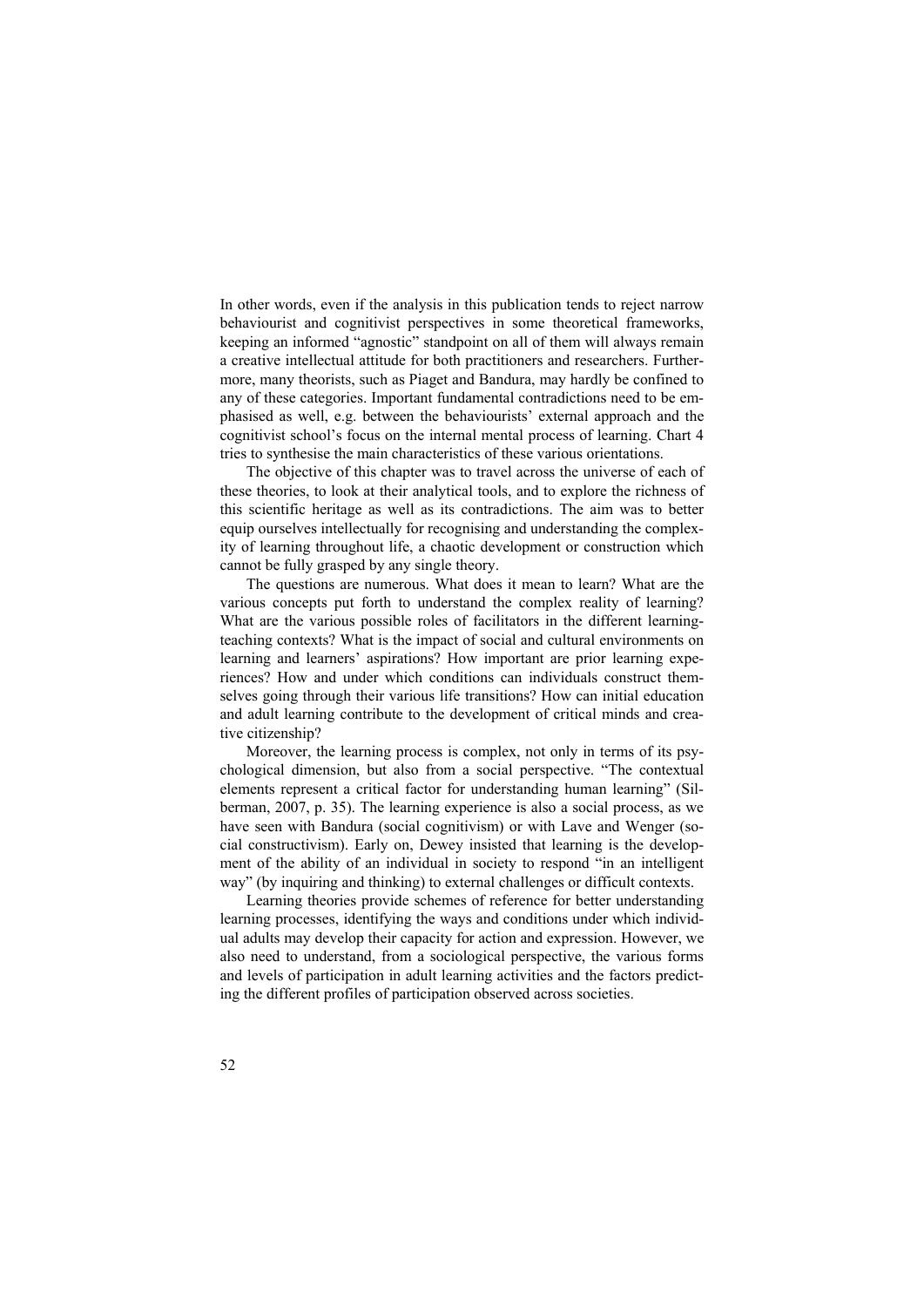In other words, even if the analysis in this publication tends to reject narrow behaviourist and cognitivist perspectives in some theoretical frameworks, keeping an informed "agnostic" standpoint on all of them will always remain a creative intellectual attitude for both practitioners and researchers. Furthermore, many theorists, such as Piaget and Bandura, may hardly be confined to any of these categories. Important fundamental contradictions need to be emphasised as well, e.g. between the behaviourists' external approach and the cognitivist school's focus on the internal mental process of learning. Chart 4 tries to synthesise the main characteristics of these various orientations.

The objective of this chapter was to travel across the universe of each of these theories, to look at their analytical tools, and to explore the richness of this scientific heritage as well as its contradictions. The aim was to better equip ourselves intellectually for recognising and understanding the complexity of learning throughout life, a chaotic development or construction which cannot be fully grasped by any single theory.

The questions are numerous. What does it mean to learn? What are the various concepts put forth to understand the complex reality of learning? What are the various possible roles of facilitators in the different learning-teaching contexts? What is the impact of social and cultural environments on learning and learners' aspirations? How important are prior learning experiences? How and under which conditions can individuals construct themselves going through their various life transitions? How can initial education and adult learning contribute to the development of critical minds and creative citizenship?

Moreover, the learning process is complex, not only in terms of its psychological dimension, but also from a social perspective. "The contextual elements represent a critical factor for understanding human learning" (Silberman, 2007, p. 35). The learning experience is also a social process, as we have seen with Bandura (social cognitivism) or with Lave and Wenger (social constructivism). Early on, Dewey insisted that learning is the development of the ability of an individual in society to respond "in an intelligent way" (by inquiring and thinking) to external challenges or difficult contexts.

Learning theories provide schemes of reference for better understanding learning processes, identifying the ways and conditions under which individual adults may develop their capacity for action and expression. However, we also need to understand, from a sociological perspective, the various forms and levels of participation in adult learning activities and the factors predicting the different profiles of participation observed across societies.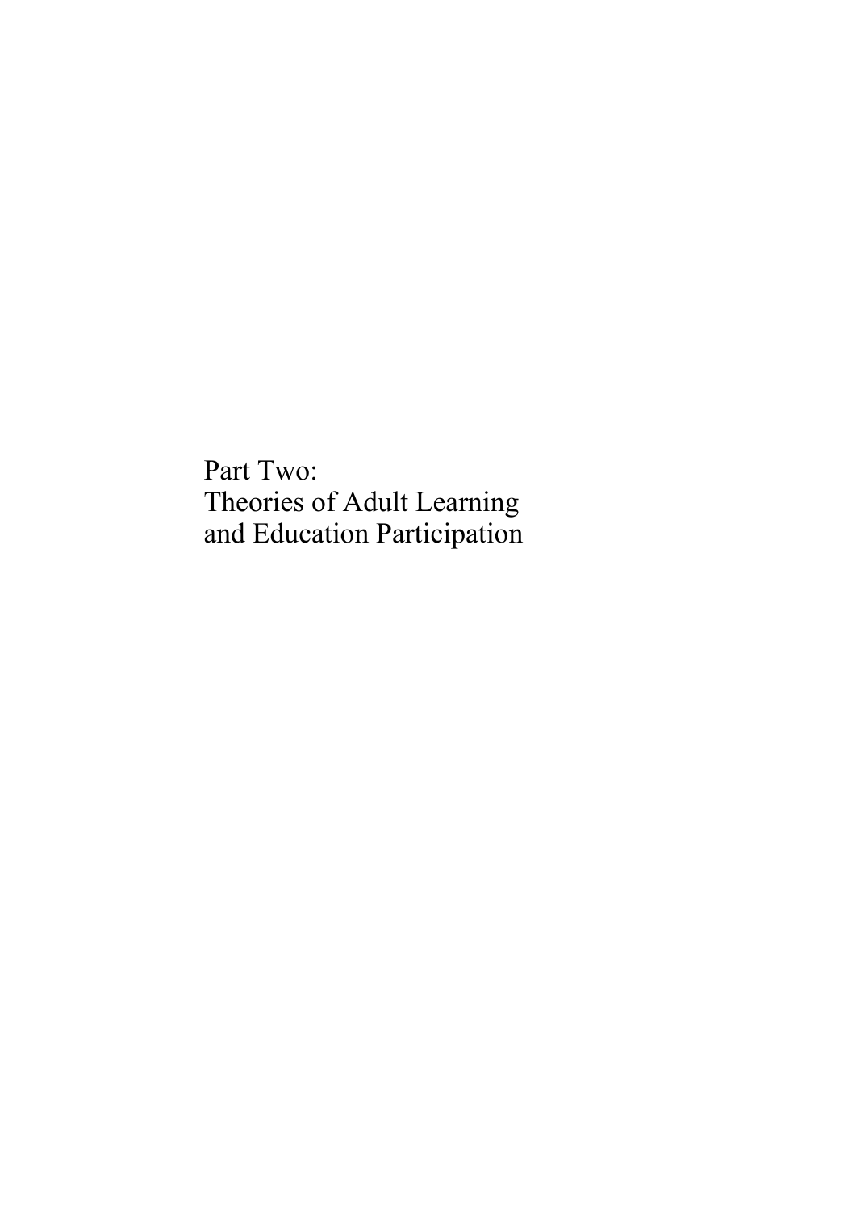# Part Two: Theories of Adult Learning and Education Participation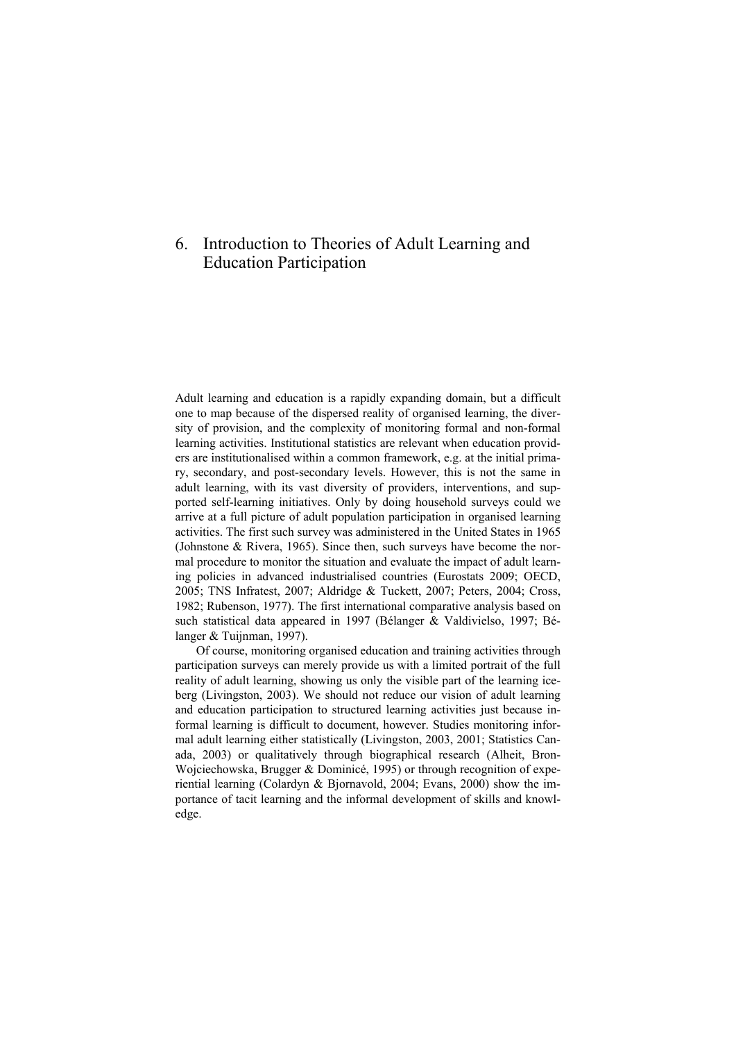# 6. Introduction to Theories of Adult Learning and Education Participation

Adult learning and education is a rapidly expanding domain, but a difficult one to map because of the dispersed reality of organised learning, the diversity of provision, and the complexity of monitoring formal and non-formal learning activities. Institutional statistics are relevant when education providers are institutionalised within a common framework, e.g. at the initial primary, secondary, and post-secondary levels. However, this is not the same in adult learning, with its vast diversity of providers, interventions, and supported self-learning initiatives. Only by doing household surveys could we arrive at a full picture of adult population participation in organised learning activities. The first such survey was administered in the United States in 1965 (Johnstone & Rivera, 1965). Since then, such surveys have become the normal procedure to monitor the situation and evaluate the impact of adult learning policies in advanced industrialised countries (Eurostats 2009; OECD, 2005; TNS Infratest, 2007; Aldridge & Tuckett, 2007; Peters, 2004; Cross, 1982; Rubenson, 1977). The first international comparative analysis based on such statistical data appeared in 1997 (Bélanger & Valdivielso, 1997; Bélanger & Tuijnman, 1997).

Of course, monitoring organised education and training activities through participation surveys can merely provide us with a limited portrait of the full reality of adult learning, showing us only the visible part of the learning iceberg (Livingston, 2003). We should not reduce our vision of adult learning and education participation to structured learning activities just because informal learning is difficult to document, however. Studies monitoring informal adult learning either statistically (Livingston, 2003, 2001; Statistics Canada, 2003) or qualitatively through biographical research (Alheit, Bron-Wojciechowska, Brugger & Dominicé, 1995) or through recognition of experiential learning (Colardyn & Bjornavold, 2004; Evans, 2000) show the importance of tacit learning and the informal development of skills and knowledge.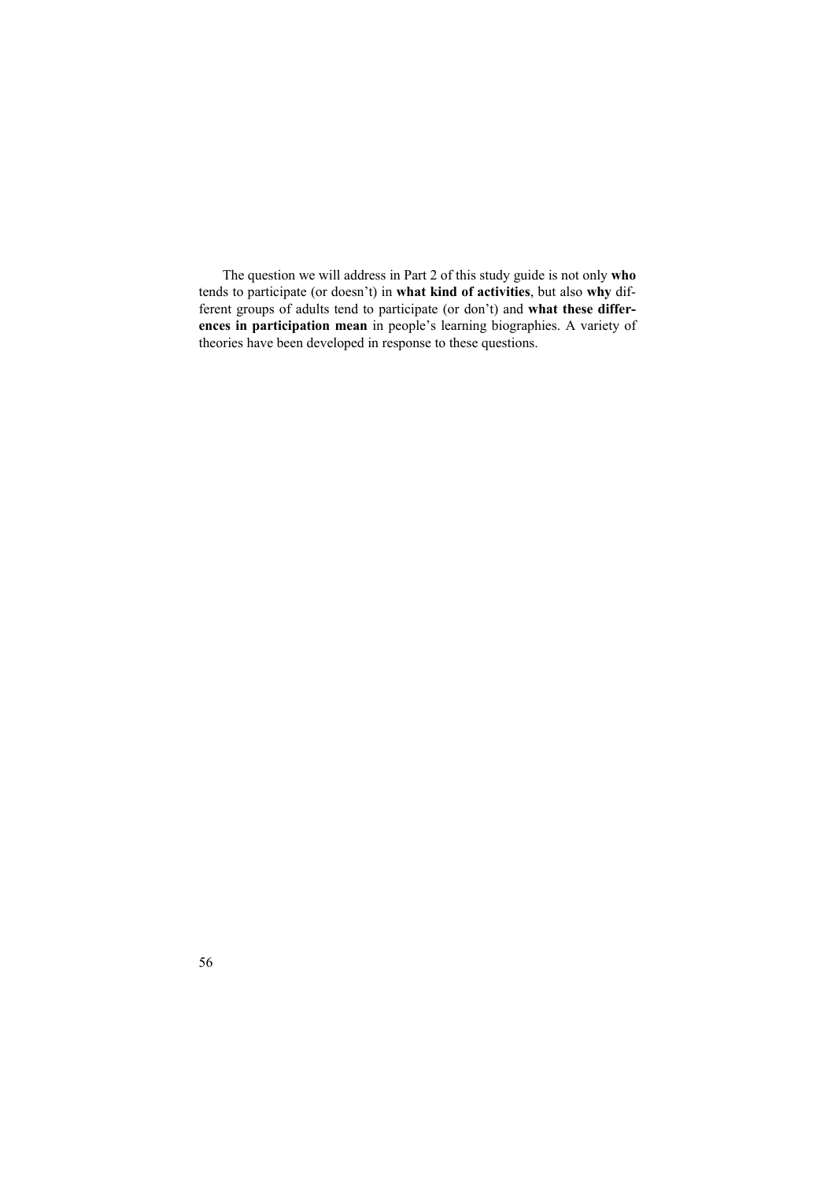The question we will address in Part 2 of this study guide is not only **who** tends to participate (or doesn't) in **what kind of activities**, but also **why** different groups of adults tend to participate (or don't) and **what these differences in participation mean** in people's learning biographies. A variety of theories have been developed in response to these questions.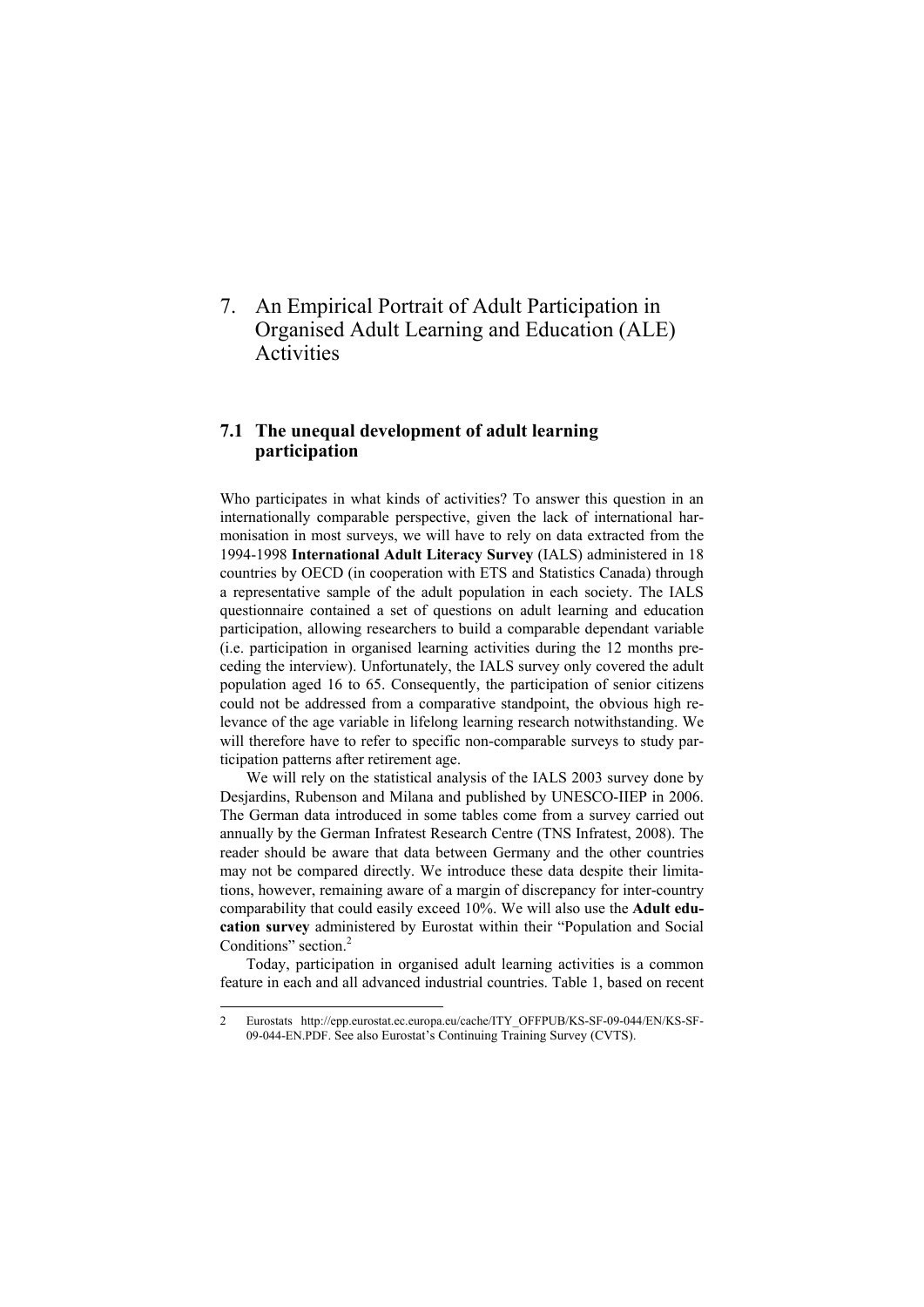# 7. An Empirical Portrait of Adult Participation in Organised Adult Learning and Education (ALE) Activities

## 7.1 The unequal development of adult learning participation

Who participates in what kinds of activities? To answer this question in an internationally comparable perspective, given the lack of international harmonisation in most surveys, we will have to rely on data extracted from the 1994-1998 **International Adult Literacy Survey** (IALS) administered in 18 countries by OECD (in cooperation with ETS and Statistics Canada) through a representative sample of the adult population in each society. The IALS questionnaire contained a set of questions on adult learning and education participation, allowing researchers to build a comparable dependant variable (i.e. participation in organised learning activities during the 12 months preceding the interview). Unfortunately, the IALS survey only covered the adult population aged 16 to 65. Consequently, the participation of senior citizens could not be addressed from a comparative standpoint, the obvious high relevance of the age variable in lifelong learning research notwithstanding. We will therefore have to refer to specific non-comparable surveys to study participation patterns after retirement age.

We will rely on the statistical analysis of the IALS 2003 survey done by Desjardins, Rubenson and Milana and published by UNESCO-IIEP in 2006. The German data introduced in some tables come from a survey carried out annually by the German Infratest Research Centre (TNS Infratest, 2008). The reader should be aware that data between Germany and the other countries may not be compared directly. We introduce these data despite their limitations, however, remaining aware of a margin of discrepancy for inter-country comparability that could easily exceed 10%. We will also use the **Adult education survey** administered by Eurostat within their "Population and Social Conditions" section.[2]

Today, participation in organised adult learning activities is a common feature in each and all advanced industrial countries. Table 1, based on recent

---

[2] Eurostats http://epp.eurostat.ec.europa.eu/cache/ITY_OFFPUB/KS-SF-09-044/EN/KS-SF-09-044-EN.PDF. See also Eurostat's Continuing Training Survey (CVTS).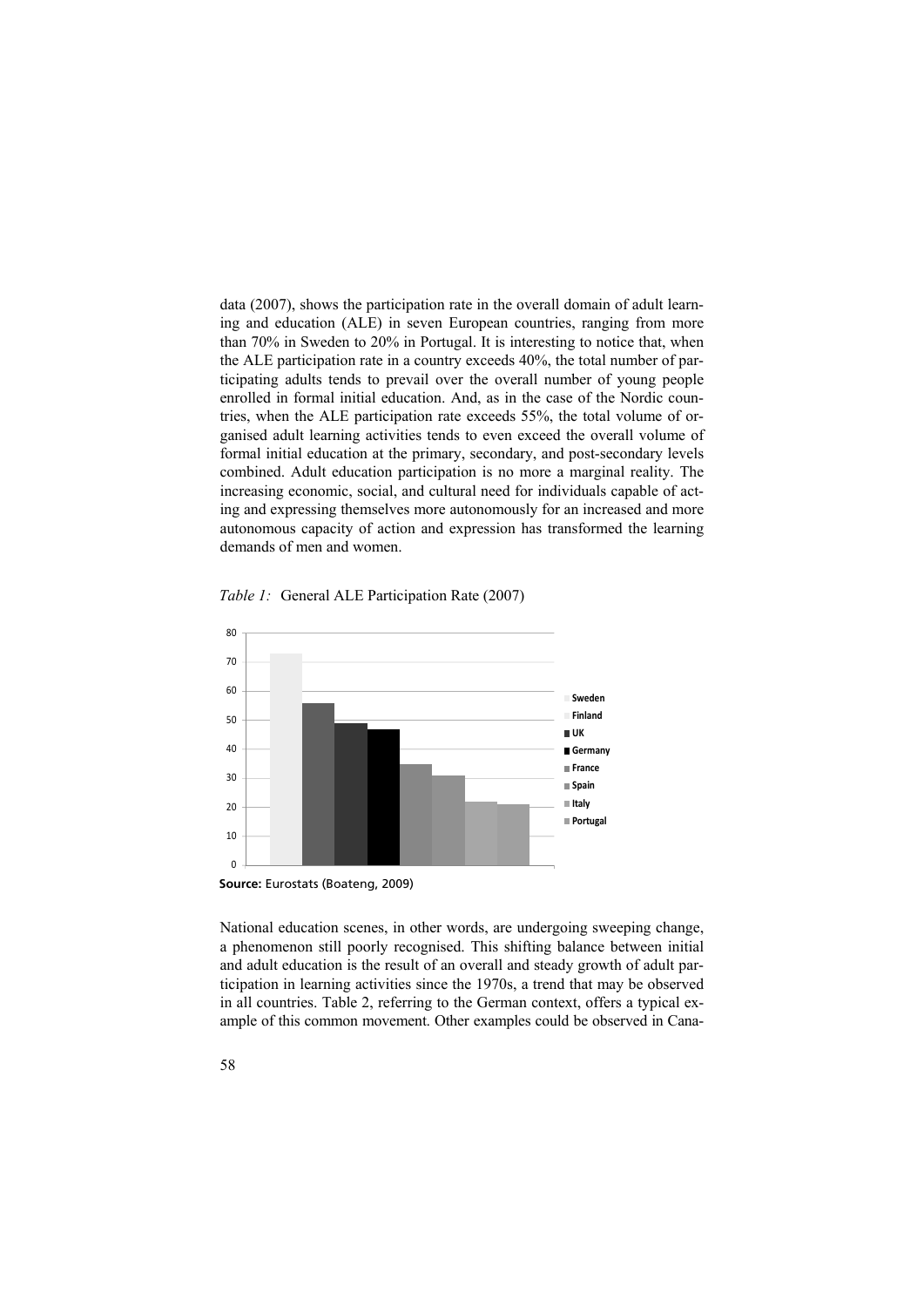data (2007), shows the participation rate in the overall domain of adult learning and education (ALE) in seven European countries, ranging from more than 70% in Sweden to 20% in Portugal. It is interesting to notice that, when the ALE participation rate in a country exceeds 40%, the total number of participating adults tends to prevail over the overall number of young people enrolled in formal initial education. And, as in the case of the Nordic countries, when the ALE participation rate exceeds 55%, the total volume of organised adult learning activities tends to even exceed the overall volume of formal initial education at the primary, secondary, and post-secondary levels combined. Adult education participation is no more a marginal reality. The increasing economic, social, and cultural need for individuals capable of acting and expressing themselves more autonomously for an increased and more autonomous capacity of action and expression has transformed the learning demands of men and women.

*Table 1:* General ALE Participation Rate (2007)

**Source:** Eurostats (Boateng, 2009)

National education scenes, in other words, are undergoing sweeping change, a phenomenon still poorly recognised. This shifting balance between initial and adult education is the result of an overall and steady growth of adult participation in learning activities since the 1970s, a trend that may be observed in all countries. Table 2, referring to the German context, offers a typical example of this common movement. Other examples could be observed in Cana-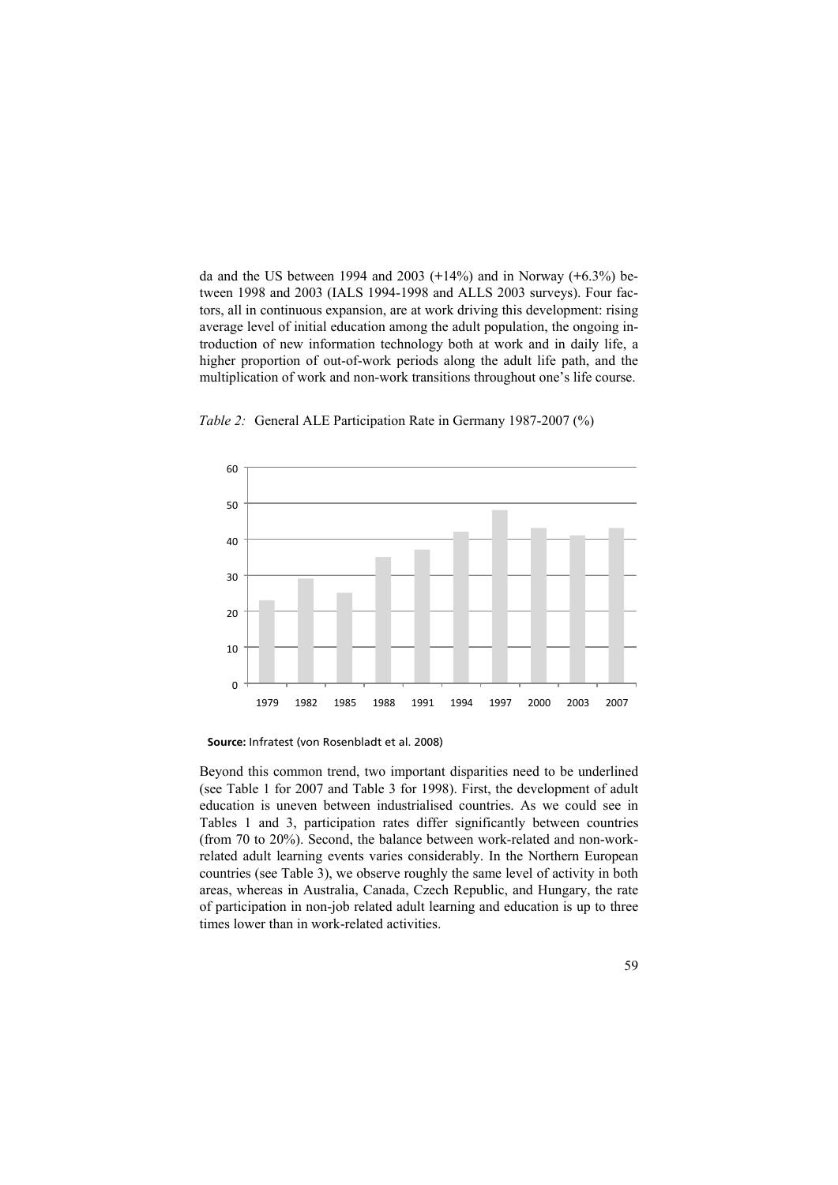da and the US between 1994 and 2003 (+14%) and in Norway (+6.3%) between 1998 and 2003 (IALS 1994-1998 and ALLS 2003 surveys). Four factors, all in continuous expansion, are at work driving this development: rising average level of initial education among the adult population, the ongoing introduction of new information technology both at work and in daily life, a higher proportion of out-of-work periods along the adult life path, and the multiplication of work and non-work transitions throughout one's life course.

*Table 2:* General ALE Participation Rate in Germany 1987-2007 (%)

**Source:** Infratest (von Rosenbladt et al. 2008)

Beyond this common trend, two important disparities need to be underlined (see Table 1 for 2007 and Table 3 for 1998). First, the development of adult education is uneven between industrialised countries. As we could see in Tables 1 and 3, participation rates differ significantly between countries (from 70 to 20%). Second, the balance between work-related and non-work-related adult learning events varies considerably. In the Northern European countries (see Table 3), we observe roughly the same level of activity in both areas, whereas in Australia, Canada, Czech Republic, and Hungary, the rate of participation in non-job related adult learning and education is up to three times lower than in work-related activities.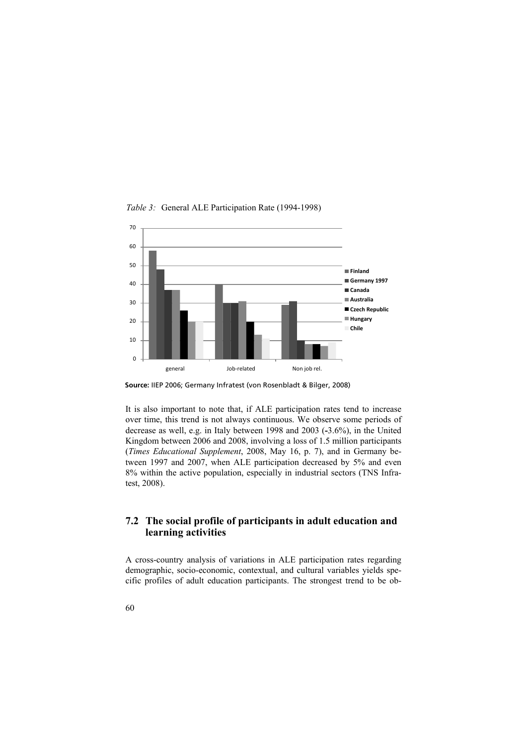*Table 3:* General ALE Participation Rate (1994-1998)

**Source:** IIEP 2006; Germany Infratest (von Rosenbladt & Bilger, 2008)

It is also important to note that, if ALE participation rates tend to increase over time, this trend is not always continuous. We observe some periods of decrease as well, e.g. in Italy between 1998 and 2003 (-3.6%), in the United Kingdom between 2006 and 2008, involving a loss of 1.5 million participants (*Times Educational Supplement*, 2008, May 16, p. 7), and in Germany between 1997 and 2007, when ALE participation decreased by 5% and even 8% within the active population, especially in industrial sectors (TNS Infratest, 2008).

## 7.2 The social profile of participants in adult education and learning activities

A cross-country analysis of variations in ALE participation rates regarding demographic, socio-economic, contextual, and cultural variables yields specific profiles of adult education participants. The strongest trend to be ob-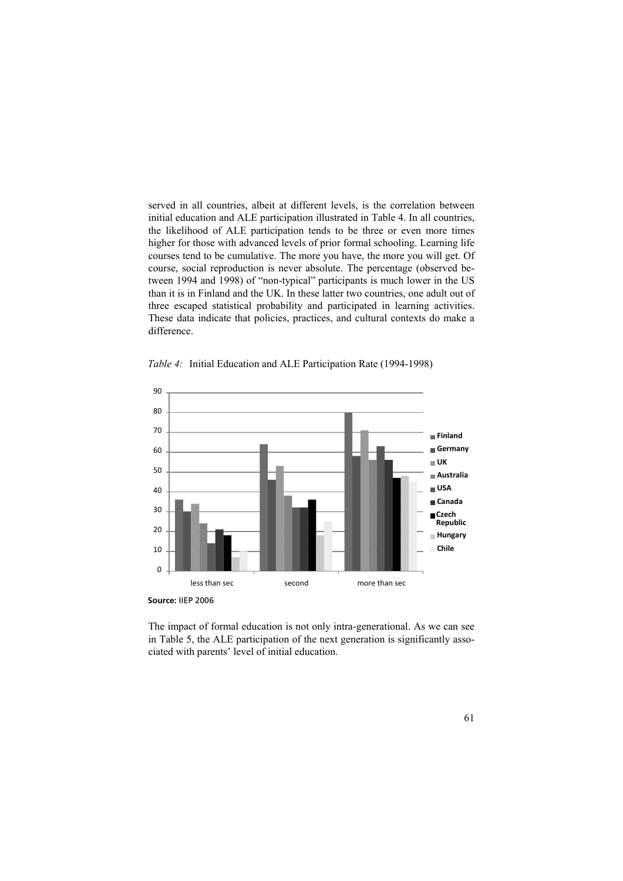served in all countries, albeit at different levels, is the correlation between initial education and ALE participation illustrated in Table 4. In all countries, the likelihood of ALE participation tends to be three or even more times higher for those with advanced levels of prior formal schooling. Learning life courses tend to be cumulative. The more you have, the more you will get. Of course, social reproduction is never absolute. The percentage (observed between 1994 and 1998) of "non-typical" participants is much lower in the US than it is in Finland and the UK. In these latter two countries, one adult out of three escaped statistical probability and participated in learning activities. These data indicate that policies, practices, and cultural contexts do make a difference.

*Table 4:* Initial Education and ALE Participation Rate (1994-1998)

**Source:** IIEP 2006

The impact of formal education is not only intra-generational. As we can see in Table 5, the ALE participation of the next generation is significantly associated with parents' level of initial education.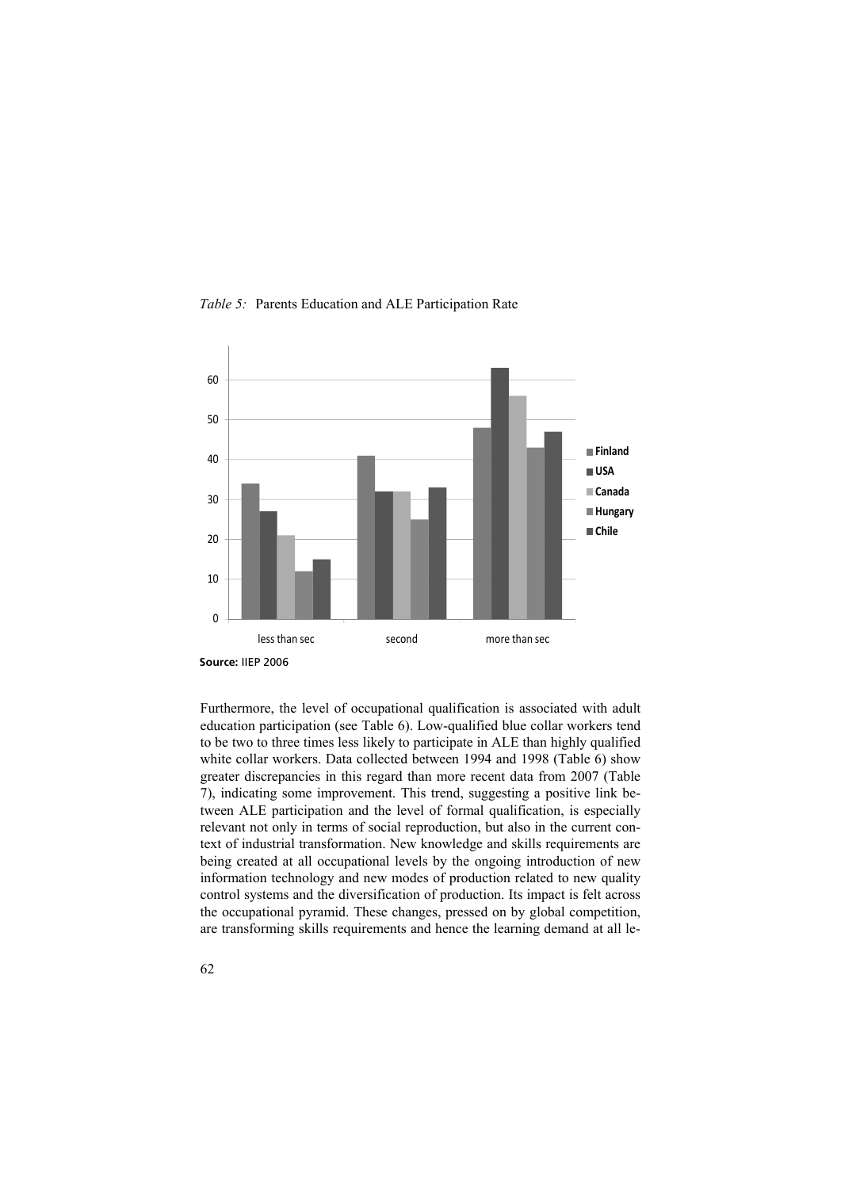*Table 5:* Parents Education and ALE Participation Rate

| | Finland | USA | Canada | Hungary | Chile |
|---|---|---|---|---|---|
| less than sec | 34 | 27 | 21 | 12 | 15 |
| second | 41 | 32 | 32 | 25 | 33 |
| more than sec | 48 | 63 | 56 | 43 | 47 |

**Source:** IIEP 2006

Furthermore, the level of occupational qualification is associated with adult education participation (see Table 6). Low-qualified blue collar workers tend to be two to three times less likely to participate in ALE than highly qualified white collar workers. Data collected between 1994 and 1998 (Table 6) show greater discrepancies in this regard than more recent data from 2007 (Table 7), indicating some improvement. This trend, suggesting a positive link between ALE participation and the level of formal qualification, is especially relevant not only in terms of social reproduction, but also in the current context of industrial transformation. New knowledge and skills requirements are being created at all occupational levels by the ongoing introduction of new information technology and new modes of production related to new quality control systems and the diversification of production. Its impact is felt across the occupational pyramid. These changes, pressed on by global competition, are transforming skills requirements and hence the learning demand at all le-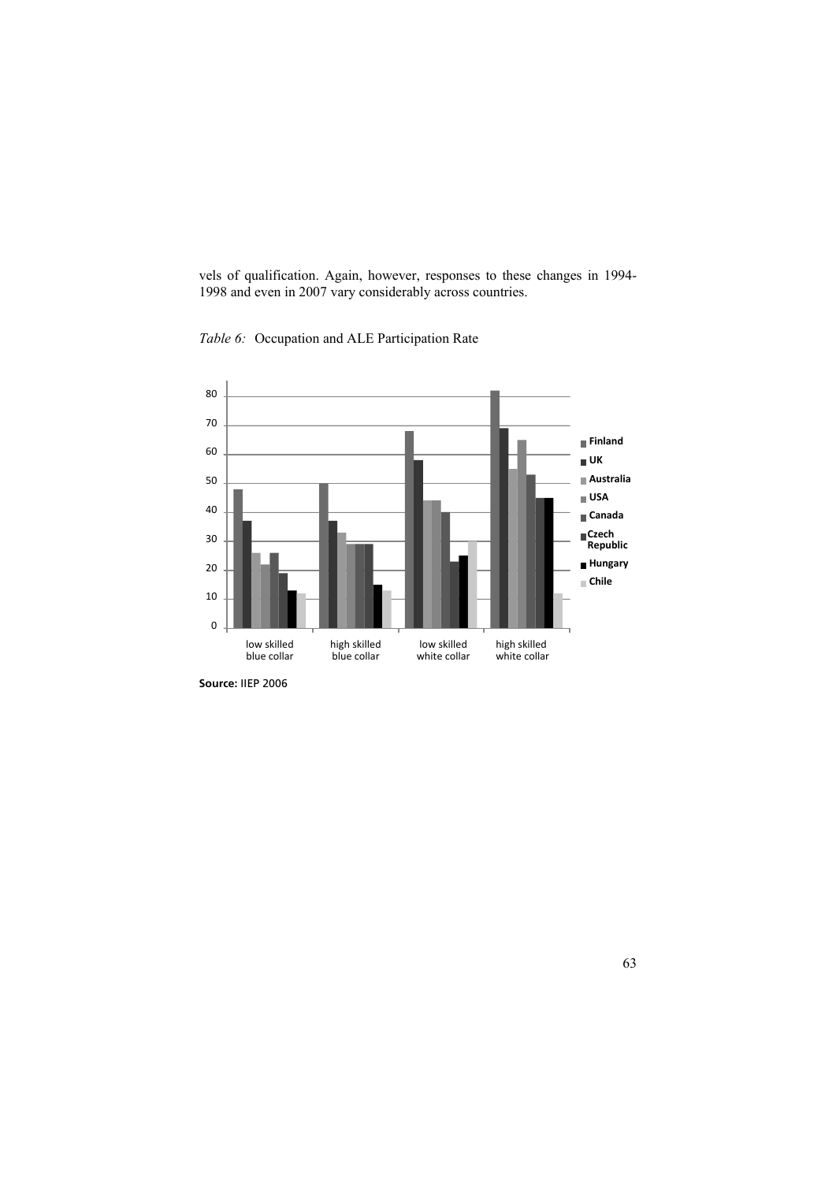vels of qualification. Again, however, responses to these changes in 1994-1998 and even in 2007 vary considerably across countries.

*Table 6:* Occupation and ALE Participation Rate

**Source:** IIEP 2006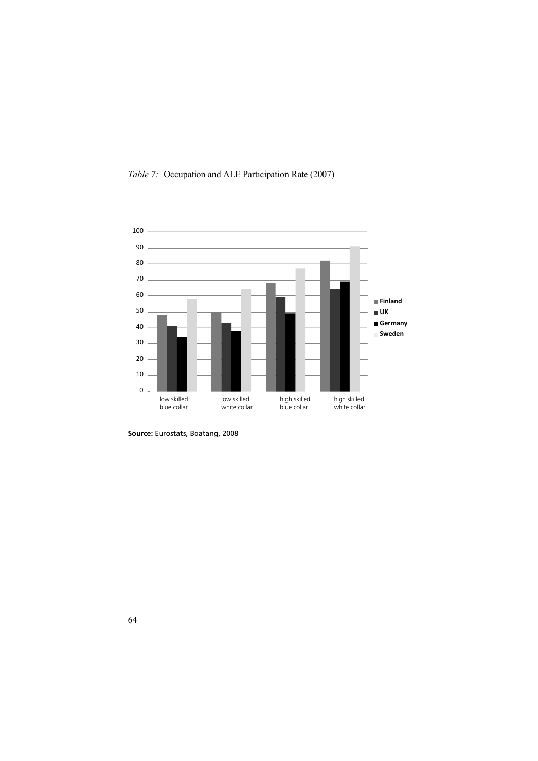*Table 7:* Occupation and ALE Participation Rate (2007)

**Source:** Eurostats, Boatang, 2008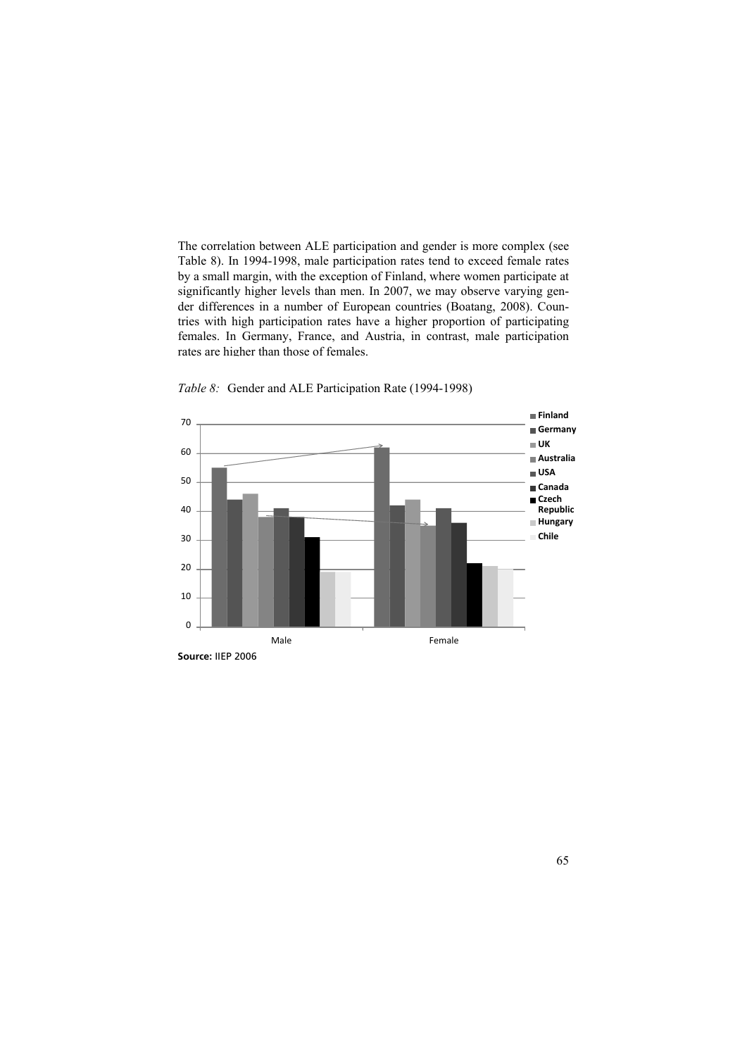The correlation between ALE participation and gender is more complex (see Table 8). In 1994-1998, male participation rates tend to exceed female rates by a small margin, with the exception of Finland, where women participate at significantly higher levels than men. In 2007, we may observe varying gender differences in a number of European countries (Boatang, 2008). Countries with high participation rates have a higher proportion of participating females. In Germany, France, and Austria, in contrast, male participation rates are higher than those of females.

*Table 8:* Gender and ALE Participation Rate (1994-1998)

**Source:** IIEP 2006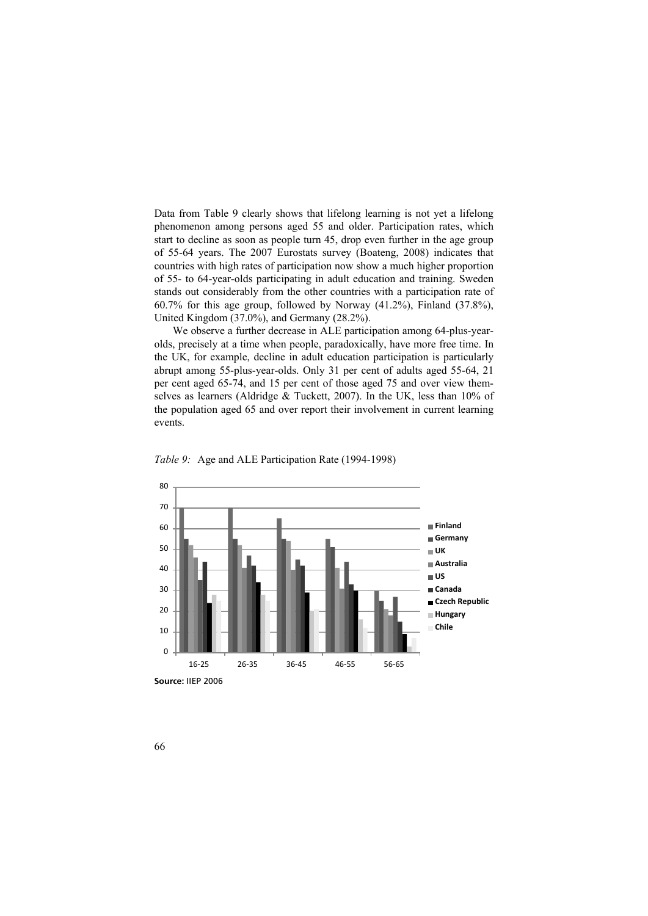Data from Table 9 clearly shows that lifelong learning is not yet a lifelong phenomenon among persons aged 55 and older. Participation rates, which start to decline as soon as people turn 45, drop even further in the age group of 55-64 years. The 2007 Eurostats survey (Boateng, 2008) indicates that countries with high rates of participation now show a much higher proportion of 55- to 64-year-olds participating in adult education and training. Sweden stands out considerably from the other countries with a participation rate of 60.7% for this age group, followed by Norway (41.2%), Finland (37.8%), United Kingdom (37.0%), and Germany (28.2%).

We observe a further decrease in ALE participation among 64-plus-year-olds, precisely at a time when people, paradoxically, have more free time. In the UK, for example, decline in adult education participation is particularly abrupt among 55-plus-year-olds. Only 31 per cent of adults aged 55-64, 21 per cent aged 65-74, and 15 per cent of those aged 75 and over view themselves as learners (Aldridge & Tuckett, 2007). In the UK, less than 10% of the population aged 65 and over report their involvement in current learning events.

*Table 9:* Age and ALE Participation Rate (1994-1998)

**Source:** IIEP 2006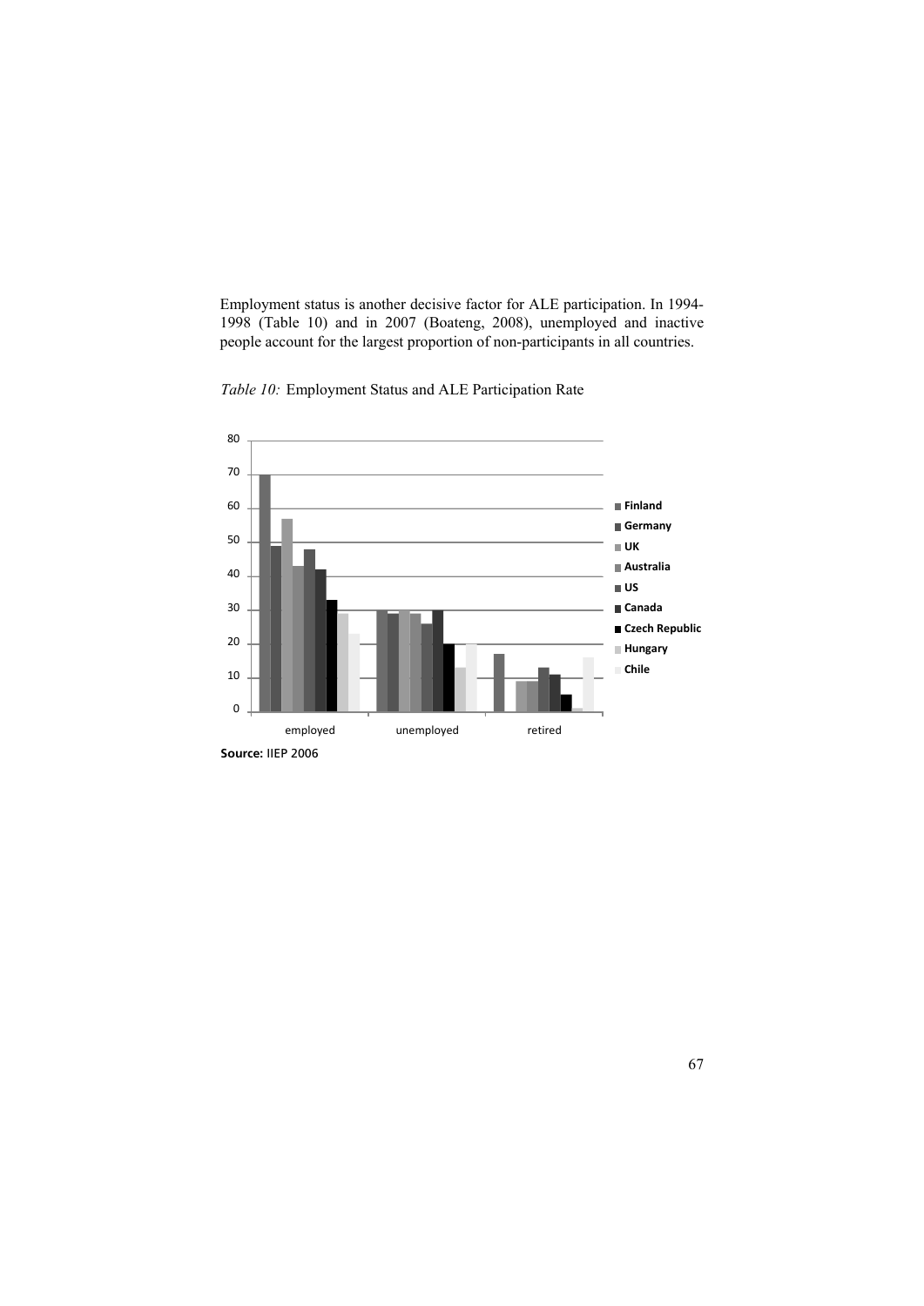Employment status is another decisive factor for ALE participation. In 1994-1998 (Table 10) and in 2007 (Boateng, 2008), unemployed and inactive people account for the largest proportion of non-participants in all countries.

*Table 10:* Employment Status and ALE Participation Rate

**Source:** IIEP 2006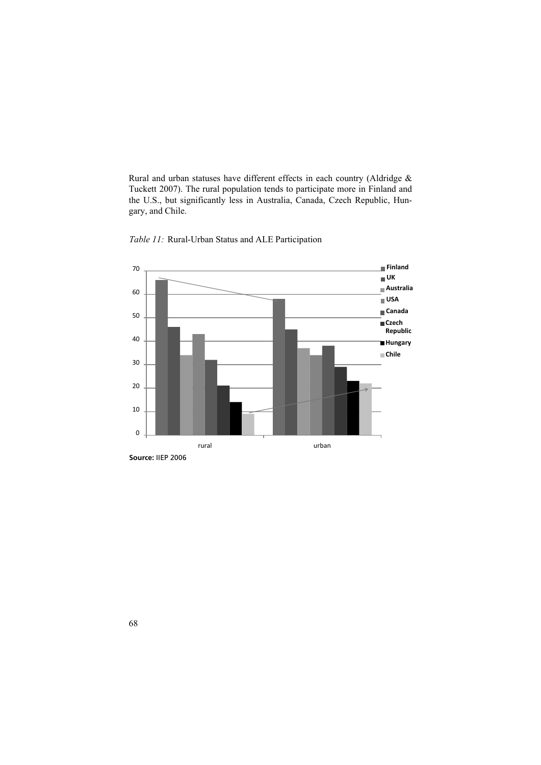Rural and urban statuses have different effects in each country (Aldridge & Tuckett 2007). The rural population tends to participate more in Finland and the U.S., but significantly less in Australia, Canada, Czech Republic, Hungary, and Chile.

*Table 11:* Rural-Urban Status and ALE Participation

**Source:** IIEP 2006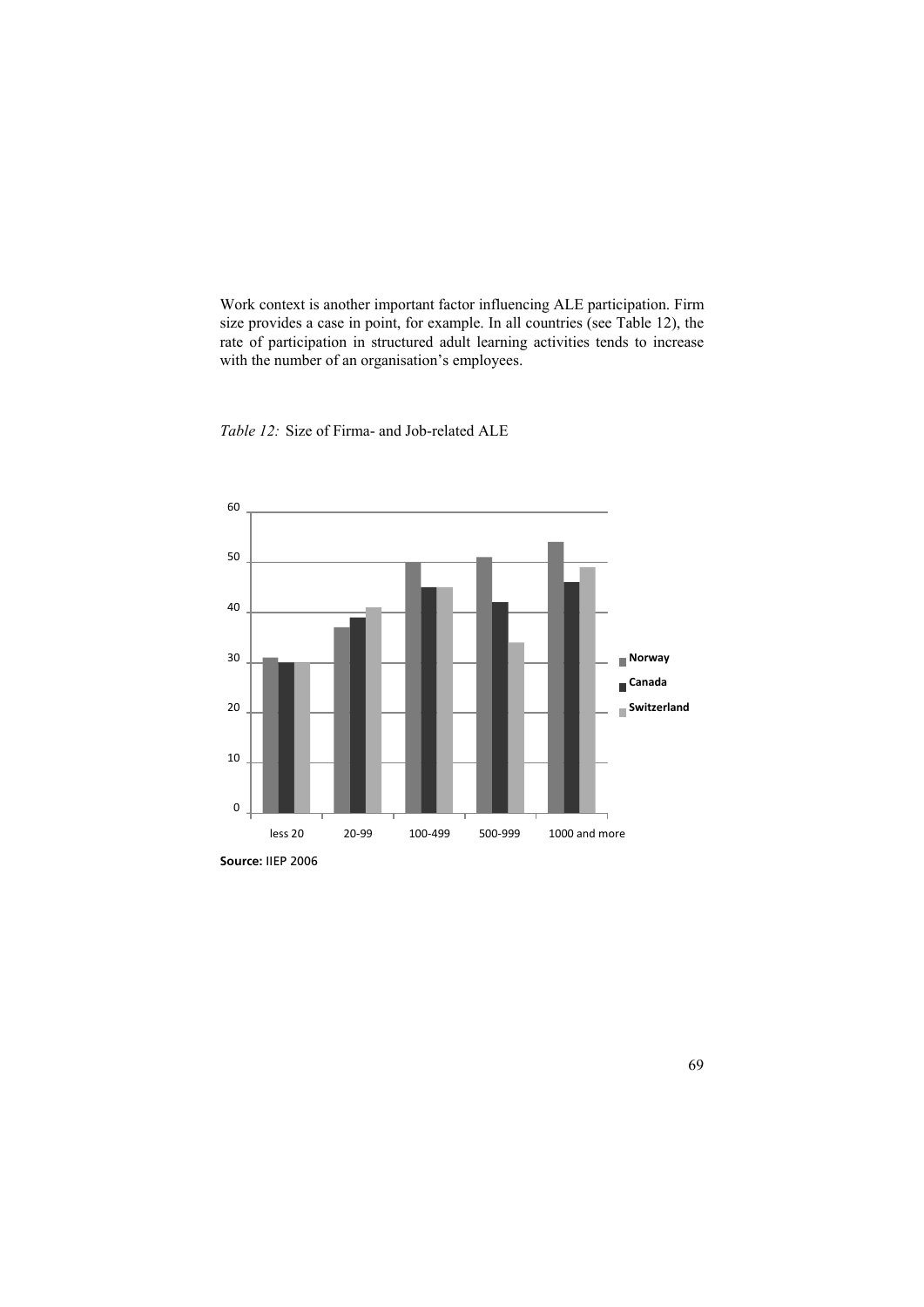Work context is another important factor influencing ALE participation. Firm size provides a case in point, for example. In all countries (see Table 12), the rate of participation in structured adult learning activities tends to increase with the number of an organisation's employees.

*Table 12:* Size of Firma- and Job-related ALE

| | less 20 | 20-99 | 100-499 | 500-999 | 1000 and more |
|---|---|---|---|---|---|
| Norway | 31 | 37 | 50 | 51 | 54 |
| Canada | 30 | 39 | 45 | 42 | 46 |
| Switzerland | 30 | 41 | 45 | 34 | 49 |

**Source:** IIEP 2006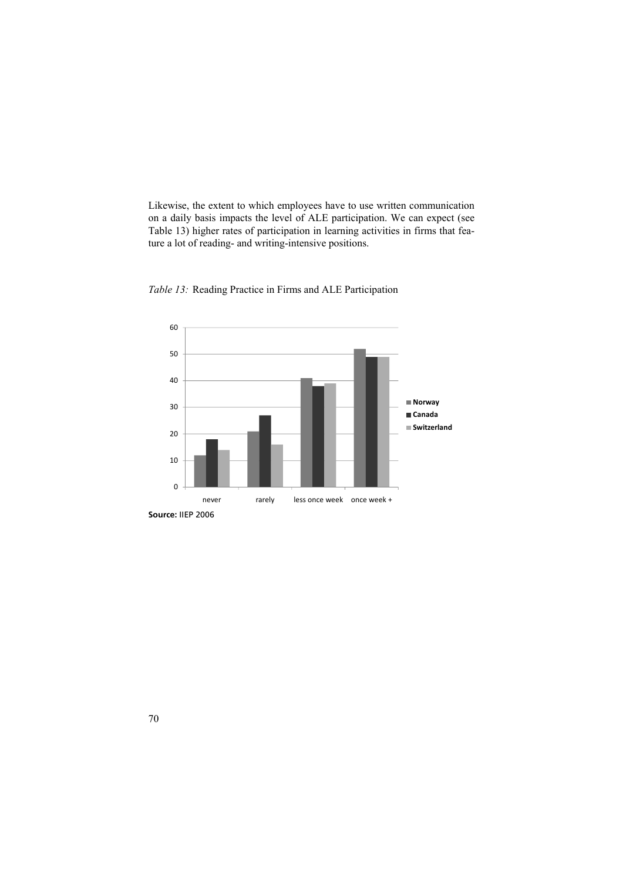Likewise, the extent to which employees have to use written communication on a daily basis impacts the level of ALE participation. We can expect (see Table 13) higher rates of participation in learning activities in firms that feature a lot of reading- and writing-intensive positions.

*Table 13:* Reading Practice in Firms and ALE Participation

|  | Norway | Canada | Switzerland |
|---|---|---|---|
| never | 12 | 18 | 14 |
| rarely | 21 | 27 | 16 |
| less once week | 41 | 38 | 39 |
| once week + | 52 | 49 | 49 |

**Source:** IIEP 2006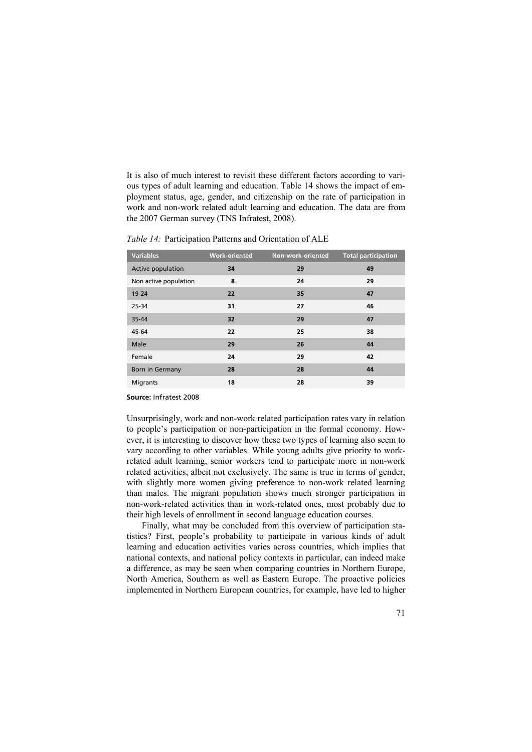It is also of much interest to revisit these different factors according to various types of adult learning and education. Table 14 shows the impact of employment status, age, gender, and citizenship on the rate of participation in work and non-work related adult learning and education. The data are from the 2007 German survey (TNS Infratest, 2008).

*Table 14:* Participation Patterns and Orientation of ALE

| Variables | Work-oriented | Non-work-oriented | Total participation |
|---|---|---|---|
| Active population | 34 | 29 | 49 |
| Non active population | 8 | 24 | 29 |
| 19-24 | 22 | 35 | 47 |
| 25-34 | 31 | 27 | 46 |
| 35-44 | 32 | 29 | 47 |
| 45-64 | 22 | 25 | 38 |
| Male | 29 | 26 | 44 |
| Female | 24 | 29 | 42 |
| Born in Germany | 28 | 28 | 44 |
| Migrants | 18 | 28 | 39 |

**Source:** Infratest 2008

Unsurprisingly, work and non-work related participation rates vary in relation to people's participation or non-participation in the formal economy. However, it is interesting to discover how these two types of learning also seem to vary according to other variables. While young adults give priority to work-related adult learning, senior workers tend to participate more in non-work related activities, albeit not exclusively. The same is true in terms of gender, with slightly more women giving preference to non-work related learning than males. The migrant population shows much stronger participation in non-work-related activities than in work-related ones, most probably due to their high levels of enrollment in second language education courses.

Finally, what may be concluded from this overview of participation statistics? First, people's probability to participate in various kinds of adult learning and education activities varies across countries, which implies that national contexts, and national policy contexts in particular, can indeed make a difference, as may be seen when comparing countries in Northern Europe, North America, Southern as well as Eastern Europe. The proactive policies implemented in Northern European countries, for example, have led to higher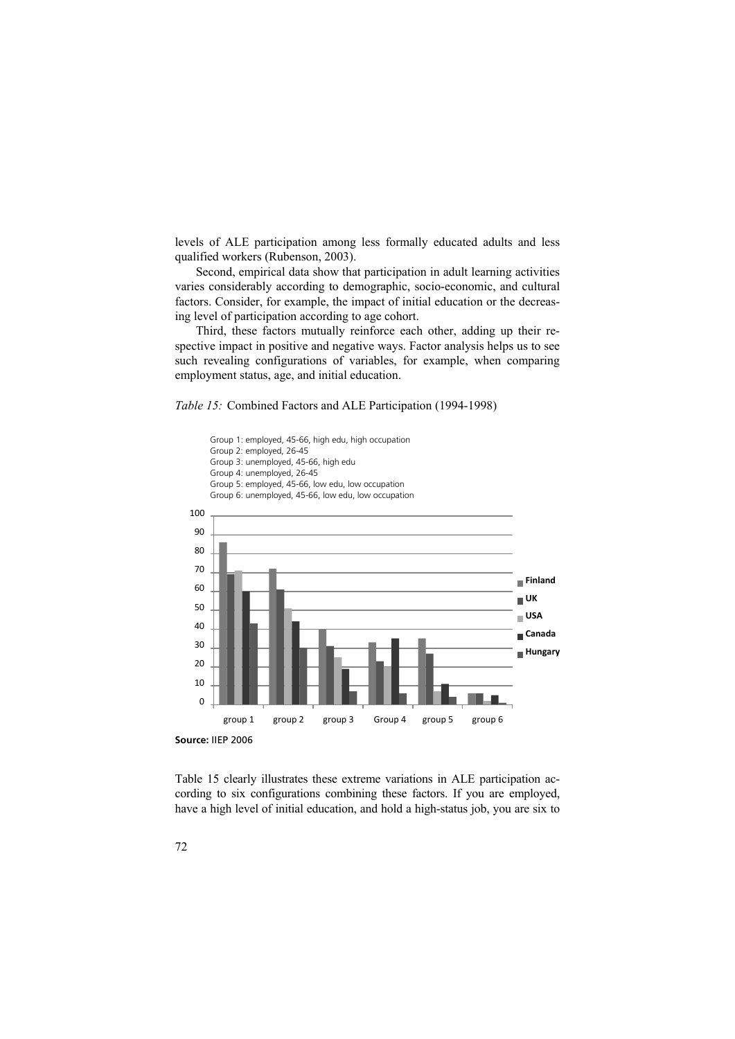levels of ALE participation among less formally educated adults and less qualified workers (Rubenson, 2003).

Second, empirical data show that participation in adult learning activities varies considerably according to demographic, socio-economic, and cultural factors. Consider, for example, the impact of initial education or the decreasing level of participation according to age cohort.

Third, these factors mutually reinforce each other, adding up their respective impact in positive and negative ways. Factor analysis helps us to see such revealing configurations of variables, for example, when comparing employment status, age, and initial education.

*Table 15:* Combined Factors and ALE Participation (1994-1998)

Group 1: employed, 45-66, high edu, high occupation
Group 2: employed, 26-45
Group 3: unemployed, 45-66, high edu
Group 4: unemployed, 26-45
Group 5: employed, 45-66, low edu, low occupation
Group 6: unemployed, 45-66, low edu, low occupation

**Source:** IIEP 2006

Table 15 clearly illustrates these extreme variations in ALE participation according to six configurations combining these factors. If you are employed, have a high level of initial education, and hold a high-status job, you are six to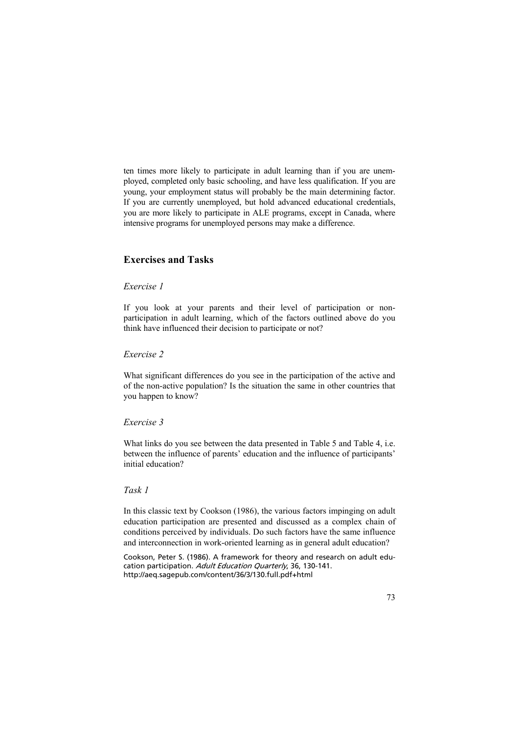ten times more likely to participate in adult learning than if you are unemployed, completed only basic schooling, and have less qualification. If you are young, your employment status will probably be the main determining factor. If you are currently unemployed, but hold advanced educational credentials, you are more likely to participate in ALE programs, except in Canada, where intensive programs for unemployed persons may make a difference.

## Exercises and Tasks

### *Exercise 1*

If you look at your parents and their level of participation or non-participation in adult learning, which of the factors outlined above do you think have influenced their decision to participate or not?

### *Exercise 2*

What significant differences do you see in the participation of the active and of the non-active population? Is the situation the same in other countries that you happen to know?

### *Exercise 3*

What links do you see between the data presented in Table 5 and Table 4, i.e. between the influence of parents' education and the influence of participants' initial education?

### *Task 1*

In this classic text by Cookson (1986), the various factors impinging on adult education participation are presented and discussed as a complex chain of conditions perceived by individuals. Do such factors have the same influence and interconnection in work-oriented learning as in general adult education?

Cookson, Peter S. (1986). A framework for theory and research on adult education participation. *Adult Education Quarterly*, 36, 130-141. http://aeq.sagepub.com/content/36/3/130.full.pdf+html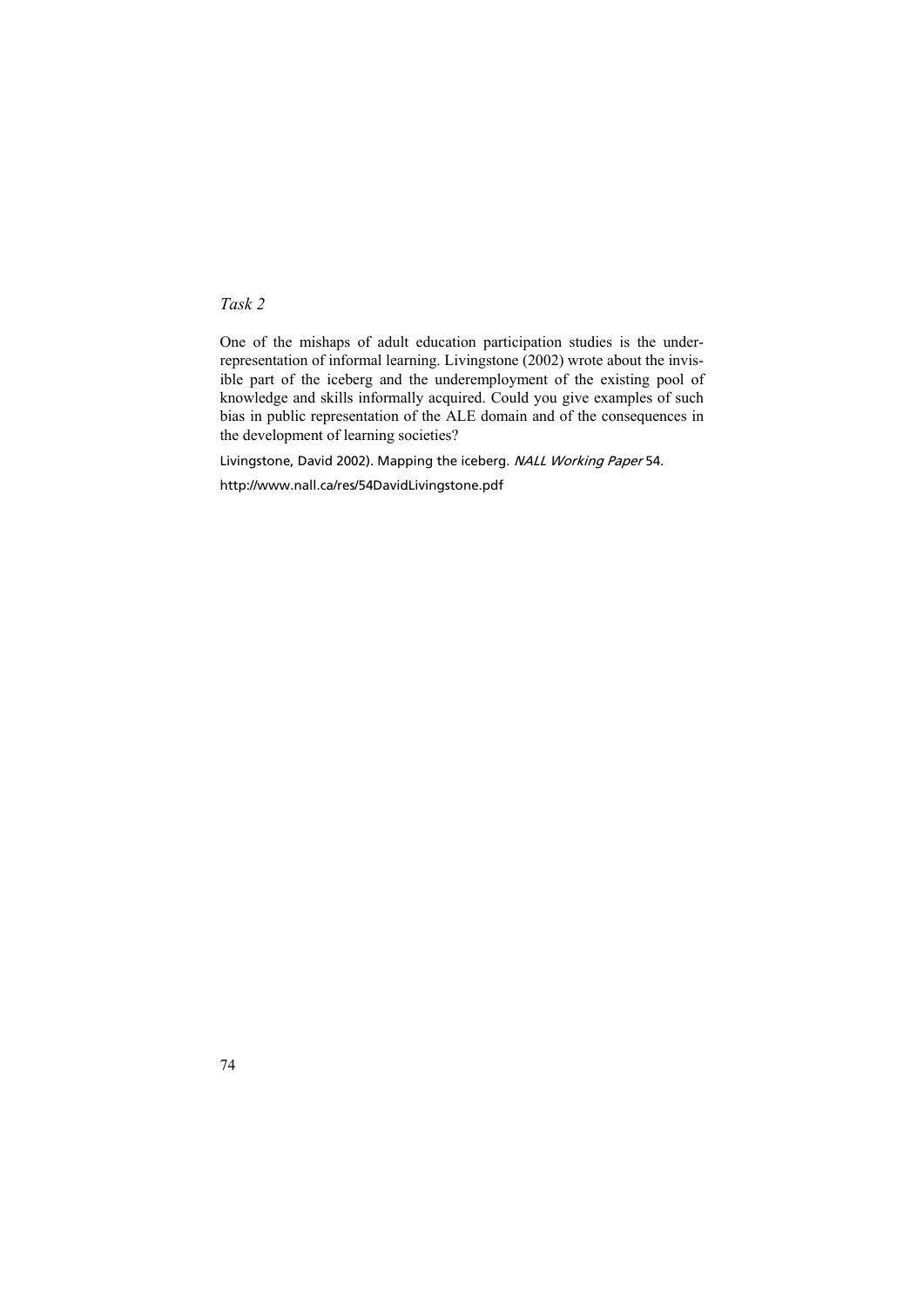*Task 2*

One of the mishaps of adult education participation studies is the under-representation of informal learning. Livingstone (2002) wrote about the invisible part of the iceberg and the underemployment of the existing pool of knowledge and skills informally acquired. Could you give examples of such bias in public representation of the ALE domain and of the consequences in the development of learning societies?

Livingstone, David 2002). Mapping the iceberg. *NALL Working Paper* 54.

http://www.nall.ca/res/54DavidLivingstone.pdf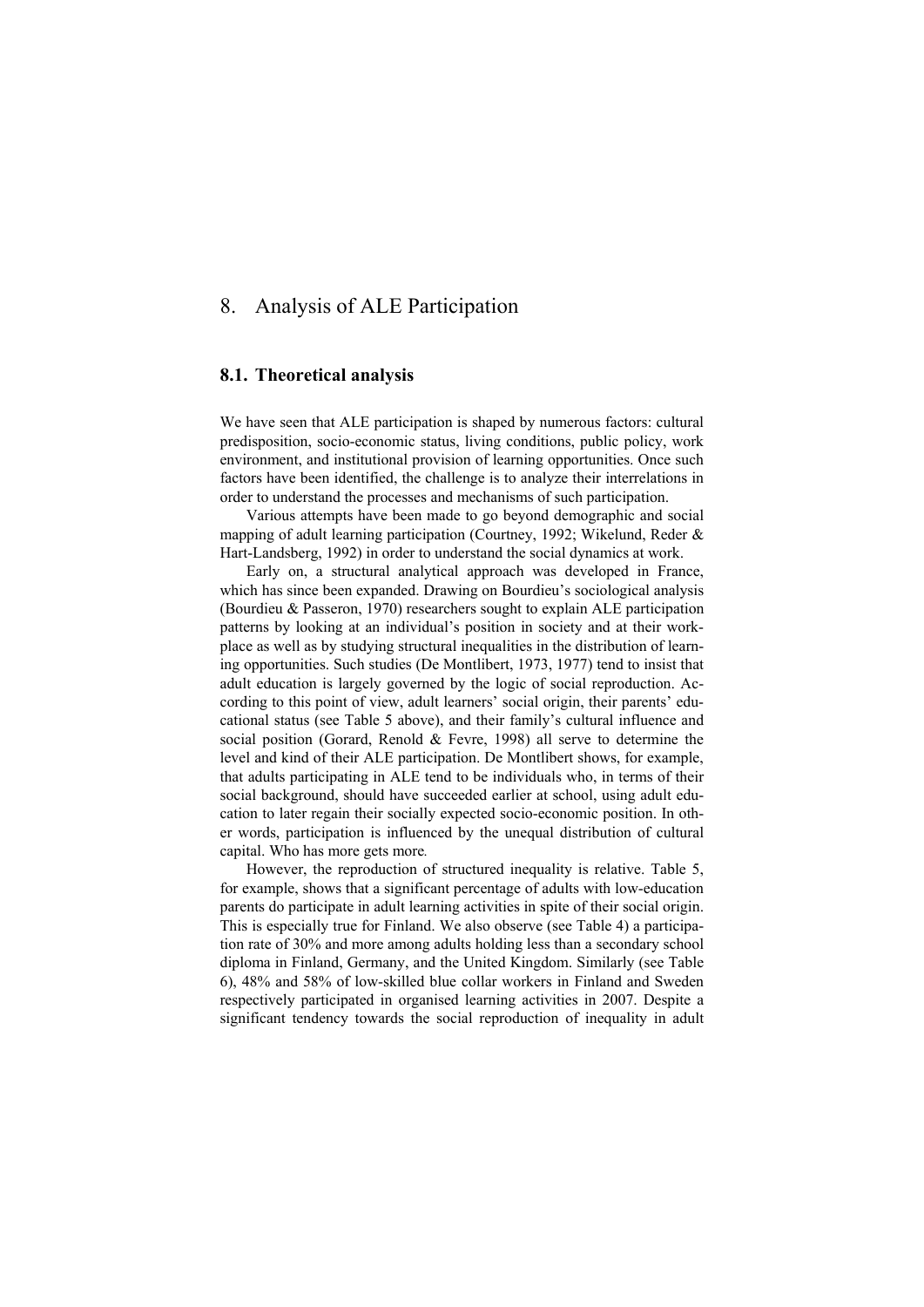# 8. Analysis of ALE Participation

## 8.1. Theoretical analysis

We have seen that ALE participation is shaped by numerous factors: cultural predisposition, socio-economic status, living conditions, public policy, work environment, and institutional provision of learning opportunities. Once such factors have been identified, the challenge is to analyze their interrelations in order to understand the processes and mechanisms of such participation.

Various attempts have been made to go beyond demographic and social mapping of adult learning participation (Courtney, 1992; Wikelund, Reder & Hart-Landsberg, 1992) in order to understand the social dynamics at work.

Early on, a structural analytical approach was developed in France, which has since been expanded. Drawing on Bourdieu's sociological analysis (Bourdieu & Passeron, 1970) researchers sought to explain ALE participation patterns by looking at an individual's position in society and at their workplace as well as by studying structural inequalities in the distribution of learning opportunities. Such studies (De Montlibert, 1973, 1977) tend to insist that adult education is largely governed by the logic of social reproduction. According to this point of view, adult learners' social origin, their parents' educational status (see Table 5 above), and their family's cultural influence and social position (Gorard, Renold & Fevre, 1998) all serve to determine the level and kind of their ALE participation. De Montlibert shows, for example, that adults participating in ALE tend to be individuals who, in terms of their social background, should have succeeded earlier at school, using adult education to later regain their socially expected socio-economic position. In other words, participation is influenced by the unequal distribution of cultural capital. Who has more gets more.

However, the reproduction of structured inequality is relative. Table 5, for example, shows that a significant percentage of adults with low-education parents do participate in adult learning activities in spite of their social origin. This is especially true for Finland. We also observe (see Table 4) a participation rate of 30% and more among adults holding less than a secondary school diploma in Finland, Germany, and the United Kingdom. Similarly (see Table 6), 48% and 58% of low-skilled blue collar workers in Finland and Sweden respectively participated in organised learning activities in 2007. Despite a significant tendency towards the social reproduction of inequality in adult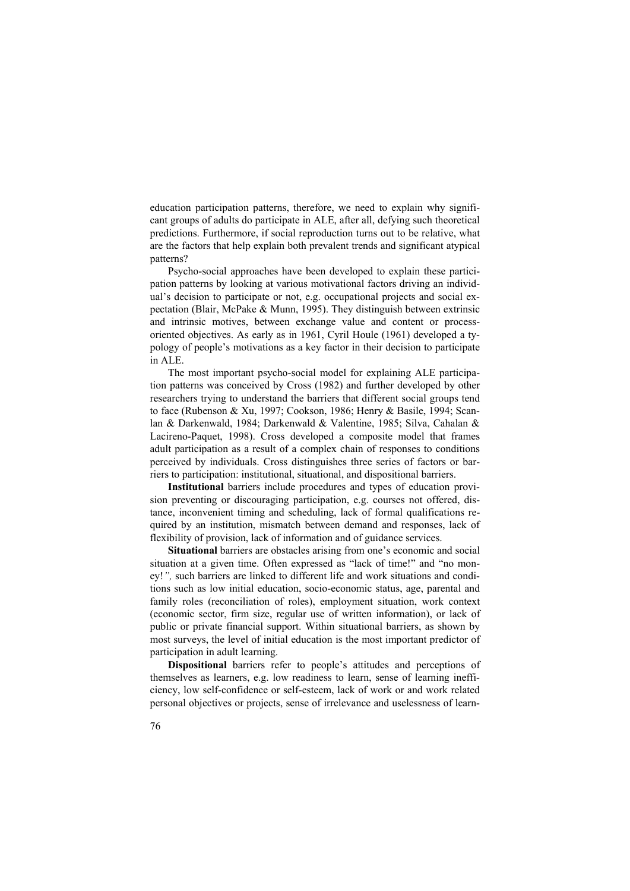education participation patterns, therefore, we need to explain why significant groups of adults do participate in ALE, after all, defying such theoretical predictions. Furthermore, if social reproduction turns out to be relative, what are the factors that help explain both prevalent trends and significant atypical patterns?

Psycho-social approaches have been developed to explain these participation patterns by looking at various motivational factors driving an individual's decision to participate or not, e.g. occupational projects and social expectation (Blair, McPake & Munn, 1995). They distinguish between extrinsic and intrinsic motives, between exchange value and content or process-oriented objectives. As early as in 1961, Cyril Houle (1961) developed a typology of people's motivations as a key factor in their decision to participate in ALE.

The most important psycho-social model for explaining ALE participation patterns was conceived by Cross (1982) and further developed by other researchers trying to understand the barriers that different social groups tend to face (Rubenson & Xu, 1997; Cookson, 1986; Henry & Basile, 1994; Scanlan & Darkenwald, 1984; Darkenwald & Valentine, 1985; Silva, Cahalan & Lacireno-Paquet, 1998). Cross developed a composite model that frames adult participation as a result of a complex chain of responses to conditions perceived by individuals. Cross distinguishes three series of factors or barriers to participation: institutional, situational, and dispositional barriers.

**Institutional** barriers include procedures and types of education provision preventing or discouraging participation, e.g. courses not offered, distance, inconvenient timing and scheduling, lack of formal qualifications required by an institution, mismatch between demand and responses, lack of flexibility of provision, lack of information and of guidance services.

**Situational** barriers are obstacles arising from one's economic and social situation at a given time. Often expressed as "lack of time!" and "no money!", such barriers are linked to different life and work situations and conditions such as low initial education, socio-economic status, age, parental and family roles (reconciliation of roles), employment situation, work context (economic sector, firm size, regular use of written information), or lack of public or private financial support. Within situational barriers, as shown by most surveys, the level of initial education is the most important predictor of participation in adult learning.

**Dispositional** barriers refer to people's attitudes and perceptions of themselves as learners, e.g. low readiness to learn, sense of learning inefficiency, low self-confidence or self-esteem, lack of work or and work related personal objectives or projects, sense of irrelevance and uselessness of learn-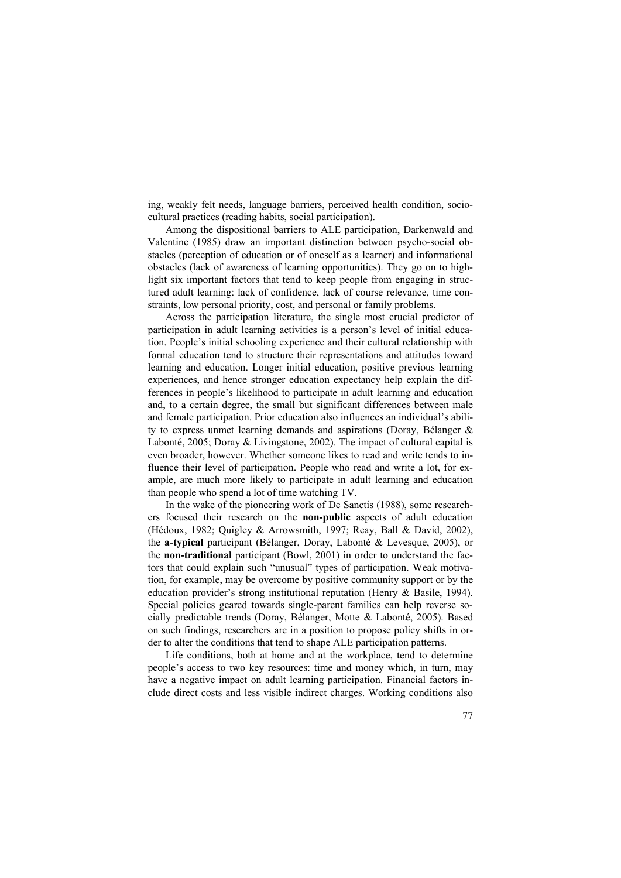ing, weakly felt needs, language barriers, perceived health condition, socio-cultural practices (reading habits, social participation).

Among the dispositional barriers to ALE participation, Darkenwald and Valentine (1985) draw an important distinction between psycho-social obstacles (perception of education or of oneself as a learner) and informational obstacles (lack of awareness of learning opportunities). They go on to highlight six important factors that tend to keep people from engaging in structured adult learning: lack of confidence, lack of course relevance, time constraints, low personal priority, cost, and personal or family problems.

Across the participation literature, the single most crucial predictor of participation in adult learning activities is a person's level of initial education. People's initial schooling experience and their cultural relationship with formal education tend to structure their representations and attitudes toward learning and education. Longer initial education, positive previous learning experiences, and hence stronger education expectancy help explain the differences in people's likelihood to participate in adult learning and education and, to a certain degree, the small but significant differences between male and female participation. Prior education also influences an individual's ability to express unmet learning demands and aspirations (Doray, Bélanger & Labonté, 2005; Doray & Livingstone, 2002). The impact of cultural capital is even broader, however. Whether someone likes to read and write tends to influence their level of participation. People who read and write a lot, for example, are much more likely to participate in adult learning and education than people who spend a lot of time watching TV.

In the wake of the pioneering work of De Sanctis (1988), some researchers focused their research on the **non-public** aspects of adult education (Hédoux, 1982; Quigley & Arrowsmith, 1997; Reay, Ball & David, 2002), the **a-typical** participant (Bélanger, Doray, Labonté & Levesque, 2005), or the **non-traditional** participant (Bowl, 2001) in order to understand the factors that could explain such "unusual" types of participation. Weak motivation, for example, may be overcome by positive community support or by the education provider's strong institutional reputation (Henry & Basile, 1994). Special policies geared towards single-parent families can help reverse socially predictable trends (Doray, Bélanger, Motte & Labonté, 2005). Based on such findings, researchers are in a position to propose policy shifts in order to alter the conditions that tend to shape ALE participation patterns.

Life conditions, both at home and at the workplace, tend to determine people's access to two key resources: time and money which, in turn, may have a negative impact on adult learning participation. Financial factors include direct costs and less visible indirect charges. Working conditions also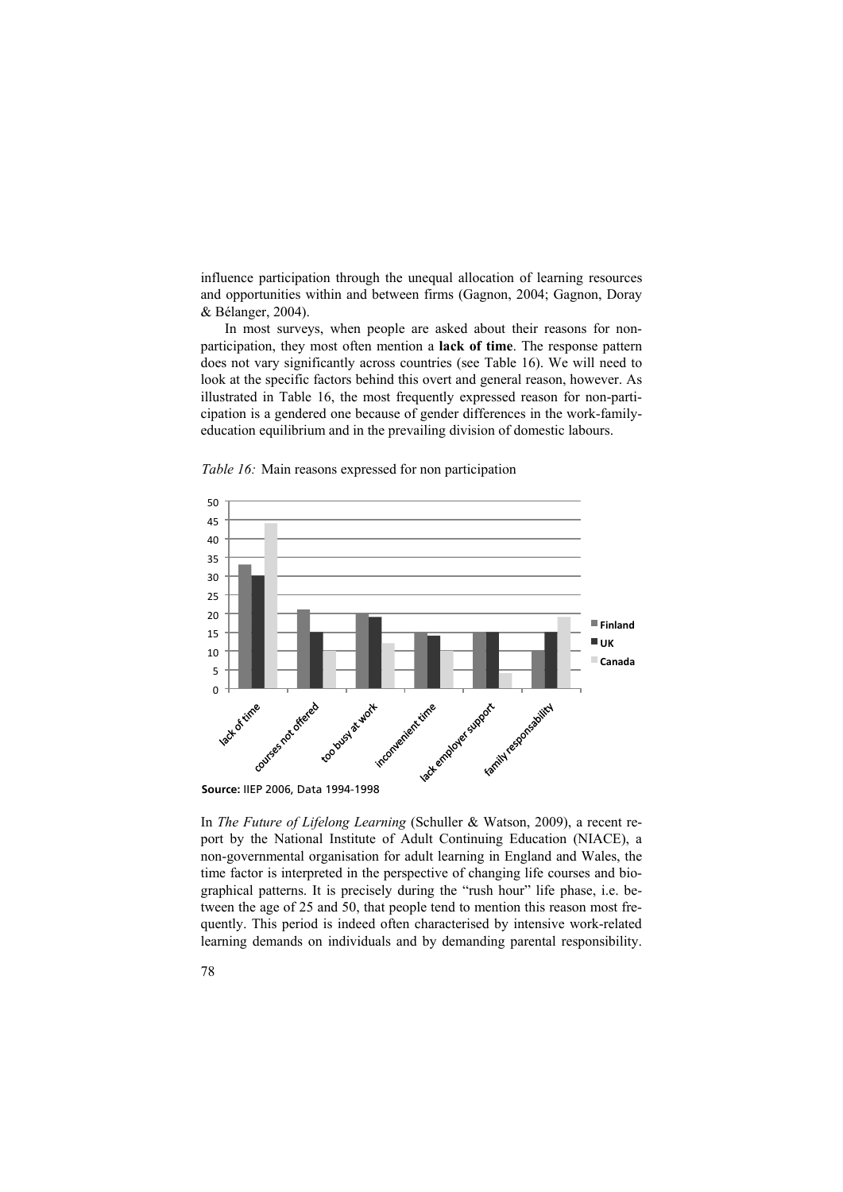influence participation through the unequal allocation of learning resources and opportunities within and between firms (Gagnon, 2004; Gagnon, Doray & Bélanger, 2004).

In most surveys, when people are asked about their reasons for non-participation, they most often mention a **lack of time**. The response pattern does not vary significantly across countries (see Table 16). We will need to look at the specific factors behind this overt and general reason, however. As illustrated in Table 16, the most frequently expressed reason for non-participation is a gendered one because of gender differences in the work-family-education equilibrium and in the prevailing division of domestic labours.

*Table 16:* Main reasons expressed for non participation

| | Finland | UK | Canada |
|---|---|---|---|
| lack of time | 33 | 30 | 44 |
| courses not offered | 21 | 15 | 10 |
| too busy at work | 20 | 19 | 12 |
| inconvenient time | 15 | 14 | 10 |
| lack employer support | 15 | 15 | 4 |
| family responsability | 10 | 15 | 19 |

**Source:** IIEP 2006, Data 1994-1998

In *The Future of Lifelong Learning* (Schuller & Watson, 2009), a recent report by the National Institute of Adult Continuing Education (NIACE), a non-governmental organisation for adult learning in England and Wales, the time factor is interpreted in the perspective of changing life courses and biographical patterns. It is precisely during the "rush hour" life phase, i.e. between the age of 25 and 50, that people tend to mention this reason most frequently. This period is indeed often characterised by intensive work-related learning demands on individuals and by demanding parental responsibility.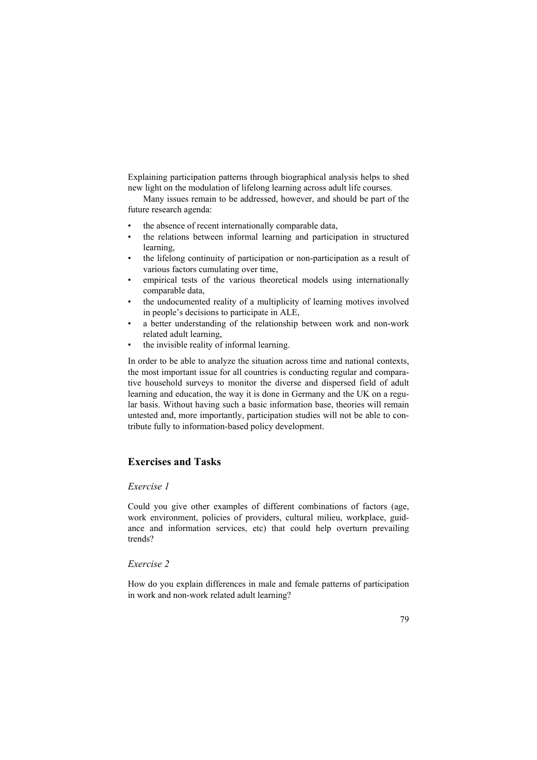Explaining participation patterns through biographical analysis helps to shed new light on the modulation of lifelong learning across adult life courses.

Many issues remain to be addressed, however, and should be part of the future research agenda:

- the absence of recent internationally comparable data,
- the relations between informal learning and participation in structured learning,
- the lifelong continuity of participation or non-participation as a result of various factors cumulating over time,
- empirical tests of the various theoretical models using internationally comparable data,
- the undocumented reality of a multiplicity of learning motives involved in people's decisions to participate in ALE,
- a better understanding of the relationship between work and non-work related adult learning,
- the invisible reality of informal learning.

In order to be able to analyze the situation across time and national contexts, the most important issue for all countries is conducting regular and comparative household surveys to monitor the diverse and dispersed field of adult learning and education, the way it is done in Germany and the UK on a regular basis. Without having such a basic information base, theories will remain untested and, more importantly, participation studies will not be able to contribute fully to information-based policy development.

## Exercises and Tasks

### *Exercise 1*

Could you give other examples of different combinations of factors (age, work environment, policies of providers, cultural milieu, workplace, guidance and information services, etc) that could help overturn prevailing trends?

### *Exercise 2*

How do you explain differences in male and female patterns of participation in work and non-work related adult learning?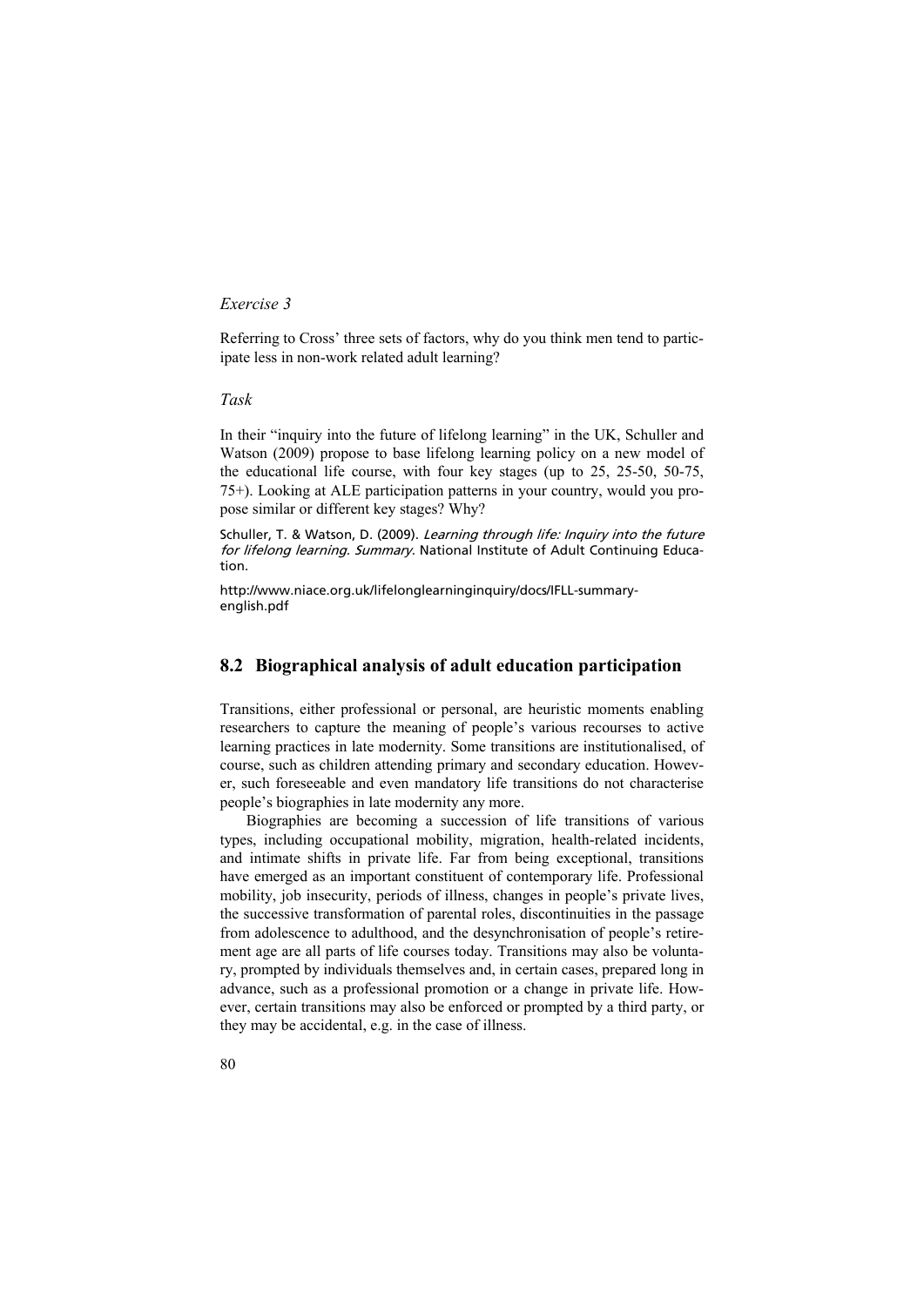*Exercise 3*

Referring to Cross' three sets of factors, why do you think men tend to participate less in non-work related adult learning?

*Task*

In their "inquiry into the future of lifelong learning" in the UK, Schuller and Watson (2009) propose to base lifelong learning policy on a new model of the educational life course, with four key stages (up to 25, 25-50, 50-75, 75+). Looking at ALE participation patterns in your country, would you propose similar or different key stages? Why?

Schuller, T. & Watson, D. (2009). *Learning through life: Inquiry into the future for lifelong learning. Summary.* National Institute of Adult Continuing Education.

http://www.niace.org.uk/lifelonglearninginquiry/docs/IFLL-summary-english.pdf

## 8.2 Biographical analysis of adult education participation

Transitions, either professional or personal, are heuristic moments enabling researchers to capture the meaning of people's various recourses to active learning practices in late modernity. Some transitions are institutionalised, of course, such as children attending primary and secondary education. However, such foreseeable and even mandatory life transitions do not characterise people's biographies in late modernity any more.

Biographies are becoming a succession of life transitions of various types, including occupational mobility, migration, health-related incidents, and intimate shifts in private life. Far from being exceptional, transitions have emerged as an important constituent of contemporary life. Professional mobility, job insecurity, periods of illness, changes in people's private lives, the successive transformation of parental roles, discontinuities in the passage from adolescence to adulthood, and the desynchronisation of people's retirement age are all parts of life courses today. Transitions may also be voluntary, prompted by individuals themselves and, in certain cases, prepared long in advance, such as a professional promotion or a change in private life. However, certain transitions may also be enforced or prompted by a third party, or they may be accidental, e.g. in the case of illness.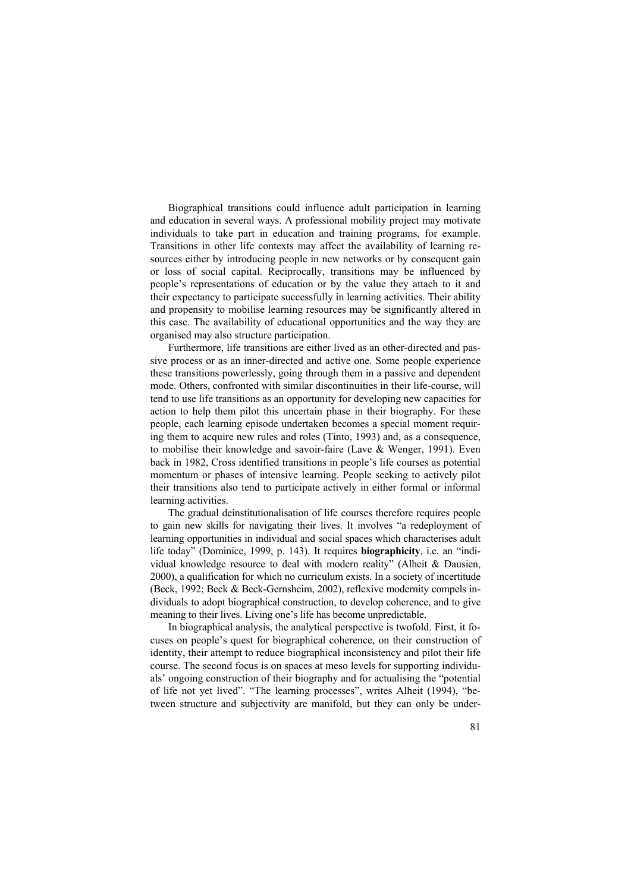Biographical transitions could influence adult participation in learning and education in several ways. A professional mobility project may motivate individuals to take part in education and training programs, for example. Transitions in other life contexts may affect the availability of learning resources either by introducing people in new networks or by consequent gain or loss of social capital. Reciprocally, transitions may be influenced by people's representations of education or by the value they attach to it and their expectancy to participate successfully in learning activities. Their ability and propensity to mobilise learning resources may be significantly altered in this case. The availability of educational opportunities and the way they are organised may also structure participation.

Furthermore, life transitions are either lived as an other-directed and passive process or as an inner-directed and active one. Some people experience these transitions powerlessly, going through them in a passive and dependent mode. Others, confronted with similar discontinuities in their life-course, will tend to use life transitions as an opportunity for developing new capacities for action to help them pilot this uncertain phase in their biography. For these people, each learning episode undertaken becomes a special moment requiring them to acquire new rules and roles (Tinto, 1993) and, as a consequence, to mobilise their knowledge and savoir-faire (Lave & Wenger, 1991). Even back in 1982, Cross identified transitions in people's life courses as potential momentum or phases of intensive learning. People seeking to actively pilot their transitions also tend to participate actively in either formal or informal learning activities.

The gradual deinstitutionalisation of life courses therefore requires people to gain new skills for navigating their lives. It involves "a redeployment of learning opportunities in individual and social spaces which characterises adult life today" (Dominice, 1999, p. 143). It requires **biographicity**, i.e. an "individual knowledge resource to deal with modern reality" (Alheit & Dausien, 2000), a qualification for which no curriculum exists. In a society of incertitude (Beck, 1992; Beck & Beck-Gernsheim, 2002), reflexive modernity compels individuals to adopt biographical construction, to develop coherence, and to give meaning to their lives. Living one's life has become unpredictable.

In biographical analysis, the analytical perspective is twofold. First, it focuses on people's quest for biographical coherence, on their construction of identity, their attempt to reduce biographical inconsistency and pilot their life course. The second focus is on spaces at meso levels for supporting individuals' ongoing construction of their biography and for actualising the "potential of life not yet lived". "The learning processes", writes Alheit (1994), "between structure and subjectivity are manifold, but they can only be under-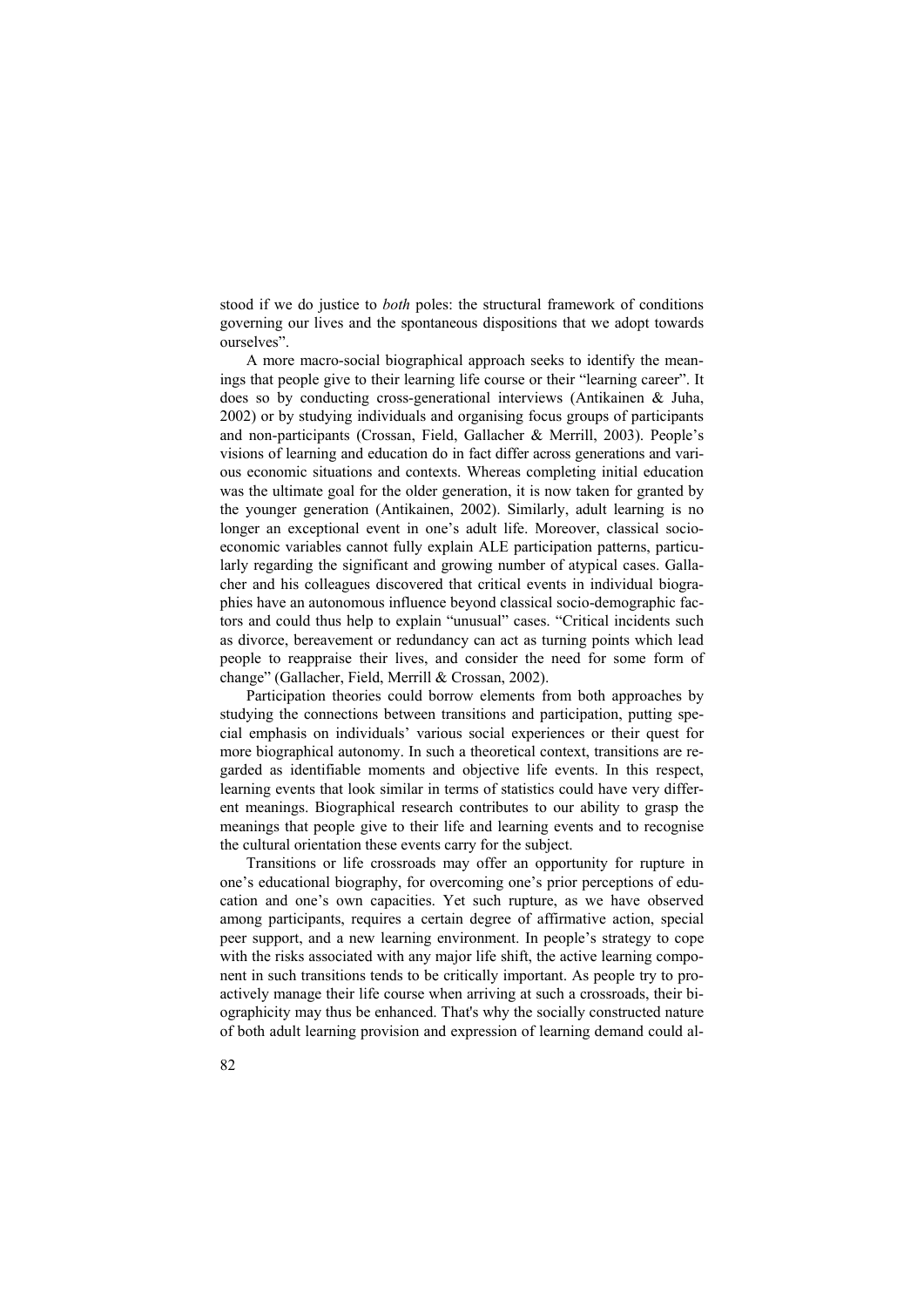stood if we do justice to *both* poles: the structural framework of conditions governing our lives and the spontaneous dispositions that we adopt towards ourselves".

A more macro-social biographical approach seeks to identify the meanings that people give to their learning life course or their "learning career". It does so by conducting cross-generational interviews (Antikainen & Juha, 2002) or by studying individuals and organising focus groups of participants and non-participants (Crossan, Field, Gallacher & Merrill, 2003). People's visions of learning and education do in fact differ across generations and various economic situations and contexts. Whereas completing initial education was the ultimate goal for the older generation, it is now taken for granted by the younger generation (Antikainen, 2002). Similarly, adult learning is no longer an exceptional event in one's adult life. Moreover, classical socio-economic variables cannot fully explain ALE participation patterns, particularly regarding the significant and growing number of atypical cases. Gallacher and his colleagues discovered that critical events in individual biographies have an autonomous influence beyond classical socio-demographic factors and could thus help to explain "unusual" cases. "Critical incidents such as divorce, bereavement or redundancy can act as turning points which lead people to reappraise their lives, and consider the need for some form of change" (Gallacher, Field, Merrill & Crossan, 2002).

Participation theories could borrow elements from both approaches by studying the connections between transitions and participation, putting special emphasis on individuals' various social experiences or their quest for more biographical autonomy. In such a theoretical context, transitions are regarded as identifiable moments and objective life events. In this respect, learning events that look similar in terms of statistics could have very different meanings. Biographical research contributes to our ability to grasp the meanings that people give to their life and learning events and to recognise the cultural orientation these events carry for the subject.

Transitions or life crossroads may offer an opportunity for rupture in one's educational biography, for overcoming one's prior perceptions of education and one's own capacities. Yet such rupture, as we have observed among participants, requires a certain degree of affirmative action, special peer support, and a new learning environment. In people's strategy to cope with the risks associated with any major life shift, the active learning component in such transitions tends to be critically important. As people try to proactively manage their life course when arriving at such a crossroads, their biographicity may thus be enhanced. That's why the socially constructed nature of both adult learning provision and expression of learning demand could al-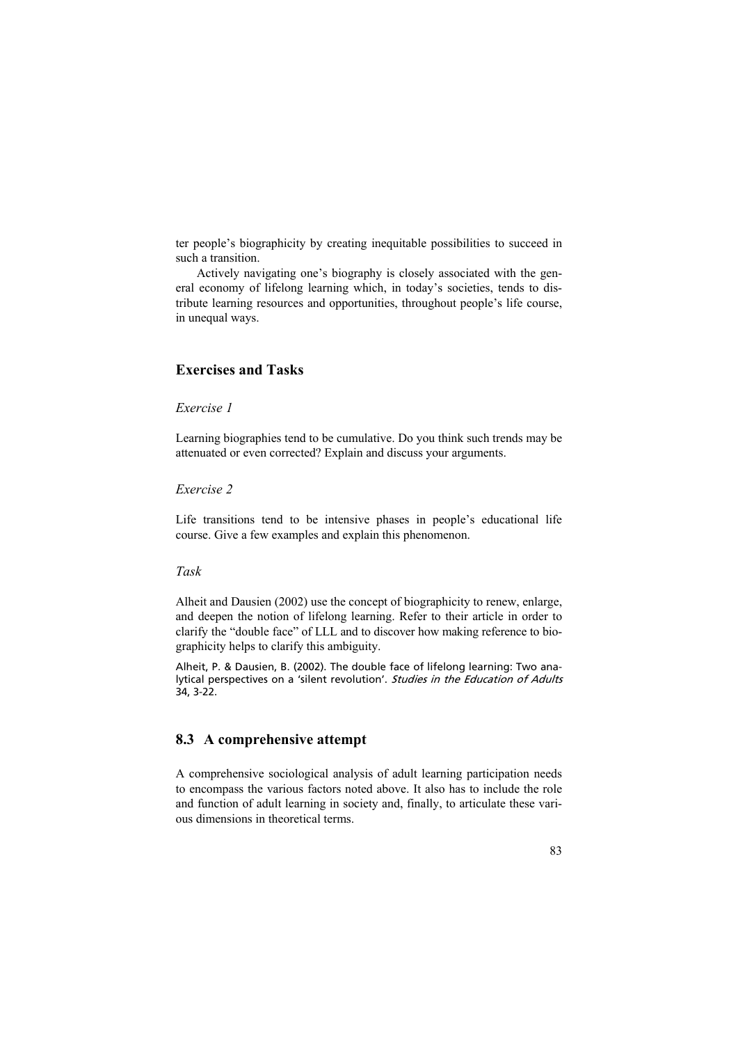ter people's biographicity by creating inequitable possibilities to succeed in such a transition.

Actively navigating one's biography is closely associated with the general economy of lifelong learning which, in today's societies, tends to distribute learning resources and opportunities, throughout people's life course, in unequal ways.

## Exercises and Tasks

*Exercise 1*

Learning biographies tend to be cumulative. Do you think such trends may be attenuated or even corrected? Explain and discuss your arguments.

*Exercise 2*

Life transitions tend to be intensive phases in people's educational life course. Give a few examples and explain this phenomenon.

*Task*

Alheit and Dausien (2002) use the concept of biographicity to renew, enlarge, and deepen the notion of lifelong learning. Refer to their article in order to clarify the "double face" of LLL and to discover how making reference to biographicity helps to clarify this ambiguity.

Alheit, P. & Dausien, B. (2002). The double face of lifelong learning: Two analytical perspectives on a 'silent revolution'. *Studies in the Education of Adults* 34, 3-22.

## 8.3 A comprehensive attempt

A comprehensive sociological analysis of adult learning participation needs to encompass the various factors noted above. It also has to include the role and function of adult learning in society and, finally, to articulate these various dimensions in theoretical terms.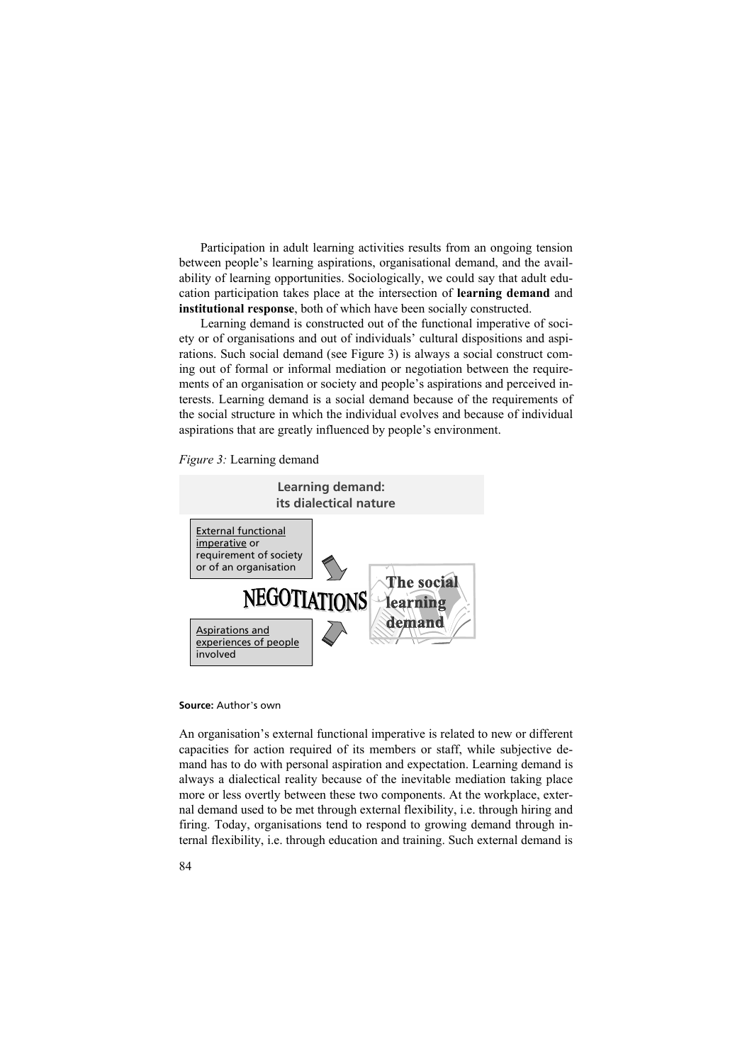Participation in adult learning activities results from an ongoing tension between people's learning aspirations, organisational demand, and the availability of learning opportunities. Sociologically, we could say that adult education participation takes place at the intersection of **learning demand** and **institutional response**, both of which have been socially constructed.

Learning demand is constructed out of the functional imperative of society or of organisations and out of individuals' cultural dispositions and aspirations. Such social demand (see Figure 3) is always a social construct coming out of formal or informal mediation or negotiation between the requirements of an organisation or society and people's aspirations and perceived interests. Learning demand is a social demand because of the requirements of the social structure in which the individual evolves and because of individual aspirations that are greatly influenced by people's environment.

*Figure 3:* Learning demand

**Learning demand: its dialectical nature**

External functional imperative or requirement of society or of an organisation

NEGOTIATIONS

The social learning demand

Aspirations and experiences of people involved

**Source:** Author's own

An organisation's external functional imperative is related to new or different capacities for action required of its members or staff, while subjective demand has to do with personal aspiration and expectation. Learning demand is always a dialectical reality because of the inevitable mediation taking place more or less overtly between these two components. At the workplace, external demand used to be met through external flexibility, i.e. through hiring and firing. Today, organisations tend to respond to growing demand through internal flexibility, i.e. through education and training. Such external demand is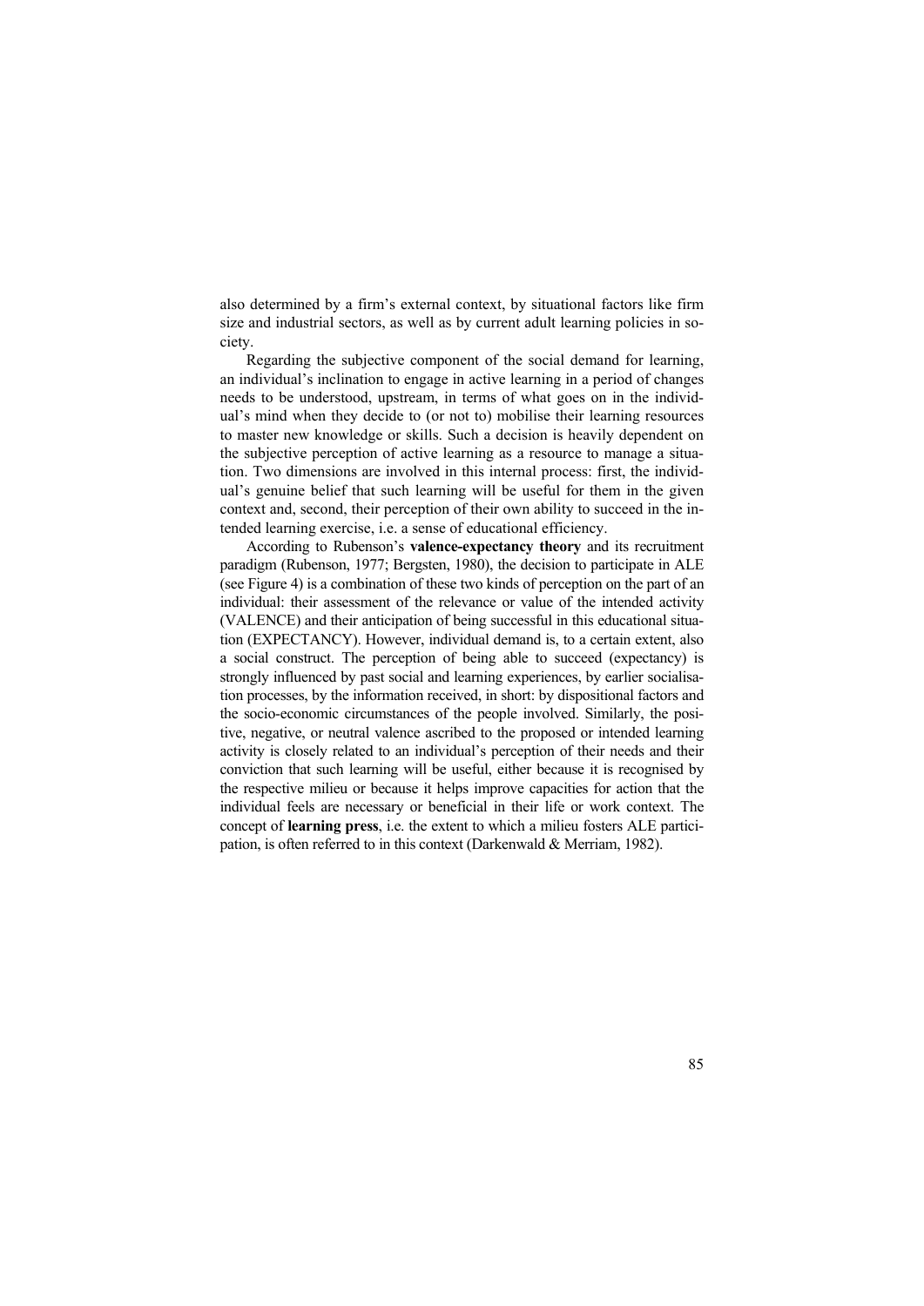also determined by a firm's external context, by situational factors like firm size and industrial sectors, as well as by current adult learning policies in society.

Regarding the subjective component of the social demand for learning, an individual's inclination to engage in active learning in a period of changes needs to be understood, upstream, in terms of what goes on in the individual's mind when they decide to (or not to) mobilise their learning resources to master new knowledge or skills. Such a decision is heavily dependent on the subjective perception of active learning as a resource to manage a situation. Two dimensions are involved in this internal process: first, the individual's genuine belief that such learning will be useful for them in the given context and, second, their perception of their own ability to succeed in the intended learning exercise, i.e. a sense of educational efficiency.

According to Rubenson's **valence-expectancy theory** and its recruitment paradigm (Rubenson, 1977; Bergsten, 1980), the decision to participate in ALE (see Figure 4) is a combination of these two kinds of perception on the part of an individual: their assessment of the relevance or value of the intended activity (VALENCE) and their anticipation of being successful in this educational situation (EXPECTANCY). However, individual demand is, to a certain extent, also a social construct. The perception of being able to succeed (expectancy) is strongly influenced by past social and learning experiences, by earlier socialisation processes, by the information received, in short: by dispositional factors and the socio-economic circumstances of the people involved. Similarly, the positive, negative, or neutral valence ascribed to the proposed or intended learning activity is closely related to an individual's perception of their needs and their conviction that such learning will be useful, either because it is recognised by the respective milieu or because it helps improve capacities for action that the individual feels are necessary or beneficial in their life or work context. The concept of **learning press**, i.e. the extent to which a milieu fosters ALE participation, is often referred to in this context (Darkenwald & Merriam, 1982).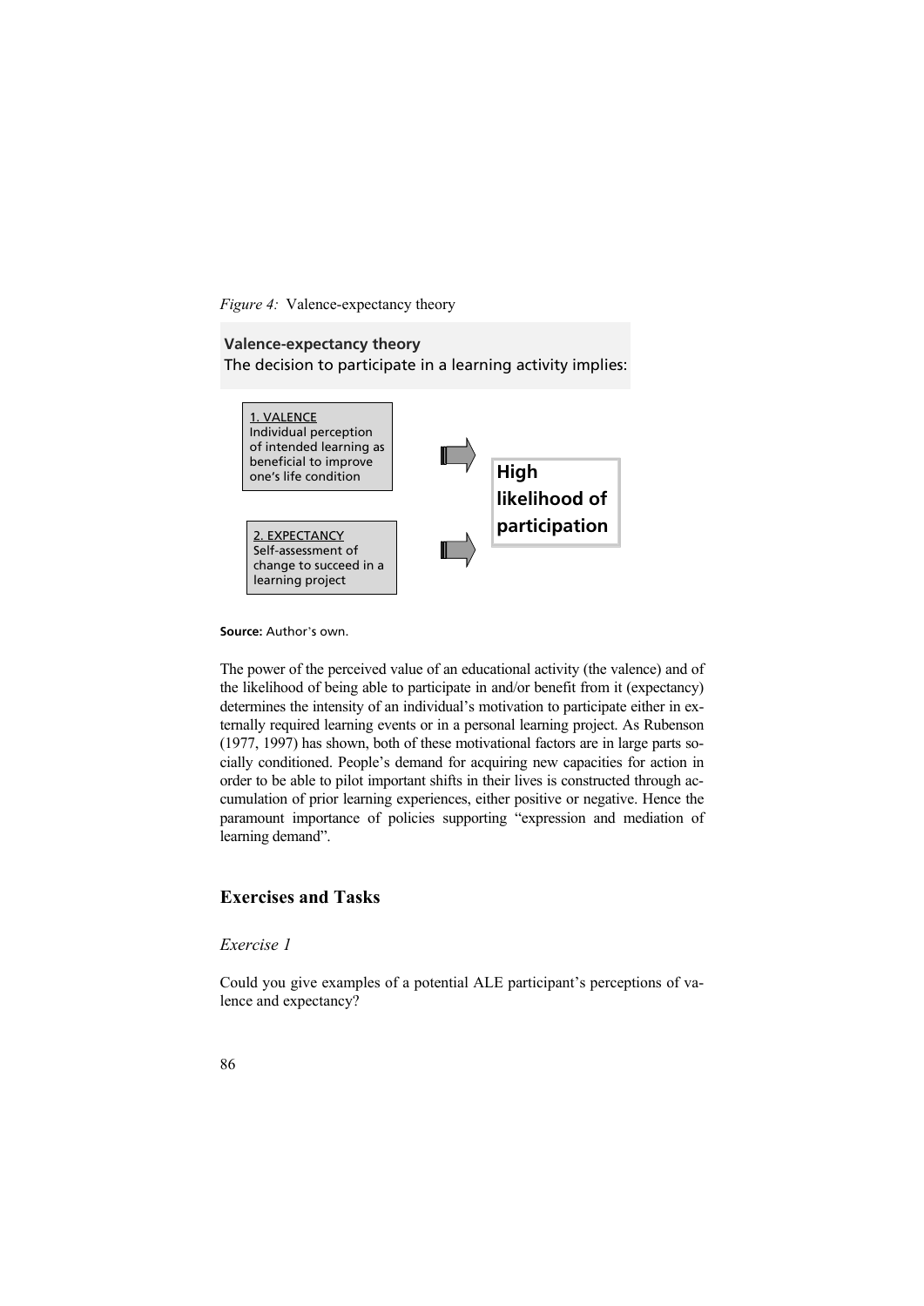*Figure 4:* Valence-expectancy theory

**Valence-expectancy theory**
The decision to participate in a learning activity implies:

1. VALENCE
Individual perception of intended learning as beneficial to improve one's life condition

2. EXPECTANCY
Self-assessment of change to succeed in a learning project

**High likelihood of participation**

**Source:** Author's own.

The power of the perceived value of an educational activity (the valence) and of the likelihood of being able to participate in and/or benefit from it (expectancy) determines the intensity of an individual's motivation to participate either in externally required learning events or in a personal learning project. As Rubenson (1977, 1997) has shown, both of these motivational factors are in large parts socially conditioned. People's demand for acquiring new capacities for action in order to be able to pilot important shifts in their lives is constructed through accumulation of prior learning experiences, either positive or negative. Hence the paramount importance of policies supporting "expression and mediation of learning demand".

## Exercises and Tasks

### *Exercise 1*

Could you give examples of a potential ALE participant's perceptions of valence and expectancy?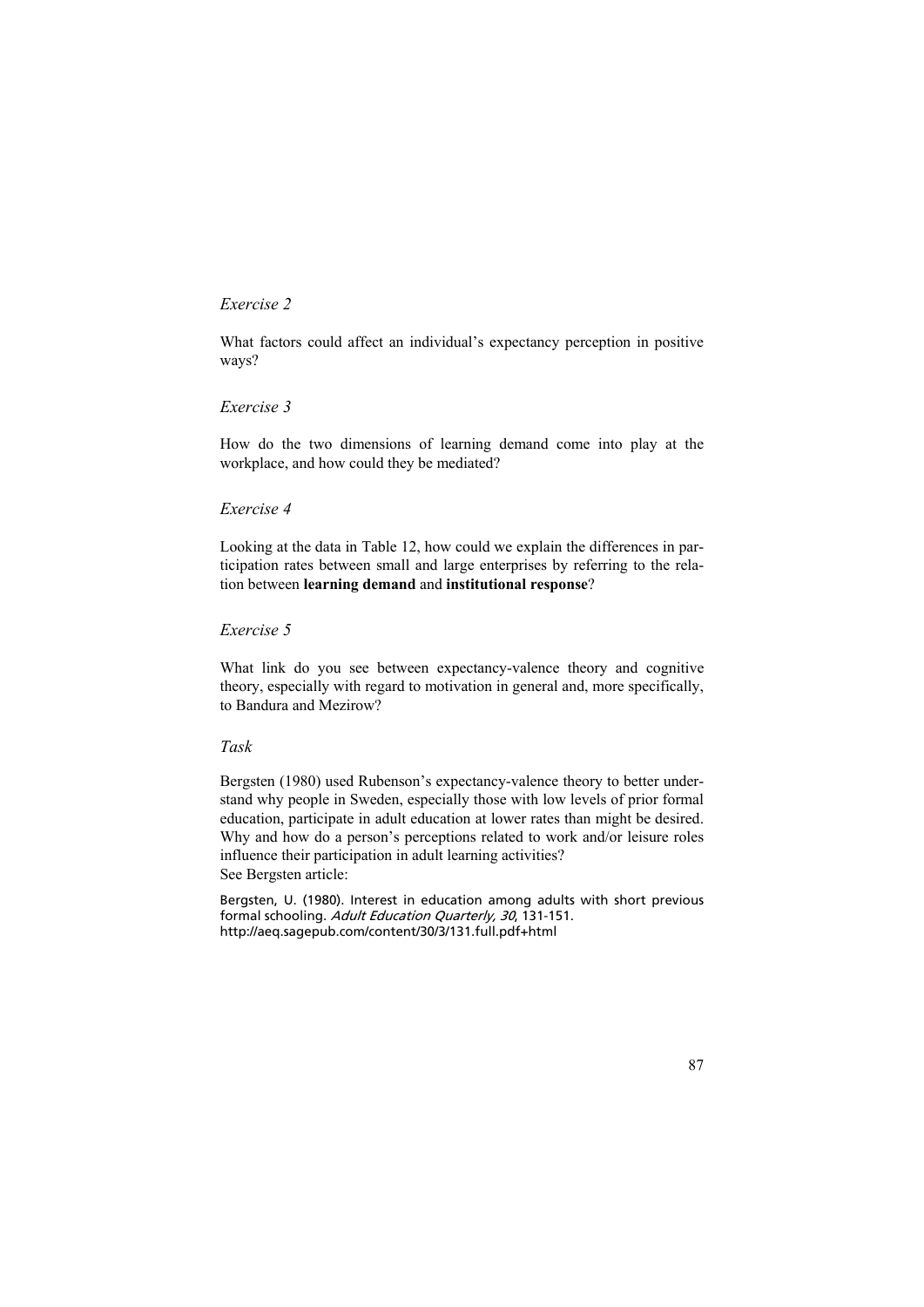*Exercise 2*

What factors could affect an individual's expectancy perception in positive ways?

*Exercise 3*

How do the two dimensions of learning demand come into play at the workplace, and how could they be mediated?

*Exercise 4*

Looking at the data in Table 12, how could we explain the differences in participation rates between small and large enterprises by referring to the relation between **learning demand** and **institutional response**?

*Exercise 5*

What link do you see between expectancy-valence theory and cognitive theory, especially with regard to motivation in general and, more specifically, to Bandura and Mezirow?

*Task*

Bergsten (1980) used Rubenson's expectancy-valence theory to better understand why people in Sweden, especially those with low levels of prior formal education, participate in adult education at lower rates than might be desired. Why and how do a person's perceptions related to work and/or leisure roles influence their participation in adult learning activities?
See Bergsten article:

Bergsten, U. (1980). Interest in education among adults with short previous formal schooling. *Adult Education Quarterly, 30*, 131-151. http://aeq.sagepub.com/content/30/3/131.full.pdf+html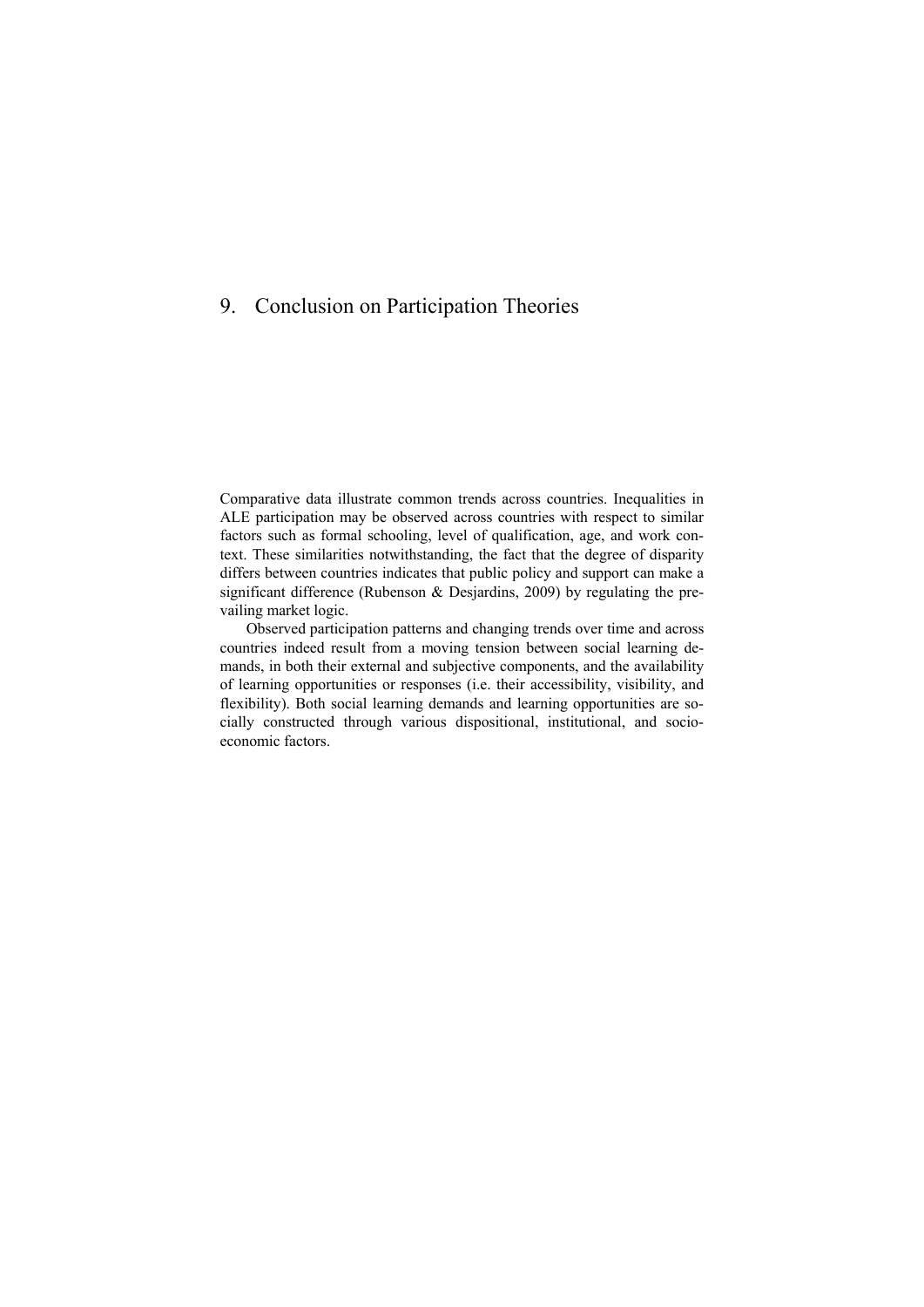# 9. Conclusion on Participation Theories

Comparative data illustrate common trends across countries. Inequalities in ALE participation may be observed across countries with respect to similar factors such as formal schooling, level of qualification, age, and work context. These similarities notwithstanding, the fact that the degree of disparity differs between countries indicates that public policy and support can make a significant difference (Rubenson & Desjardins, 2009) by regulating the prevailing market logic.

Observed participation patterns and changing trends over time and across countries indeed result from a moving tension between social learning demands, in both their external and subjective components, and the availability of learning opportunities or responses (i.e. their accessibility, visibility, and flexibility). Both social learning demands and learning opportunities are socially constructed through various dispositional, institutional, and socio-economic factors.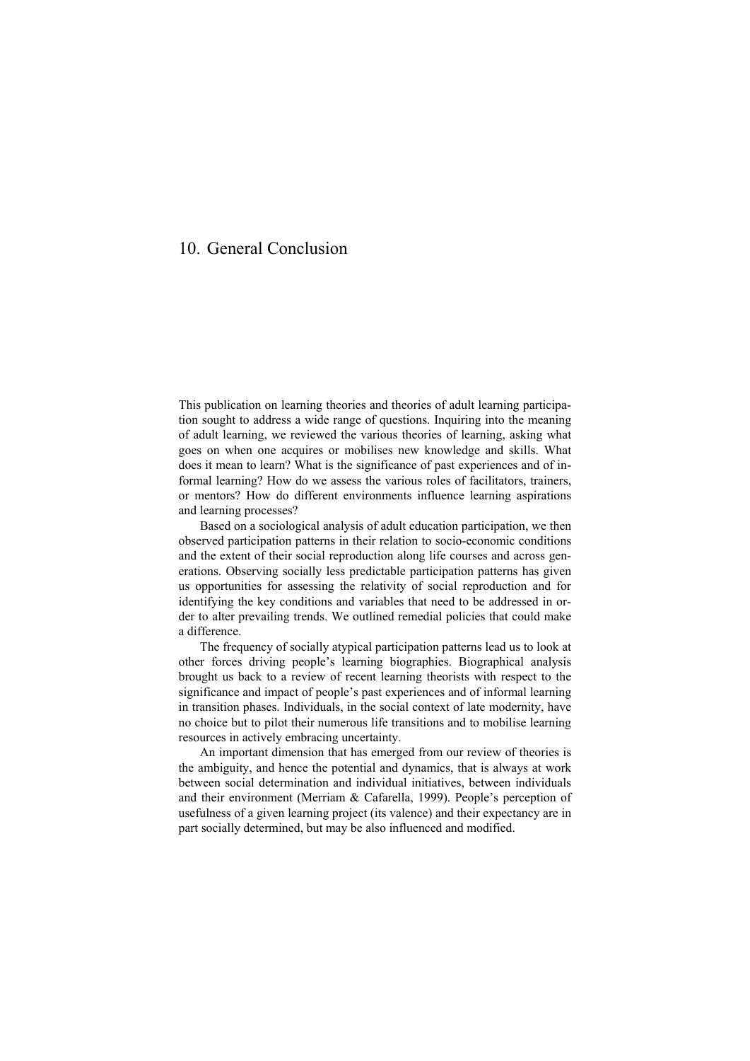# 10. General Conclusion

This publication on learning theories and theories of adult learning participation sought to address a wide range of questions. Inquiring into the meaning of adult learning, we reviewed the various theories of learning, asking what goes on when one acquires or mobilises new knowledge and skills. What does it mean to learn? What is the significance of past experiences and of informal learning? How do we assess the various roles of facilitators, trainers, or mentors? How do different environments influence learning aspirations and learning processes?

Based on a sociological analysis of adult education participation, we then observed participation patterns in their relation to socio-economic conditions and the extent of their social reproduction along life courses and across generations. Observing socially less predictable participation patterns has given us opportunities for assessing the relativity of social reproduction and for identifying the key conditions and variables that need to be addressed in order to alter prevailing trends. We outlined remedial policies that could make a difference.

The frequency of socially atypical participation patterns lead us to look at other forces driving people's learning biographies. Biographical analysis brought us back to a review of recent learning theorists with respect to the significance and impact of people's past experiences and of informal learning in transition phases. Individuals, in the social context of late modernity, have no choice but to pilot their numerous life transitions and to mobilise learning resources in actively embracing uncertainty.

An important dimension that has emerged from our review of theories is the ambiguity, and hence the potential and dynamics, that is always at work between social determination and individual initiatives, between individuals and their environment (Merriam & Cafarella, 1999). People's perception of usefulness of a given learning project (its valence) and their expectancy are in part socially determined, but may be also influenced and modified.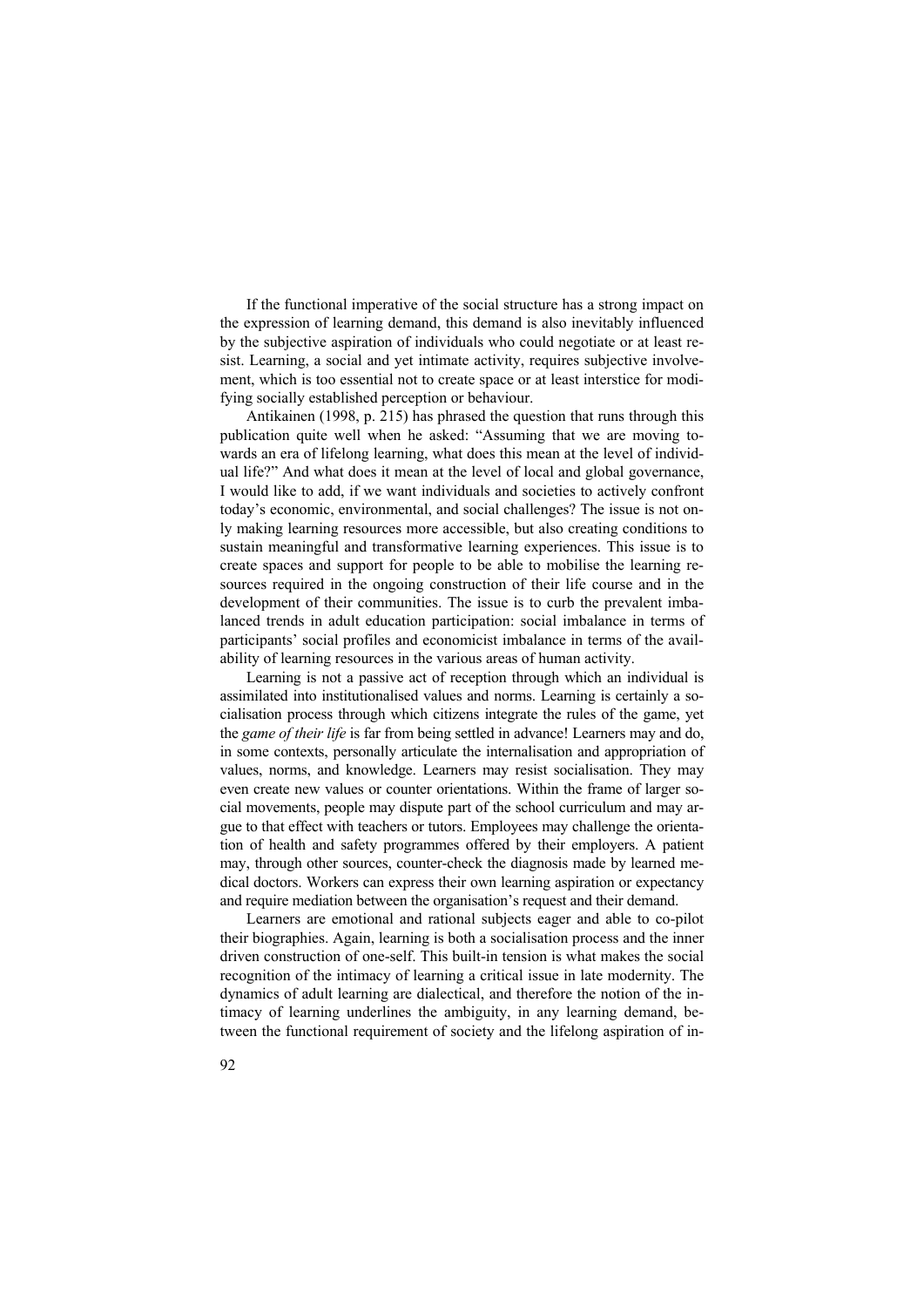If the functional imperative of the social structure has a strong impact on the expression of learning demand, this demand is also inevitably influenced by the subjective aspiration of individuals who could negotiate or at least resist. Learning, a social and yet intimate activity, requires subjective involvement, which is too essential not to create space or at least interstice for modifying socially established perception or behaviour.

Antikainen (1998, p. 215) has phrased the question that runs through this publication quite well when he asked: "Assuming that we are moving towards an era of lifelong learning, what does this mean at the level of individual life?" And what does it mean at the level of local and global governance, I would like to add, if we want individuals and societies to actively confront today's economic, environmental, and social challenges? The issue is not only making learning resources more accessible, but also creating conditions to sustain meaningful and transformative learning experiences. This issue is to create spaces and support for people to be able to mobilise the learning resources required in the ongoing construction of their life course and in the development of their communities. The issue is to curb the prevalent imbalanced trends in adult education participation: social imbalance in terms of participants' social profiles and economicist imbalance in terms of the availability of learning resources in the various areas of human activity.

Learning is not a passive act of reception through which an individual is assimilated into institutionalised values and norms. Learning is certainly a socialisation process through which citizens integrate the rules of the game, yet the *game of their life* is far from being settled in advance! Learners may and do, in some contexts, personally articulate the internalisation and appropriation of values, norms, and knowledge. Learners may resist socialisation. They may even create new values or counter orientations. Within the frame of larger social movements, people may dispute part of the school curriculum and may argue to that effect with teachers or tutors. Employees may challenge the orientation of health and safety programmes offered by their employers. A patient may, through other sources, counter-check the diagnosis made by learned medical doctors. Workers can express their own learning aspiration or expectancy and require mediation between the organisation's request and their demand.

Learners are emotional and rational subjects eager and able to co-pilot their biographies. Again, learning is both a socialisation process and the inner driven construction of one-self. This built-in tension is what makes the social recognition of the intimacy of learning a critical issue in late modernity. The dynamics of adult learning are dialectical, and therefore the notion of the intimacy of learning underlines the ambiguity, in any learning demand, between the functional requirement of society and the lifelong aspiration of in-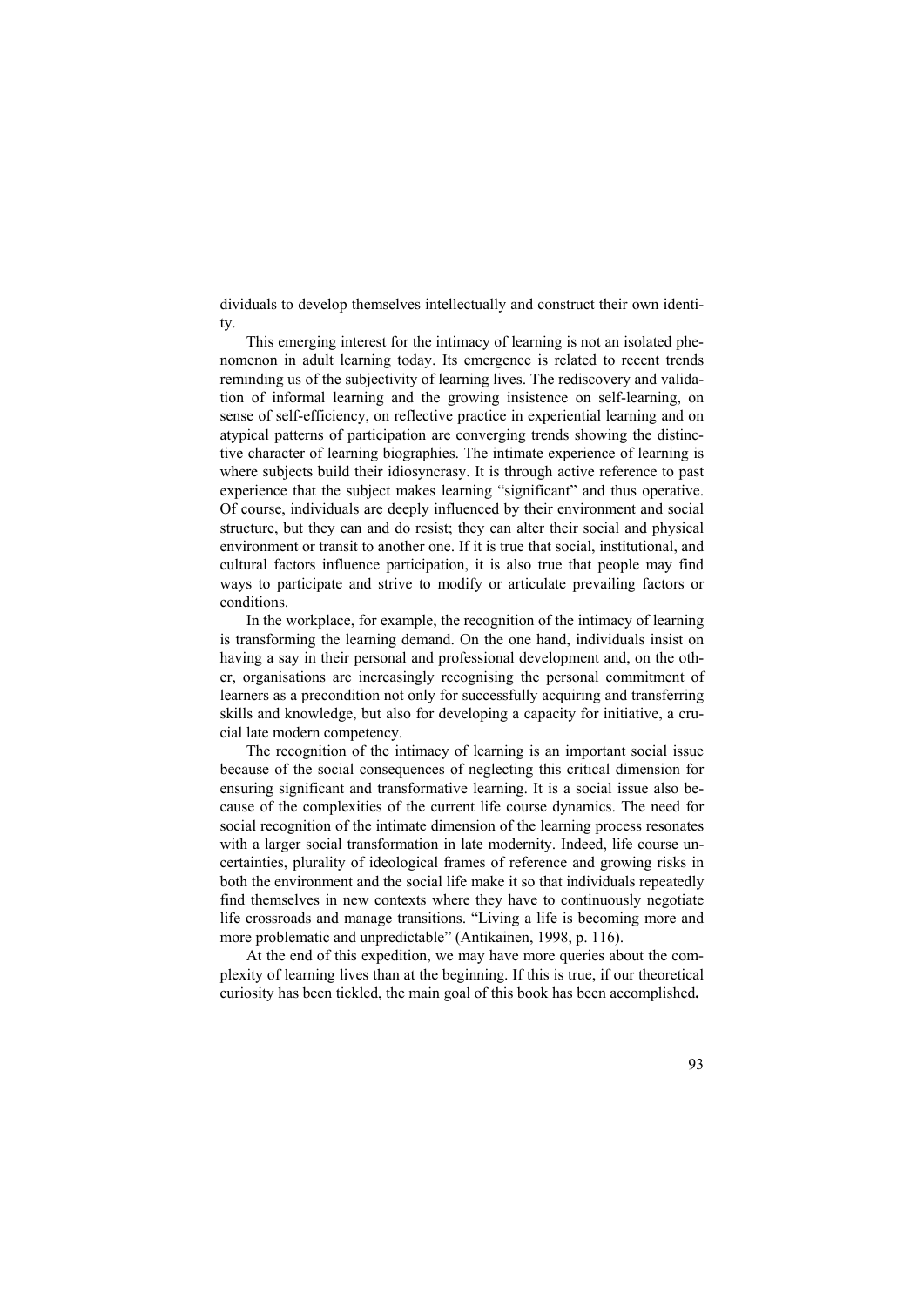dividuals to develop themselves intellectually and construct their own identity.

This emerging interest for the intimacy of learning is not an isolated phenomenon in adult learning today. Its emergence is related to recent trends reminding us of the subjectivity of learning lives. The rediscovery and validation of informal learning and the growing insistence on self-learning, on sense of self-efficiency, on reflective practice in experiential learning and on atypical patterns of participation are converging trends showing the distinctive character of learning biographies. The intimate experience of learning is where subjects build their idiosyncrasy. It is through active reference to past experience that the subject makes learning "significant" and thus operative. Of course, individuals are deeply influenced by their environment and social structure, but they can and do resist; they can alter their social and physical environment or transit to another one. If it is true that social, institutional, and cultural factors influence participation, it is also true that people may find ways to participate and strive to modify or articulate prevailing factors or conditions.

In the workplace, for example, the recognition of the intimacy of learning is transforming the learning demand. On the one hand, individuals insist on having a say in their personal and professional development and, on the other, organisations are increasingly recognising the personal commitment of learners as a precondition not only for successfully acquiring and transferring skills and knowledge, but also for developing a capacity for initiative, a crucial late modern competency.

The recognition of the intimacy of learning is an important social issue because of the social consequences of neglecting this critical dimension for ensuring significant and transformative learning. It is a social issue also because of the complexities of the current life course dynamics. The need for social recognition of the intimate dimension of the learning process resonates with a larger social transformation in late modernity. Indeed, life course uncertainties, plurality of ideological frames of reference and growing risks in both the environment and the social life make it so that individuals repeatedly find themselves in new contexts where they have to continuously negotiate life crossroads and manage transitions. "Living a life is becoming more and more problematic and unpredictable" (Antikainen, 1998, p. 116).

At the end of this expedition, we may have more queries about the complexity of learning lives than at the beginning. If this is true, if our theoretical curiosity has been tickled, the main goal of this book has been accomplished.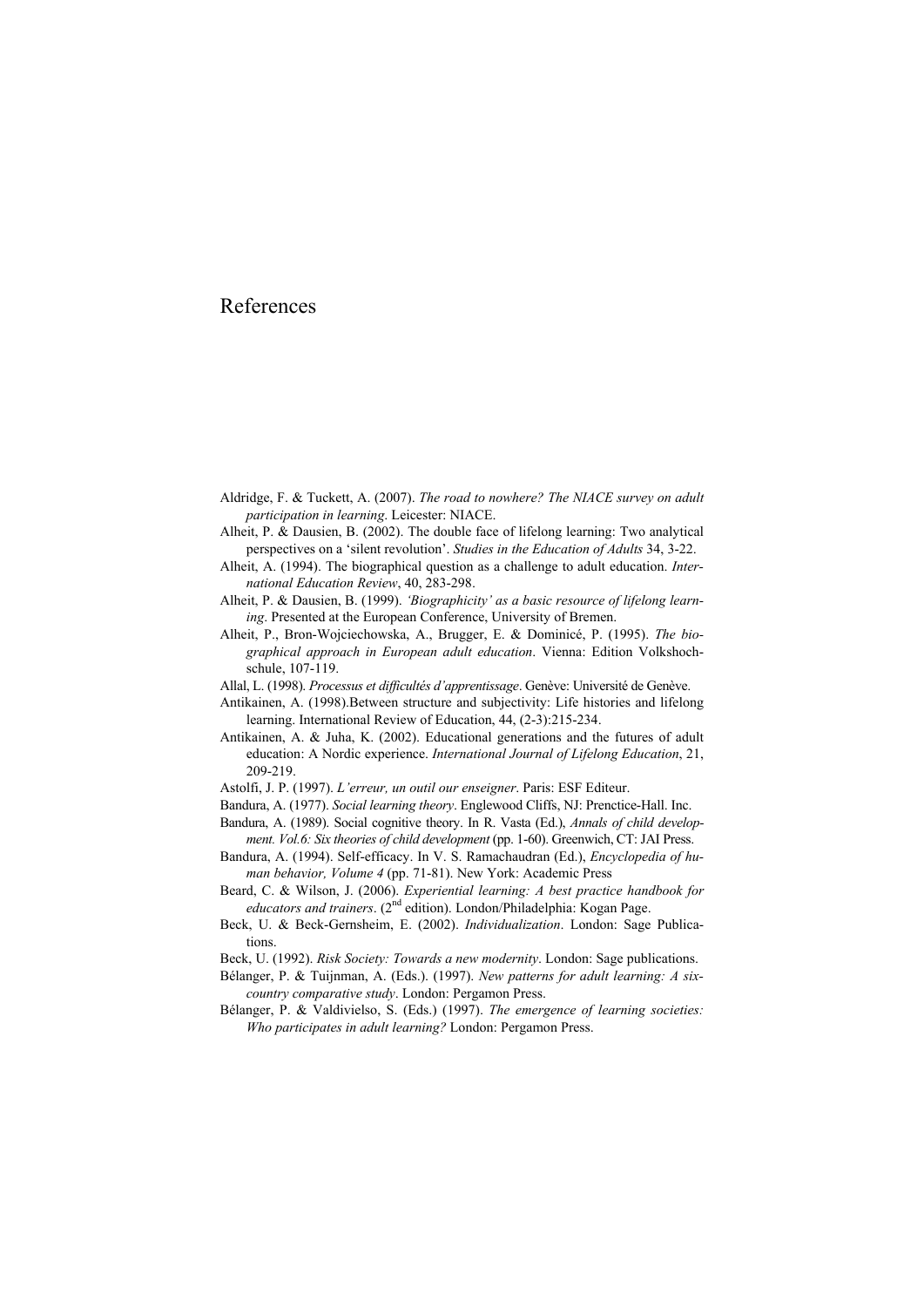# References

Aldridge, F. & Tuckett, A. (2007). *The road to nowhere? The NIACE survey on adult participation in learning*. Leicester: NIACE.

Alheit, P. & Dausien, B. (2002). The double face of lifelong learning: Two analytical perspectives on a 'silent revolution'. *Studies in the Education of Adults* 34, 3-22.

Alheit, A. (1994). The biographical question as a challenge to adult education. *International Education Review*, 40, 283-298.

Alheit, P. & Dausien, B. (1999). *'Biographicity' as a basic resource of lifelong learning*. Presented at the European Conference, University of Bremen.

Alheit, P., Bron-Wojciechowska, A., Brugger, E. & Dominicé, P. (1995). *The biographical approach in European adult education*. Vienna: Edition Volkshochschule, 107-119.

Allal, L. (1998). *Processus et difficultés d'apprentissage*. Genève: Université de Genève.

Antikainen, A. (1998).Between structure and subjectivity: Life histories and lifelong learning. International Review of Education, 44, (2-3):215-234.

Antikainen, A. & Juha, K. (2002). Educational generations and the futures of adult education: A Nordic experience. *International Journal of Lifelong Education*, 21, 209-219.

Astolfi, J. P. (1997). *L'erreur, un outil our enseigner*. Paris: ESF Editeur.

Bandura, A. (1977). *Social learning theory*. Englewood Cliffs, NJ: Prenctice-Hall. Inc.

Bandura, A. (1989). Social cognitive theory. In R. Vasta (Ed.), *Annals of child development. Vol.6: Six theories of child development* (pp. 1-60). Greenwich, CT: JAI Press.

Bandura, A. (1994). Self-efficacy. In V. S. Ramachaudran (Ed.), *Encyclopedia of human behavior, Volume 4* (pp. 71-81). New York: Academic Press

Beard, C. & Wilson, J. (2006). *Experiential learning: A best practice handbook for educators and trainers*. (2nd edition). London/Philadelphia: Kogan Page.

Beck, U. & Beck-Gernsheim, E. (2002). *Individualization*. London: Sage Publications.

Beck, U. (1992). *Risk Society: Towards a new modernity*. London: Sage publications.

Bélanger, P. & Tuijnman, A. (Eds.). (1997). *New patterns for adult learning: A six-country comparative study*. London: Pergamon Press.

Bélanger, P. & Valdivielso, S. (Eds.) (1997). *The emergence of learning societies: Who participates in adult learning?* London: Pergamon Press.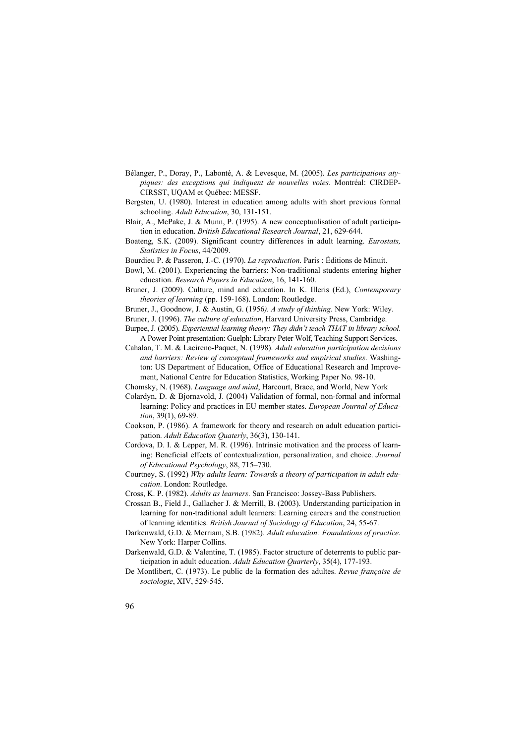Bélanger, P., Doray, P., Labonté, A. & Levesque, M. (2005). *Les participations atypiques: des exceptions qui indiquent de nouvelles voies*. Montréal: CIRDEP-CIRSST, UQAM et Québec: MESSF.

Bergsten, U. (1980). Interest in education among adults with short previous formal schooling. *Adult Education*, 30, 131-151.

Blair, A., McPake, J. & Munn, P. (1995). A new conceptualisation of adult participation in education. *British Educational Research Journal*, 21, 629-644.

Boateng, S.K. (2009). Significant country differences in adult learning. *Eurostats, Statistics in Focus*, 44/2009.

Bourdieu P. & Passeron, J.-C. (1970). *La reproduction*. Paris : Éditions de Minuit.

Bowl, M. (2001). Experiencing the barriers: Non-traditional students entering higher education. *Research Papers in Education*, 16, 141-160.

Bruner, J. (2009). Culture, mind and education. In K. Illeris (Ed.), *Contemporary theories of learning* (pp. 159-168). London: Routledge.

Bruner, J., Goodnow, J. & Austin, G. (1956*). A study of thinking*. New York: Wiley.

Bruner, J. (1996). *The culture of education*, Harvard University Press, Cambridge.

Burpee, J. (2005). *Experiential learning theory: They didn't teach THAT in library school*. A Power Point presentation: Guelph: Library Peter Wolf, Teaching Support Services.

Cahalan, T. M. & Lacireno-Paquet, N. (1998). *Adult education participation decisions and barriers: Review of conceptual frameworks and empirical studies*. Washington: US Department of Education, Office of Educational Research and Improvement, National Centre for Education Statistics, Working Paper No. 98-10.

Chomsky, N. (1968). *Language and mind*, Harcourt, Brace, and World, New York

Colardyn, D. & Bjornavold, J. (2004) Validation of formal, non-formal and informal learning: Policy and practices in EU member states. *European Journal of Education*, 39(1), 69-89.

Cookson, P. (1986). A framework for theory and research on adult education participation. *Adult Education Quaterly*, 36(3), 130-141.

Cordova, D. I. & Lepper, M. R. (1996). Intrinsic motivation and the process of learning: Beneficial effects of contextualization, personalization, and choice. *Journal of Educational Psychology*, 88, 715–730.

Courtney, S. (1992) *Why adults learn: Towards a theory of participation in adult education*. London: Routledge.

Cross, K. P. (1982). *Adults as learners*. San Francisco: Jossey-Bass Publishers.

Crossan B., Field J., Gallacher J. & Merrill, B. (2003). Understanding participation in learning for non-traditional adult learners: Learning careers and the construction of learning identities. *British Journal of Sociology of Education*, 24, 55-67.

Darkenwald, G.D. & Merriam, S.B. (1982). *Adult education: Foundations of practice*. New York: Harper Collins.

Darkenwald, G.D. & Valentine, T. (1985). Factor structure of deterrents to public participation in adult education. *Adult Education Quarterly*, 35(4), 177-193.

De Montlibert, C. (1973). Le public de la formation des adultes. *Revue française de sociologie*, XIV, 529-545.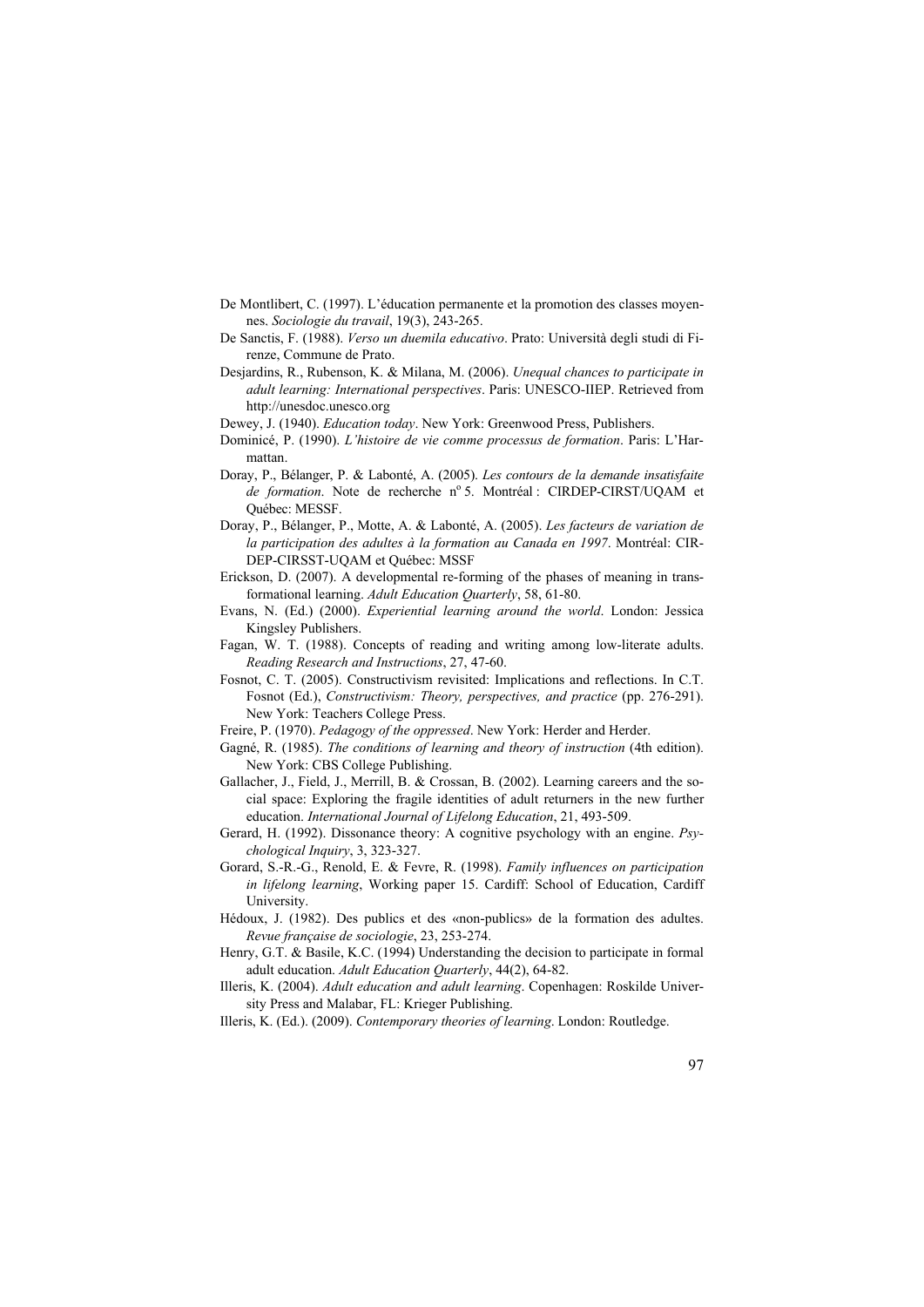De Montlibert, C. (1997). L'éducation permanente et la promotion des classes moyennes. *Sociologie du travail*, 19(3), 243-265.

De Sanctis, F. (1988). *Verso un duemila educativo*. Prato: Università degli studi di Firenze, Commune de Prato.

Desjardins, R., Rubenson, K. & Milana, M. (2006). *Unequal chances to participate in adult learning: International perspectives*. Paris: UNESCO-IIEP. Retrieved from http://unesdoc.unesco.org

Dewey, J. (1940). *Education today*. New York: Greenwood Press, Publishers.

Dominicé, P. (1990). *L'histoire de vie comme processus de formation*. Paris: L'Harmattan.

Doray, P., Bélanger, P. & Labonté, A. (2005). *Les contours de la demande insatisfaite de formation*. Note de recherche n° 5. Montréal : CIRDEP-CIRST/UQAM et Québec: MESSF.

Doray, P., Bélanger, P., Motte, A. & Labonté, A. (2005). *Les facteurs de variation de la participation des adultes à la formation au Canada en 1997*. Montréal: CIRDEP-CIRSST-UQAM et Québec: MSSF

Erickson, D. (2007). A developmental re-forming of the phases of meaning in transformational learning. *Adult Education Quarterly*, 58, 61-80.

Evans, N. (Ed.) (2000). *Experiential learning around the world*. London: Jessica Kingsley Publishers.

Fagan, W. T. (1988). Concepts of reading and writing among low-literate adults. *Reading Research and Instructions*, 27, 47-60.

Fosnot, C. T. (2005). Constructivism revisited: Implications and reflections. In C.T. Fosnot (Ed.), *Constructivism: Theory, perspectives, and practice* (pp. 276-291). New York: Teachers College Press.

Freire, P. (1970). *Pedagogy of the oppressed*. New York: Herder and Herder.

Gagné, R. (1985). *The conditions of learning and theory of instruction* (4th edition). New York: CBS College Publishing.

Gallacher, J., Field, J., Merrill, B. & Crossan, B. (2002). Learning careers and the social space: Exploring the fragile identities of adult returners in the new further education. *International Journal of Lifelong Education*, 21, 493-509.

Gerard, H. (1992). Dissonance theory: A cognitive psychology with an engine. *Psychological Inquiry*, 3, 323-327.

Gorard, S.-R.-G., Renold, E. & Fevre, R. (1998). *Family influences on participation in lifelong learning*, Working paper 15. Cardiff: School of Education, Cardiff University.

Hédoux, J. (1982). Des publics et des «non-publics» de la formation des adultes. *Revue française de sociologie*, 23, 253-274.

Henry, G.T. & Basile, K.C. (1994) Understanding the decision to participate in formal adult education. *Adult Education Quarterly*, 44(2), 64-82.

Illeris, K. (2004). *Adult education and adult learning*. Copenhagen: Roskilde University Press and Malabar, FL: Krieger Publishing.

Illeris, K. (Ed.). (2009). *Contemporary theories of learning*. London: Routledge.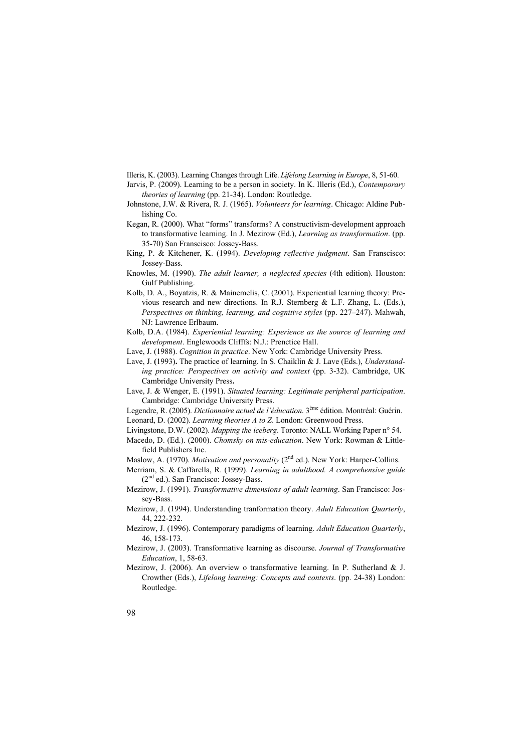Illeris, K. (2003). Learning Changes through Life. *Lifelong Learning in Europe*, 8, 51-60.

Jarvis, P. (2009). Learning to be a person in society. In K. Illeris (Ed.), *Contemporary theories of learning* (pp. 21-34). London: Routledge.

Johnstone, J.W. & Rivera, R. J. (1965). *Volunteers for learning*. Chicago: Aldine Publishing Co.

Kegan, R. (2000). What "forms" transforms? A constructivism-development approach to transformative learning. In J. Mezirow (Ed.), *Learning as transformation*. (pp. 35-70) San Franscisco: Jossey-Bass.

King, P. & Kitchener, K. (1994). *Developing reflective judgment*. San Franscisco: Jossey-Bass.

Knowles, M. (1990). *The adult learner, a neglected species* (4th edition). Houston: Gulf Publishing.

Kolb, D. A., Boyatzis, R. & Mainemelis, C. (2001). Experiential learning theory: Previous research and new directions. In R.J. Sternberg & L.F. Zhang, L. (Eds.), *Perspectives on thinking, learning, and cognitive styles* (pp. 227–247). Mahwah, NJ: Lawrence Erlbaum.

Kolb, D.A. (1984). *Experiential learning: Experience as the source of learning and development*. Englewoods Clifffs: N.J.: Prenctice Hall.

Lave, J. (1988). *Cognition in practice*. New York: Cambridge University Press.

Lave, J. **(**1993)**.** The practice of learning. In S. Chaiklin & J. Lave (Eds.), *Understanding practice: Perspectives on activity and context* (pp. 3-32). Cambridge, UK Cambridge University Press**.**

Lave, J. & Wenger, E. (1991). *Situated learning: Legitimate peripheral participation*. Cambridge: Cambridge University Press.

Legendre, R. (2005). *Dictionnaire actuel de l'éducation*. 3ème édition. Montréal: Guérin.

Leonard, D. (2002). *Learning theories A to Z*. London: Greenwood Press.

Livingstone, D.W. (2002). *Mapping the iceberg*. Toronto: NALL Working Paper n° 54.

Macedo, D. (Ed.). (2000). *Chomsky on mis-education*. New York: Rowman & Littlefield Publishers Inc.

Maslow, A. (1970). *Motivation and personality* (2nd ed.). New York: Harper-Collins.

Merriam, S. & Caffarella, R. (1999). *Learning in adulthood. A comprehensive guide* (2nd ed.). San Francisco: Jossey-Bass.

Mezirow, J. (1991). *Transformative dimensions of adult learning*. San Francisco: Jossey-Bass.

Mezirow, J. (1994). Understanding tranformation theory. *Adult Education Quarterly*, 44, 222-232.

Mezirow, J. (1996). Contemporary paradigms of learning. *Adult Education Quarterly*, 46, 158-173.

Mezirow, J. (2003). Transformative learning as discourse. *Journal of Transformative Education*, 1, 58-63.

Mezirow, J. (2006). An overview o transformative learning. In P. Sutherland & J. Crowther (Eds.), *Lifelong learning: Concepts and contexts*. (pp. 24-38) London: Routledge.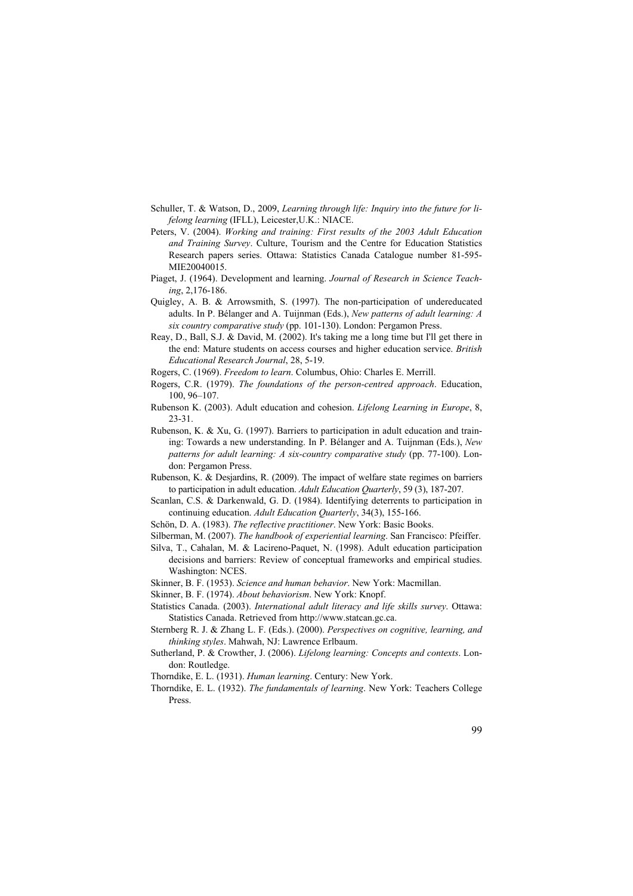Schuller, T. & Watson, D., 2009, *Learning through life: Inquiry into the future for lifelong learning* (IFLL), Leicester,U.K.: NIACE.

Peters, V. (2004). *Working and training: First results of the 2003 Adult Education and Training Survey*. Culture, Tourism and the Centre for Education Statistics Research papers series. Ottawa: Statistics Canada Catalogue number 81-595-MIE20040015.

Piaget, J. (1964). Development and learning. *Journal of Research in Science Teaching*, 2,176-186.

Quigley, A. B. & Arrowsmith, S. (1997). The non-participation of undereducated adults. In P. Bélanger and A. Tuijnman (Eds.), *New patterns of adult learning: A six country comparative study* (pp. 101-130). London: Pergamon Press.

Reay, D., Ball, S.J. & David, M. (2002). It's taking me a long time but I'll get there in the end: Mature students on access courses and higher education service. *British Educational Research Journal*, 28, 5-19.

Rogers, C. (1969). *Freedom to learn*. Columbus, Ohio: Charles E. Merrill.

Rogers, C.R. (1979). *The foundations of the person-centred approach*. Education, 100, 96–107.

Rubenson K. (2003). Adult education and cohesion. *Lifelong Learning in Europe*, 8, 23-31.

Rubenson, K. & Xu, G. (1997). Barriers to participation in adult education and training: Towards a new understanding. In P. Bélanger and A. Tuijnman (Eds.), *New patterns for adult learning: A six-country comparative study* (pp. 77-100). London: Pergamon Press.

Rubenson, K. & Desjardins, R. (2009). The impact of welfare state regimes on barriers to participation in adult education. *Adult Education Quarterly*, 59 (3), 187-207.

Scanlan, C.S. & Darkenwald, G. D. (1984). Identifying deterrents to participation in continuing education. *Adult Education Quarterly*, 34(3), 155-166.

Schön, D. A. (1983). *The reflective practitioner*. New York: Basic Books.

Silberman, M. (2007). *The handbook of experiential learning*. San Francisco: Pfeiffer.

Silva, T., Cahalan, M. & Lacireno-Paquet, N. (1998). Adult education participation decisions and barriers: Review of conceptual frameworks and empirical studies. Washington: NCES.

Skinner, B. F. (1953). *Science and human behavior*. New York: Macmillan.

Skinner, B. F. (1974). *About behaviorism*. New York: Knopf.

Statistics Canada. (2003). *International adult literacy and life skills survey*. Ottawa: Statistics Canada. Retrieved from http://www.statcan.gc.ca.

Sternberg R. J. & Zhang L. F. (Eds.). (2000). *Perspectives on cognitive, learning, and thinking styles*. Mahwah, NJ: Lawrence Erlbaum.

Sutherland, P. & Crowther, J. (2006). *Lifelong learning: Concepts and contexts*. London: Routledge.

Thorndike, E. L. (1931). *Human learning*. Century: New York.

Thorndike, E. L. (1932). *The fundamentals of learning*. New York: Teachers College Press.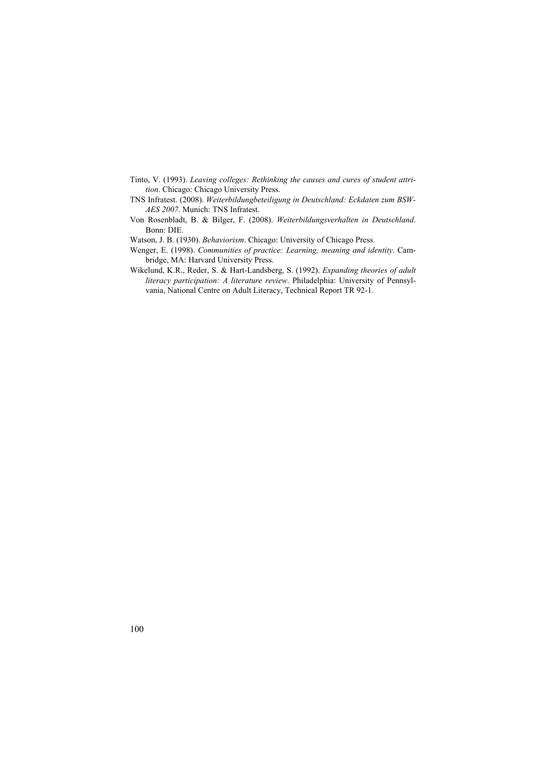Tinto, V. (1993). *Leaving colleges: Rethinking the causes and cures of student attrition*. Chicago: Chicago University Press.

TNS Infratest. (2008). *Weiterbildungbeteiligung in Deutschland: Eckdaten zum BSW-AES 2007*. Munich: TNS Infratest.

Von Rosenbladt, B. & Bilger, F. (2008). *Weiterbildungsverhalten in Deutschland*. Bonn: DIE.

Watson, J. B. (1930). *Behaviorism*. Chicago: University of Chicago Press.

Wenger, E. (1998). *Communities of practice: Learning, meaning and identity*. Cambridge, MA: Harvard University Press.

Wikelund, K.R., Reder, S. & Hart-Landsberg, S. (1992). *Expanding theories of adult literacy participation: A literature review*. Philadelphia: University of Pennsylvania, National Centre on Adult Literacy, Technical Report TR 92-1.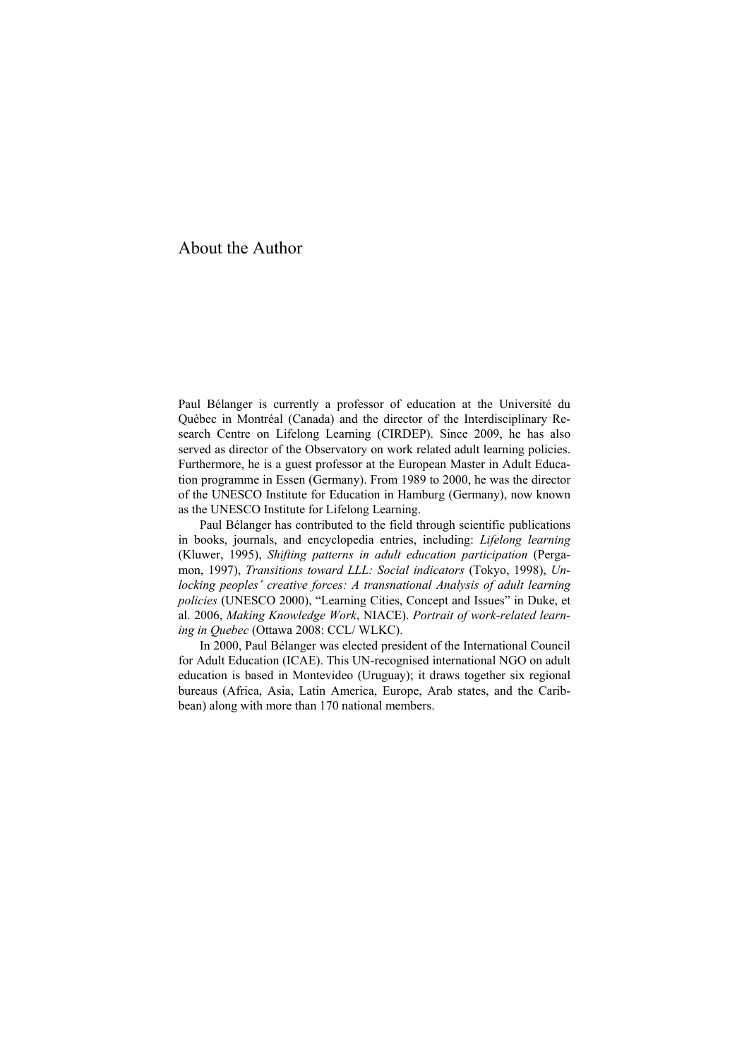# About the Author

Paul Bélanger is currently a professor of education at the Université du Quèbec in Montréal (Canada) and the director of the Interdisciplinary Research Centre on Lifelong Learning (CIRDEP). Since 2009, he has also served as director of the Observatory on work related adult learning policies. Furthermore, he is a guest professor at the European Master in Adult Education programme in Essen (Germany). From 1989 to 2000, he was the director of the UNESCO Institute for Education in Hamburg (Germany), now known as the UNESCO Institute for Lifelong Learning.

Paul Bélanger has contributed to the field through scientific publications in books, journals, and encyclopedia entries, including: *Lifelong learning* (Kluwer, 1995), *Shifting patterns in adult education participation* (Pergamon, 1997), *Transitions toward LLL: Social indicators* (Tokyo, 1998), *Unlocking peoples' creative forces: A transnational Analysis of adult learning policies* (UNESCO 2000), "Learning Cities, Concept and Issues" in Duke, et al. 2006, *Making Knowledge Work*, NIACE). *Portrait of work-related learning in Quebec* (Ottawa 2008: CCL/ WLKC).

In 2000, Paul Bélanger was elected president of the International Council for Adult Education (ICAE). This UN-recognised international NGO on adult education is based in Montevideo (Uruguay); it draws together six regional bureaus (Africa, Asia, Latin America, Europe, Arab states, and the Caribbean) along with more than 170 national members.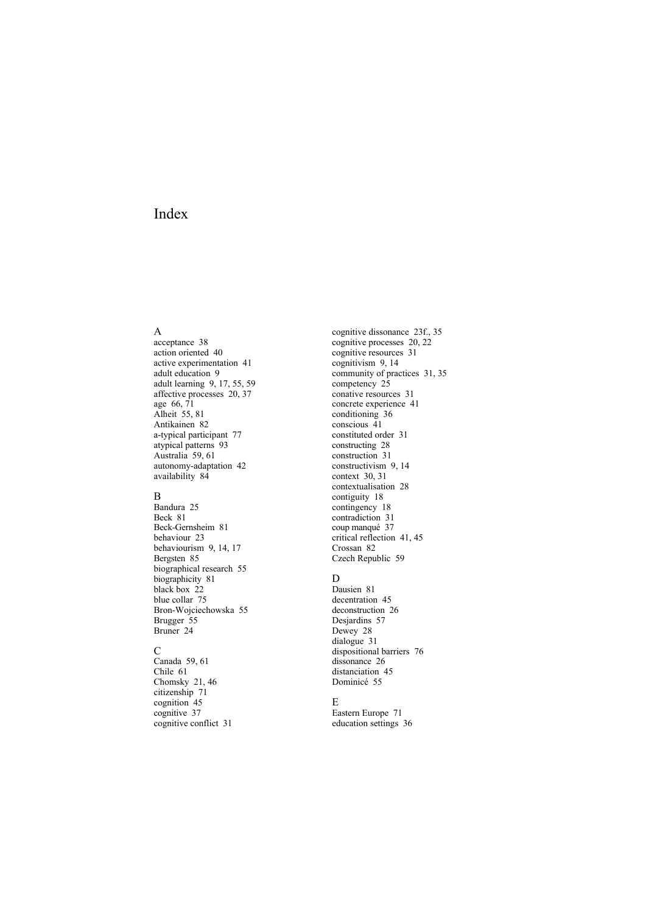# Index

A
acceptance 38
action oriented 40
active experimentation 41
adult education 9
adult learning 9, 17, 55, 59
affective processes 20, 37
age 66, 71
Alheit 55, 81
Antikainen 82
a-typical participant 77
atypical patterns 93
Australia 59, 61
autonomy-adaptation 42
availability 84

B
Bandura 25
Beck 81
Beck-Gernsheim 81
behaviour 23
behaviourism 9, 14, 17
Bergsten 85
biographical research 55
biographicity 81
black box 22
blue collar 75
Bron-Wojciechowska 55
Brugger 55
Bruner 24

C
Canada 59, 61
Chile 61
Chomsky 21, 46
citizenship 71
cognition 45
cognitive 37
cognitive conflict 31
cognitive dissonance 23f., 35
cognitive processes 20, 22
cognitive resources 31
cognitivism 9, 14
community of practices 31, 35
competency 25
conative resources 31
concrete experience 41
conditioning 36
conscious 41
constituted order 31
constructing 28
construction 31
constructivism 9, 14
context 30, 31
contextualisation 28
contiguity 18
contingency 18
contradiction 31
coup manqué 37
critical reflection 41, 45
Crossan 82
Czech Republic 59

D
Dausien 81
decentration 45
deconstruction 26
Desjardins 57
Dewey 28
dialogue 31
dispositional barriers 76
dissonance 26
distanciation 45
Dominicé 55

E
Eastern Europe 71
education settings 36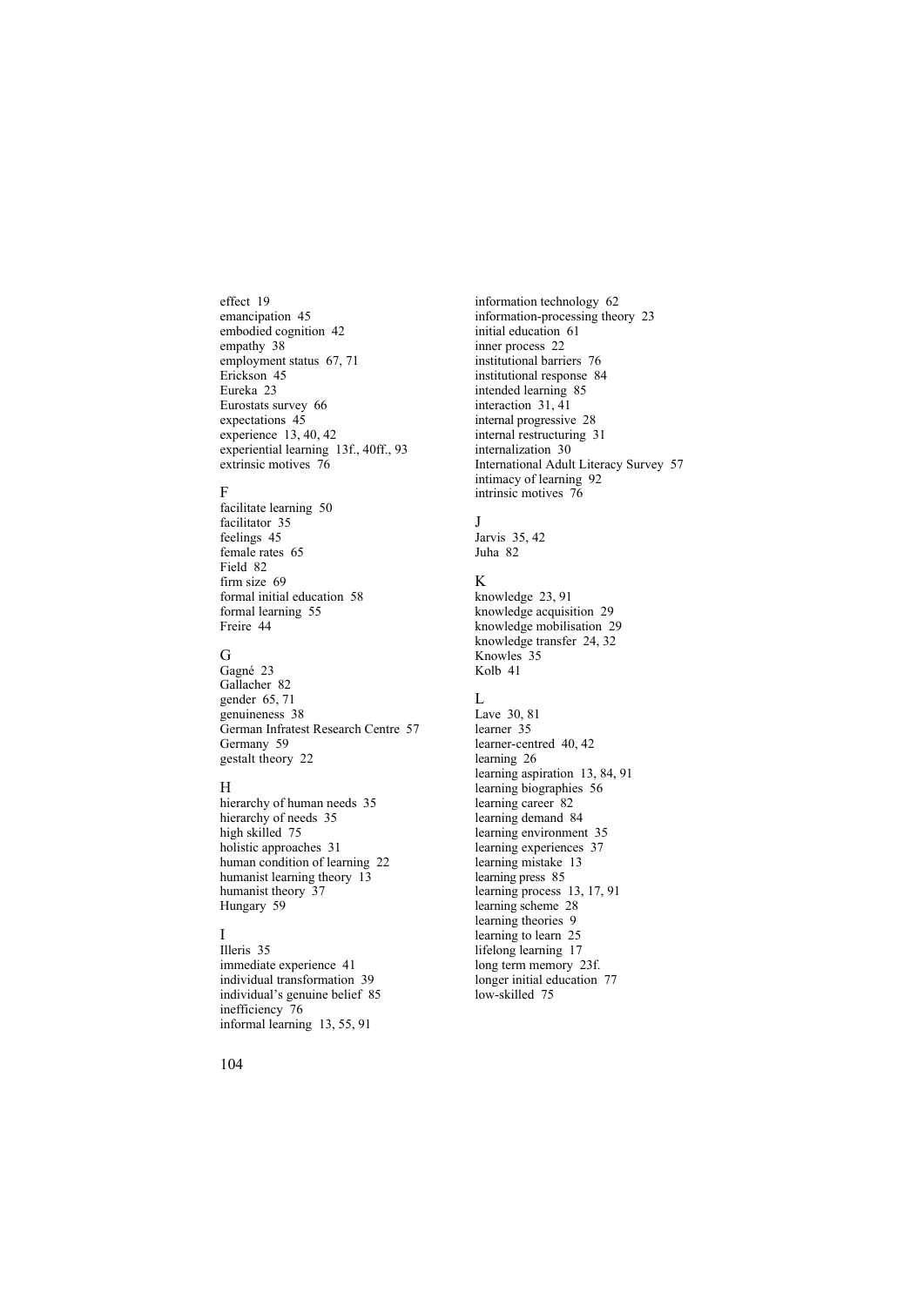effect 19
emancipation 45
embodied cognition 42
empathy 38
employment status 67, 71
Erickson 45
Eureka 23
Eurostats survey 66
expectations 45
experience 13, 40, 42
experiential learning 13f., 40ff., 93
extrinsic motives 76

F
facilitate learning 50
facilitator 35
feelings 45
female rates 65
Field 82
firm size 69
formal initial education 58
formal learning 55
Freire 44

G
Gagné 23
Gallacher 82
gender 65, 71
genuineness 38
German Infratest Research Centre 57
Germany 59
gestalt theory 22

H
hierarchy of human needs 35
hierarchy of needs 35
high skilled 75
holistic approaches 31
human condition of learning 22
humanist learning theory 13
humanist theory 37
Hungary 59

I
Illeris 35
immediate experience 41
individual transformation 39
individual's genuine belief 85
inefficiency 76
informal learning 13, 55, 91
information technology 62
information-processing theory 23
initial education 61
inner process 22
institutional barriers 76
institutional response 84
intended learning 85
interaction 31, 41
internal progressive 28
internal restructuring 31
internalization 30
International Adult Literacy Survey 57
intimacy of learning 92
intrinsic motives 76

J
Jarvis 35, 42
Juha 82

K
knowledge 23, 91
knowledge acquisition 29
knowledge mobilisation 29
knowledge transfer 24, 32
Knowles 35
Kolb 41

L
Lave 30, 81
learner 35
learner-centred 40, 42
learning 26
learning aspiration 13, 84, 91
learning biographies 56
learning career 82
learning demand 84
learning environment 35
learning experiences 37
learning mistake 13
learning press 85
learning process 13, 17, 91
learning scheme 28
learning theories 9
learning to learn 25
lifelong learning 17
long term memory 23f.
longer initial education 77
low-skilled 75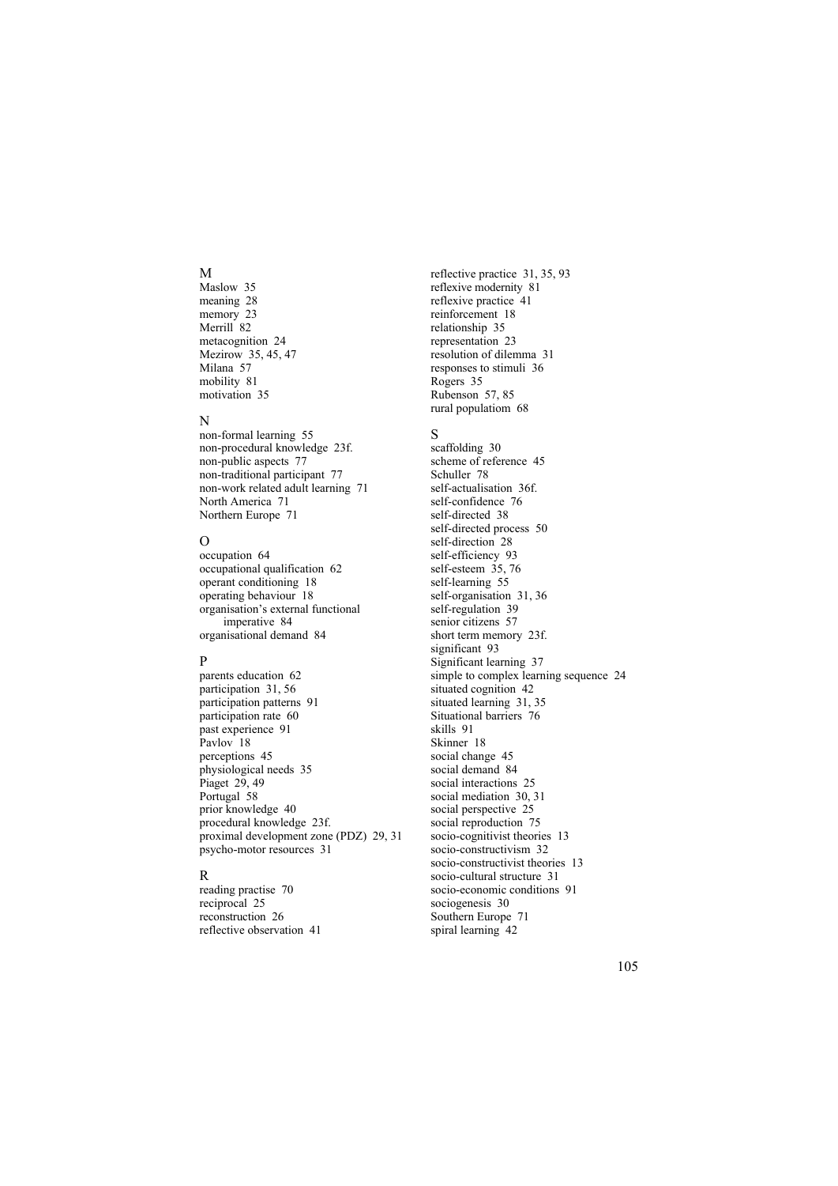## M

Maslow 35
meaning 28
memory 23
Merrill 82
metacognition 24
Mezirow 35, 45, 47
Milana 57
mobility 81
motivation 35

## N

non-formal learning 55
non-procedural knowledge 23f.
non-public aspects 77
non-traditional participant 77
non-work related adult learning 71
North America 71
Northern Europe 71

## O

occupation 64
occupational qualification 62
operant conditioning 18
operating behaviour 18
organisation's external functional imperative 84
organisational demand 84

## P

parents education 62
participation 31, 56
participation patterns 91
participation rate 60
past experience 91
Pavlov 18
perceptions 45
physiological needs 35
Piaget 29, 49
Portugal 58
prior knowledge 40
procedural knowledge 23f.
proximal development zone (PDZ) 29, 31
psycho-motor resources 31

## R

reading practise 70
reciprocal 25
reconstruction 26
reflective observation 41
reflective practice 31, 35, 93
reflexive modernity 81
reflexive practice 41
reinforcement 18
relationship 35
representation 23
resolution of dilemma 31
responses to stimuli 36
Rogers 35
Rubenson 57, 85
rural populatiom 68

## S

scaffolding 30
scheme of reference 45
Schuller 78
self-actualisation 36f.
self-confidence 76
self-directed 38
self-directed process 50
self-direction 28
self-efficiency 93
self-esteem 35, 76
self-learning 55
self-organisation 31, 36
self-regulation 39
senior citizens 57
short term memory 23f.
significant 93
Significant learning 37
simple to complex learning sequence 24
situated cognition 42
situated learning 31, 35
Situational barriers 76
skills 91
Skinner 18
social change 45
social demand 84
social interactions 25
social mediation 30, 31
social perspective 25
social reproduction 75
socio-cognitivist theories 13
socio-constructivism 32
socio-constructivist theories 13
socio-cultural structure 31
socio-economic conditions 91
sociogenesis 30
Southern Europe 71
spiral learning 42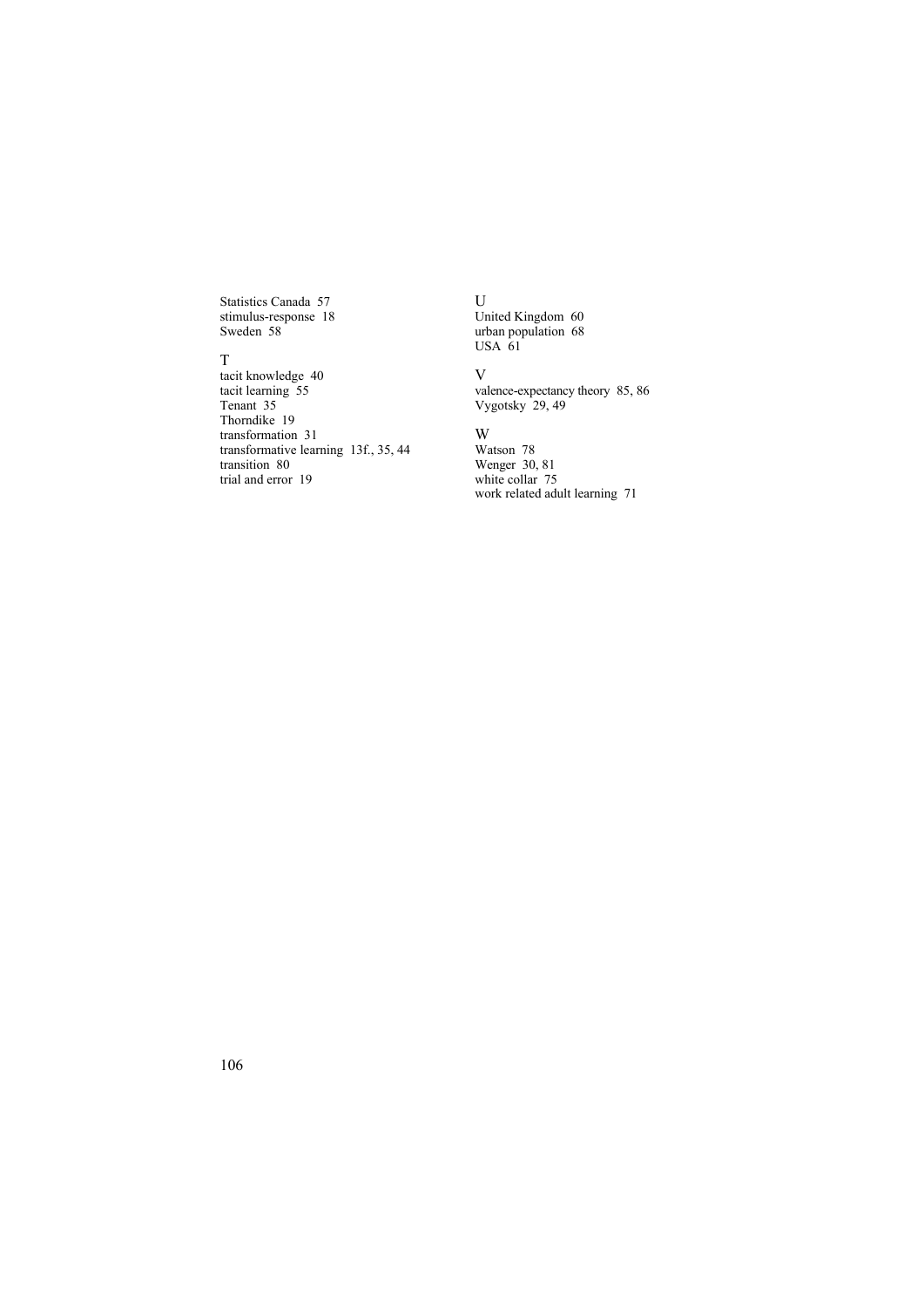Statistics Canada 57
stimulus-response 18
Sweden 58

T

tacit knowledge 40
tacit learning 55
Tenant 35
Thorndike 19
transformation 31
transformative learning 13f., 35, 44
transition 80
trial and error 19

U

United Kingdom 60
urban population 68
USA 61

V

valence-expectancy theory 85, 86
Vygotsky 29, 49

W

Watson 78
Wenger 30, 81
white collar 75
work related adult learning 71